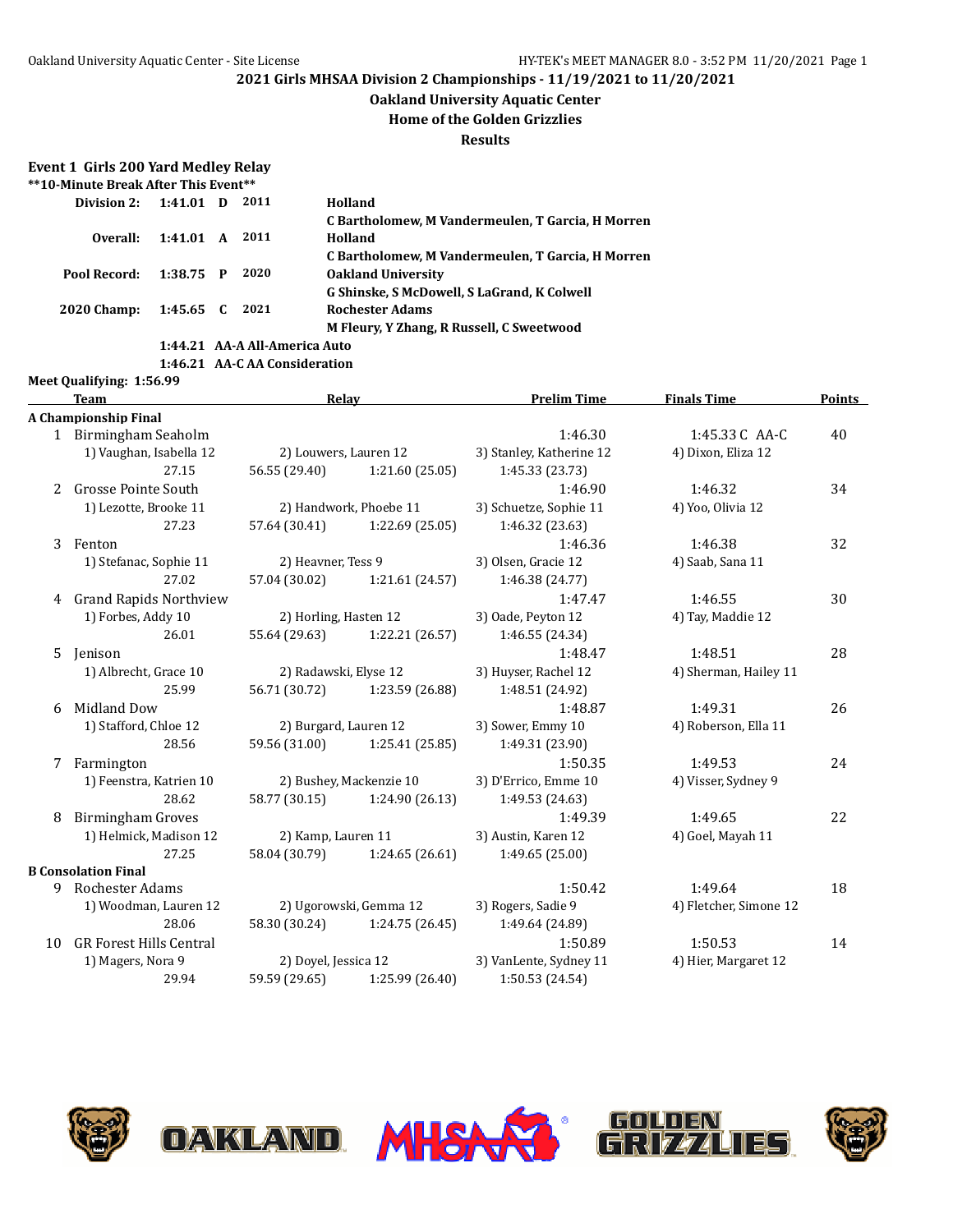Oakland University Aquatic Center - Site License

HY-TEK's MEET MANAGER 8.0 - 3:52 PM 11/20/2021

# 2021 Girls MHSAA Division 2 Championships - 11/19/2021 to 11/20/2021

## Oakland University Aquatic Center

### Home of the Golden Grizzlies

### Results

**Event 1 Girls 200 Yard Medley Relay**

**\*\*10-Minute Break After This Event\*\***

| | | | | |
|---|---|---|---|---|
| **Division 2:** | **1:41.01** | **D** | **2011** | **Holland** |
| | | | | **C Bartholomew, M Vandermeulen, T Garcia, H Morren** |
| **Overall:** | **1:41.01** | **A** | **2011** | **Holland** |
| | | | | **C Bartholomew, M Vandermeulen, T Garcia, H Morren** |
| **Pool Record:** | **1:38.75** | **P** | **2020** | **Oakland University** |
| | | | | **G Shinske, S McDowell, S LaGrand, K Colwell** |
| **2020 Champ:** | **1:45.65** | **C** | **2021** | **Rochester Adams** |
| | | | | **M Fleury, Y Zhang, R Russell, C Sweetwood** |
| | **1:44.21** | **AA-A All-America Auto** | | |
| | **1:46.21** | **AA-C AA Consideration** | | |

**Meet Qualifying: 1:56.99**

| | Team | Relay | | Prelim Time | Finals Time | Points |
|---|---|---|---|---|---|---|
| **A Championship Final** | | | | | | |
| 1 | Birmingham Seaholm | | | 1:46.30 | 1:45.33 C AA-C | 40 |
| | 1) Vaughan, Isabella 12 | 2) Louwers, Lauren 12 | | 3) Stanley, Katherine 12 | 4) Dixon, Eliza 12 | |
| | 27.15 | 56.55 (29.40) | 1:21.60 (25.05) | 1:45.33 (23.73) | | |
| 2 | Grosse Pointe South | | | 1:46.90 | 1:46.32 | 34 |
| | 1) Lezotte, Brooke 11 | 2) Handwork, Phoebe 11 | | 3) Schuetze, Sophie 11 | 4) Yoo, Olivia 12 | |
| | 27.23 | 57.64 (30.41) | 1:22.69 (25.05) | 1:46.32 (23.63) | | |
| 3 | Fenton | | | 1:46.36 | 1:46.38 | 32 |
| | 1) Stefanac, Sophie 11 | 2) Heavner, Tess 9 | | 3) Olsen, Gracie 12 | 4) Saab, Sana 11 | |
| | 27.02 | 57.04 (30.02) | 1:21.61 (24.57) | 1:46.38 (24.77) | | |
| 4 | Grand Rapids Northview | | | 1:47.47 | 1:46.55 | 30 |
| | 1) Forbes, Addy 10 | 2) Horling, Hasten 12 | | 3) Oade, Peyton 12 | 4) Tay, Maddie 12 | |
| | 26.01 | 55.64 (29.63) | 1:22.21 (26.57) | 1:46.55 (24.34) | | |
| 5 | Jenison | | | 1:48.47 | 1:48.51 | 28 |
| | 1) Albrecht, Grace 10 | 2) Radawski, Elyse 12 | | 3) Huyser, Rachel 12 | 4) Sherman, Hailey 11 | |
| | 25.99 | 56.71 (30.72) | 1:23.59 (26.88) | 1:48.51 (24.92) | | |
| 6 | Midland Dow | | | 1:48.87 | 1:49.31 | 26 |
| | 1) Stafford, Chloe 12 | 2) Burgard, Lauren 12 | | 3) Sower, Emmy 10 | 4) Roberson, Ella 11 | |
| | 28.56 | 59.56 (31.00) | 1:25.41 (25.85) | 1:49.31 (23.90) | | |
| 7 | Farmington | | | 1:50.35 | 1:49.53 | 24 |
| | 1) Feenstra, Katrien 10 | 2) Bushey, Mackenzie 10 | | 3) D'Errico, Emme 10 | 4) Visser, Sydney 9 | |
| | 28.62 | 58.77 (30.15) | 1:24.90 (26.13) | 1:49.53 (24.63) | | |
| 8 | Birmingham Groves | | | 1:49.39 | 1:49.65 | 22 |
| | 1) Helmick, Madison 12 | 2) Kamp, Lauren 11 | | 3) Austin, Karen 12 | 4) Goel, Mayah 11 | |
| | 27.25 | 58.04 (30.79) | 1:24.65 (26.61) | 1:49.65 (25.00) | | |
| **B Consolation Final** | | | | | | |
| 9 | Rochester Adams | | | 1:50.42 | 1:49.64 | 18 |
| | 1) Woodman, Lauren 12 | 2) Ugorowski, Gemma 12 | | 3) Rogers, Sadie 9 | 4) Fletcher, Simone 12 | |
| | 28.06 | 58.30 (30.24) | 1:24.75 (26.45) | 1:49.64 (24.89) | | |
| 10 | GR Forest Hills Central | | | 1:50.89 | 1:50.53 | 14 |
| | 1) Magers, Nora 9 | 2) Doyel, Jessica 12 | | 3) VanLente, Sydney 11 | 4) Hier, Margaret 12 | |
| | 29.94 | 59.59 (29.65) | 1:25.99 (26.40) | 1:50.53 (24.54) | | |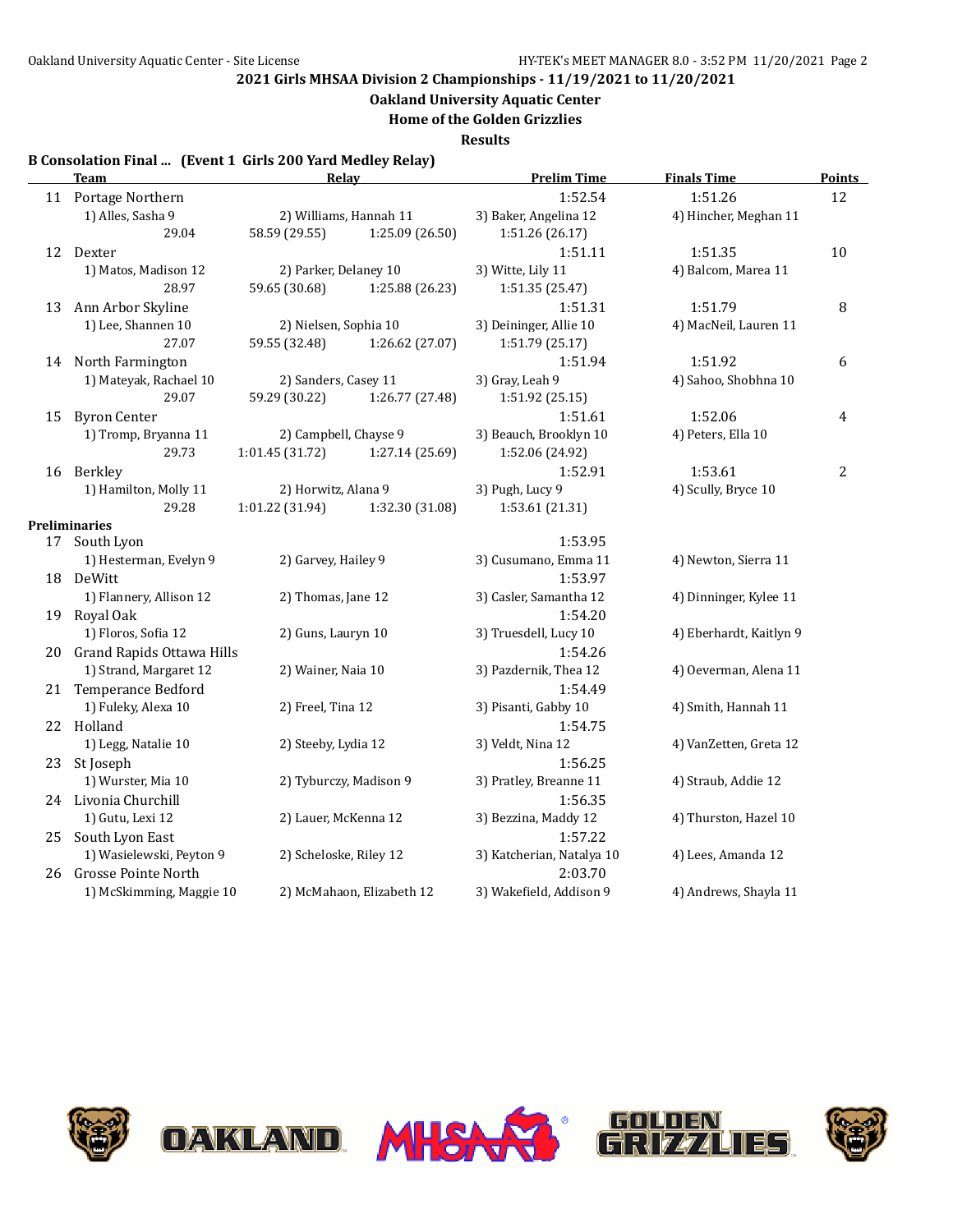## 2021 Girls MHSAA Division 2 Championships - 11/19/2021 to 11/20/2021

**Oakland University Aquatic Center**

**Home of the Golden Grizzlies**

**Results**

### B Consolation Final ... (Event 1 Girls 200 Yard Medley Relay)

| | Team | Relay | | Prelim Time | Finals Time | Points |
|---|---|---|---|---|---|---|
| 11 | Portage Northern | | | 1:52.54 | 1:51.26 | 12 |
| | 1) Alles, Sasha 9 | 2) Williams, Hannah 11 | | 3) Baker, Angelina 12 | 4) Hincher, Meghan 11 | |
| | 29.04 | 58.59 (29.55) | 1:25.09 (26.50) | 1:51.26 (26.17) | | |
| 12 | Dexter | | | 1:51.11 | 1:51.35 | 10 |
| | 1) Matos, Madison 12 | 2) Parker, Delaney 10 | | 3) Witte, Lily 11 | 4) Balcom, Marea 11 | |
| | 28.97 | 59.65 (30.68) | 1:25.88 (26.23) | 1:51.35 (25.47) | | |
| 13 | Ann Arbor Skyline | | | 1:51.31 | 1:51.79 | 8 |
| | 1) Lee, Shannen 10 | 2) Nielsen, Sophia 10 | | 3) Deininger, Allie 10 | 4) MacNeil, Lauren 11 | |
| | 27.07 | 59.55 (32.48) | 1:26.62 (27.07) | 1:51.79 (25.17) | | |
| 14 | North Farmington | | | 1:51.94 | 1:51.92 | 6 |
| | 1) Mateyak, Rachael 10 | 2) Sanders, Casey 11 | | 3) Gray, Leah 9 | 4) Sahoo, Shobhna 10 | |
| | 29.07 | 59.29 (30.22) | 1:26.77 (27.48) | 1:51.92 (25.15) | | |
| 15 | Byron Center | | | 1:51.61 | 1:52.06 | 4 |
| | 1) Tromp, Bryanna 11 | 2) Campbell, Chayse 9 | | 3) Beauch, Brooklyn 10 | 4) Peters, Ella 10 | |
| | 29.73 | 1:01.45 (31.72) | 1:27.14 (25.69) | 1:52.06 (24.92) | | |
| 16 | Berkley | | | 1:52.91 | 1:53.61 | 2 |
| | 1) Hamilton, Molly 11 | 2) Horwitz, Alana 9 | | 3) Pugh, Lucy 9 | 4) Scully, Bryce 10 | |
| | 29.28 | 1:01.22 (31.94) | 1:32.30 (31.08) | 1:53.61 (21.31) | | |

### Preliminaries

| | Team | Relay | Prelim Time | |
|---|---|---|---|---|
| 17 | South Lyon | | 1:53.95 | |
| | 1) Hesterman, Evelyn 9 | 2) Garvey, Hailey 9 | 3) Cusumano, Emma 11 | 4) Newton, Sierra 11 |
| 18 | DeWitt | | 1:53.97 | |
| | 1) Flannery, Allison 12 | 2) Thomas, Jane 12 | 3) Casler, Samantha 12 | 4) Dinninger, Kylee 11 |
| 19 | Royal Oak | | 1:54.20 | |
| | 1) Floros, Sofia 12 | 2) Guns, Lauryn 10 | 3) Truesdell, Lucy 10 | 4) Eberhardt, Kaitlyn 9 |
| 20 | Grand Rapids Ottawa Hills | | 1:54.26 | |
| | 1) Strand, Margaret 12 | 2) Wainer, Naia 10 | 3) Pazdernik, Thea 12 | 4) Oeverman, Alena 11 |
| 21 | Temperance Bedford | | 1:54.49 | |
| | 1) Fuleky, Alexa 10 | 2) Freel, Tina 12 | 3) Pisanti, Gabby 10 | 4) Smith, Hannah 11 |
| 22 | Holland | | 1:54.75 | |
| | 1) Legg, Natalie 10 | 2) Steeby, Lydia 12 | 3) Veldt, Nina 12 | 4) VanZetten, Greta 12 |
| 23 | St Joseph | | 1:56.25 | |
| | 1) Wurster, Mia 10 | 2) Tyburczy, Madison 9 | 3) Pratley, Breanne 11 | 4) Straub, Addie 12 |
| 24 | Livonia Churchill | | 1:56.35 | |
| | 1) Gutu, Lexi 12 | 2) Lauer, McKenna 12 | 3) Bezzina, Maddy 12 | 4) Thurston, Hazel 10 |
| 25 | South Lyon East | | 1:57.22 | |
| | 1) Wasielewski, Peyton 9 | 2) Scheloske, Riley 12 | 3) Katcherian, Natalya 10 | 4) Lees, Amanda 12 |
| 26 | Grosse Pointe North | | 2:03.70 | |
| | 1) McSkimming, Maggie 10 | 2) McMahaon, Elizabeth 12 | 3) Wakefield, Addison 9 | 4) Andrews, Shayla 11 |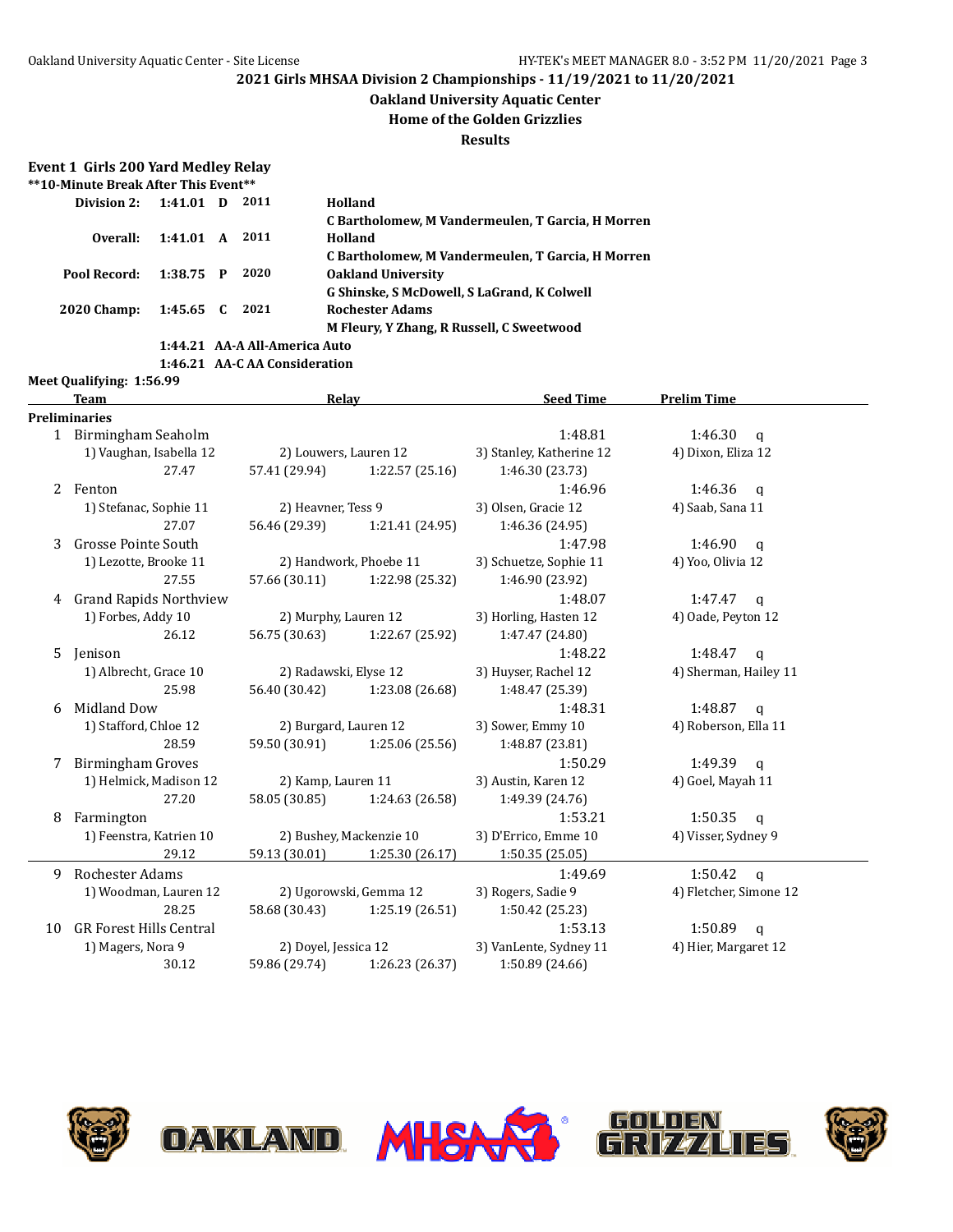# 2021 Girls MHSAA Division 2 Championships - 11/19/2021 to 11/20/2021

## Oakland University Aquatic Center

## Home of the Golden Grizzlies

## Results

### Event 1 Girls 200 Yard Medley Relay

**10-Minute Break After This Event**

| | | | | |
|---|---|---|---|---|
| **Division 2:** | 1:41.01 | D | 2011 | Holland<br>C Bartholomew, M Vandermeulen, T Garcia, H Morren |
| **Overall:** | 1:41.01 | A | 2011 | Holland<br>C Bartholomew, M Vandermeulen, T Garcia, H Morren |
| **Pool Record:** | 1:38.75 | P | 2020 | Oakland University<br>G Shinske, S McDowell, S LaGrand, K Colwell |
| **2020 Champ:** | 1:45.65 | C | 2021 | Rochester Adams<br>M Fleury, Y Zhang, R Russell, C Sweetwood |

1:44.21 AA-A All-America Auto

1:46.21 AA-C AA Consideration

**Meet Qualifying: 1:56.99**

| | Team | Relay | | Seed Time | Prelim Time |
|---|---|---|---|---|---|
| **Preliminaries** | | | | | |
| 1 | Birmingham Seaholm | | | 1:48.81 | 1:46.30 q |
| | 1) Vaughan, Isabella 12 | 2) Louwers, Lauren 12 | | 3) Stanley, Katherine 12 | 4) Dixon, Eliza 12 |
| | 27.47 | 57.41 (29.94) | 1:22.57 (25.16) | 1:46.30 (23.73) | |
| 2 | Fenton | | | 1:46.96 | 1:46.36 q |
| | 1) Stefanac, Sophie 11 | 2) Heavner, Tess 9 | | 3) Olsen, Gracie 12 | 4) Saab, Sana 11 |
| | 27.07 | 56.46 (29.39) | 1:21.41 (24.95) | 1:46.36 (24.95) | |
| 3 | Grosse Pointe South | | | 1:47.98 | 1:46.90 q |
| | 1) Lezotte, Brooke 11 | 2) Handwork, Phoebe 11 | | 3) Schuetze, Sophie 11 | 4) Yoo, Olivia 12 |
| | 27.55 | 57.66 (30.11) | 1:22.98 (25.32) | 1:46.90 (23.92) | |
| 4 | Grand Rapids Northview | | | 1:48.07 | 1:47.47 q |
| | 1) Forbes, Addy 10 | 2) Murphy, Lauren 12 | | 3) Horling, Hasten 12 | 4) Oade, Peyton 12 |
| | 26.12 | 56.75 (30.63) | 1:22.67 (25.92) | 1:47.47 (24.80) | |
| 5 | Jenison | | | 1:48.22 | 1:48.47 q |
| | 1) Albrecht, Grace 10 | 2) Radawski, Elyse 12 | | 3) Huyser, Rachel 12 | 4) Sherman, Hailey 11 |
| | 25.98 | 56.40 (30.42) | 1:23.08 (26.68) | 1:48.47 (25.39) | |
| 6 | Midland Dow | | | 1:48.31 | 1:48.87 q |
| | 1) Stafford, Chloe 12 | 2) Burgard, Lauren 12 | | 3) Sower, Emmy 10 | 4) Roberson, Ella 11 |
| | 28.59 | 59.50 (30.91) | 1:25.06 (25.56) | 1:48.87 (23.81) | |
| 7 | Birmingham Groves | | | 1:50.29 | 1:49.39 q |
| | 1) Helmick, Madison 12 | 2) Kamp, Lauren 11 | | 3) Austin, Karen 12 | 4) Goel, Mayah 11 |
| | 27.20 | 58.05 (30.85) | 1:24.63 (26.58) | 1:49.39 (24.76) | |
| 8 | Farmington | | | 1:53.21 | 1:50.35 q |
| | 1) Feenstra, Katrien 10 | 2) Bushey, Mackenzie 10 | | 3) D'Errico, Emme 10 | 4) Visser, Sydney 9 |
| | 29.12 | 59.13 (30.01) | 1:25.30 (26.17) | 1:50.35 (25.05) | |
| 9 | Rochester Adams | | | 1:49.69 | 1:50.42 q |
| | 1) Woodman, Lauren 12 | 2) Ugorowski, Gemma 12 | | 3) Rogers, Sadie 9 | 4) Fletcher, Simone 12 |
| | 28.25 | 58.68 (30.43) | 1:25.19 (26.51) | 1:50.42 (25.23) | |
| 10 | GR Forest Hills Central | | | 1:53.13 | 1:50.89 q |
| | 1) Magers, Nora 9 | 2) Doyel, Jessica 12 | | 3) VanLente, Sydney 11 | 4) Hier, Margaret 12 |
| | 30.12 | 59.86 (29.74) | 1:26.23 (26.37) | 1:50.89 (24.66) | |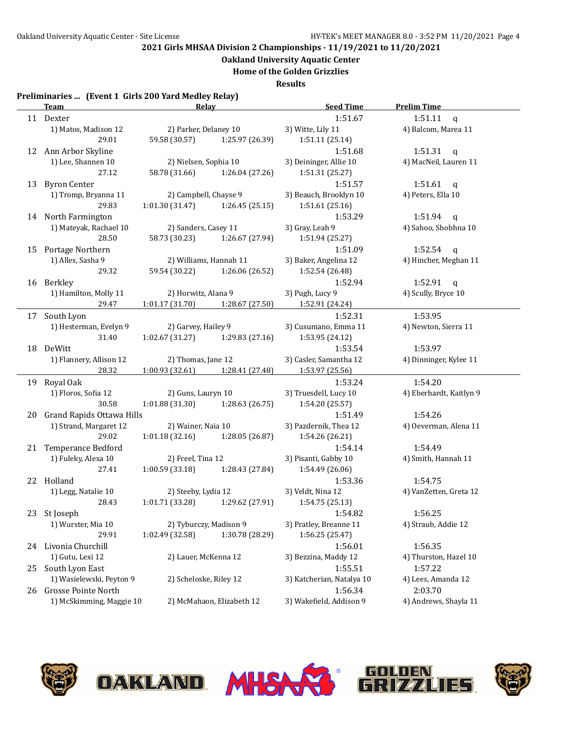**2021 Girls MHSAA Division 2 Championships - 11/19/2021 to 11/20/2021**

**Oakland University Aquatic Center**

**Home of the Golden Grizzlies**

**Results**

**Preliminaries ... (Event 1 Girls 200 Yard Medley Relay)**

| | Team | Relay | | Seed Time | Prelim Time |
|---|---|---|---|---|---|
| 11 | Dexter | | | 1:51.67 | 1:51.11 q |
| | 1) Matos, Madison 12 | 2) Parker, Delaney 10 | | 3) Witte, Lily 11 | 4) Balcom, Marea 11 |
| | 29.01 | 59.58 (30.57) | 1:25.97 (26.39) | 1:51.11 (25.14) | |
| 12 | Ann Arbor Skyline | | | 1:51.68 | 1:51.31 q |
| | 1) Lee, Shannen 10 | 2) Nielsen, Sophia 10 | | 3) Deininger, Allie 10 | 4) MacNeil, Lauren 11 |
| | 27.12 | 58.78 (31.66) | 1:26.04 (27.26) | 1:51.31 (25.27) | |
| 13 | Byron Center | | | 1:51.57 | 1:51.61 q |
| | 1) Tromp, Bryanna 11 | 2) Campbell, Chayse 9 | | 3) Beauch, Brooklyn 10 | 4) Peters, Ella 10 |
| | 29.83 | 1:01.30 (31.47) | 1:26.45 (25.15) | 1:51.61 (25.16) | |
| 14 | North Farmington | | | 1:53.29 | 1:51.94 q |
| | 1) Mateyak, Rachael 10 | 2) Sanders, Casey 11 | | 3) Gray, Leah 9 | 4) Sahoo, Shobhna 10 |
| | 28.50 | 58.73 (30.23) | 1:26.67 (27.94) | 1:51.94 (25.27) | |
| 15 | Portage Northern | | | 1:51.09 | 1:52.54 q |
| | 1) Alles, Sasha 9 | 2) Williams, Hannah 11 | | 3) Baker, Angelina 12 | 4) Hincher, Meghan 11 |
| | 29.32 | 59.54 (30.22) | 1:26.06 (26.52) | 1:52.54 (26.48) | |
| 16 | Berkley | | | 1:52.94 | 1:52.91 q |
| | 1) Hamilton, Molly 11 | 2) Horwitz, Alana 9 | | 3) Pugh, Lucy 9 | 4) Scully, Bryce 10 |
| | 29.47 | 1:01.17 (31.70) | 1:28.67 (27.50) | 1:52.91 (24.24) | |
| 17 | South Lyon | | | 1:52.31 | 1:53.95 |
| | 1) Hesterman, Evelyn 9 | 2) Garvey, Hailey 9 | | 3) Cusumano, Emma 11 | 4) Newton, Sierra 11 |
| | 31.40 | 1:02.67 (31.27) | 1:29.83 (27.16) | 1:53.95 (24.12) | |
| 18 | DeWitt | | | 1:53.54 | 1:53.97 |
| | 1) Flannery, Allison 12 | 2) Thomas, Jane 12 | | 3) Casler, Samantha 12 | 4) Dinninger, Kylee 11 |
| | 28.32 | 1:00.93 (32.61) | 1:28.41 (27.48) | 1:53.97 (25.56) | |
| 19 | Royal Oak | | | 1:53.24 | 1:54.20 |
| | 1) Floros, Sofia 12 | 2) Guns, Lauryn 10 | | 3) Truesdell, Lucy 10 | 4) Eberhardt, Kaitlyn 9 |
| | 30.58 | 1:01.88 (31.30) | 1:28.63 (26.75) | 1:54.20 (25.57) | |
| 20 | Grand Rapids Ottawa Hills | | | 1:51.49 | 1:54.26 |
| | 1) Strand, Margaret 12 | 2) Wainer, Naia 10 | | 3) Pazdernik, Thea 12 | 4) Oeverman, Alena 11 |
| | 29.02 | 1:01.18 (32.16) | 1:28.05 (26.87) | 1:54.26 (26.21) | |
| 21 | Temperance Bedford | | | 1:54.14 | 1:54.49 |
| | 1) Fuleky, Alexa 10 | 2) Freel, Tina 12 | | 3) Pisanti, Gabby 10 | 4) Smith, Hannah 11 |
| | 27.41 | 1:00.59 (33.18) | 1:28.43 (27.84) | 1:54.49 (26.06) | |
| 22 | Holland | | | 1:53.36 | 1:54.75 |
| | 1) Legg, Natalie 10 | 2) Steeby, Lydia 12 | | 3) Veldt, Nina 12 | 4) VanZetten, Greta 12 |
| | 28.43 | 1:01.71 (33.28) | 1:29.62 (27.91) | 1:54.75 (25.13) | |
| 23 | St Joseph | | | 1:54.82 | 1:56.25 |
| | 1) Wurster, Mia 10 | 2) Tyburczy, Madison 9 | | 3) Pratley, Breanne 11 | 4) Straub, Addie 12 |
| | 29.91 | 1:02.49 (32.58) | 1:30.78 (28.29) | 1:56.25 (25.47) | |
| 24 | Livonia Churchill | | | 1:56.01 | 1:56.35 |
| | 1) Gutu, Lexi 12 | 2) Lauer, McKenna 12 | | 3) Bezzina, Maddy 12 | 4) Thurston, Hazel 10 |
| 25 | South Lyon East | | | 1:55.51 | 1:57.22 |
| | 1) Wasielewski, Peyton 9 | 2) Scheloske, Riley 12 | | 3) Katcherian, Natalya 10 | 4) Lees, Amanda 12 |
| 26 | Grosse Pointe North | | | 1:56.34 | 2:03.70 |
| | 1) McSkimming, Maggie 10 | 2) McMahaon, Elizabeth 12 | | 3) Wakefield, Addison 9 | 4) Andrews, Shayla 11 |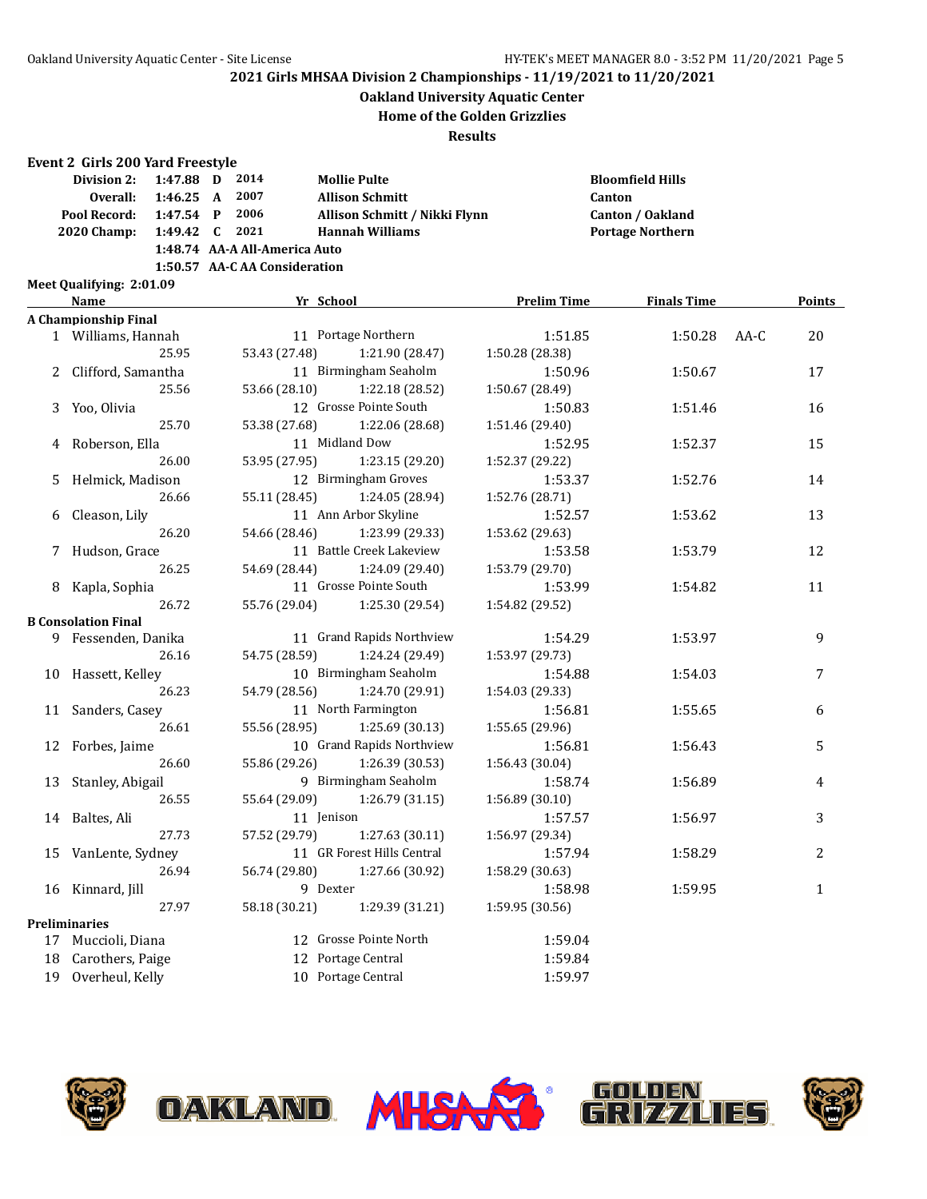**2021 Girls MHSAA Division 2 Championships - 11/19/2021 to 11/20/2021**

**Oakland University Aquatic Center**

**Home of the Golden Grizzlies**

**Results**

### Event 2 Girls 200 Yard Freestyle

| | | | | | |
|---|---|---|---|---|---|
| **Division 2:** | 1:47.88 | D | 2014 | Mollie Pulte | Bloomfield Hills |
| **Overall:** | 1:46.25 | A | 2007 | Allison Schmitt | Canton |
| **Pool Record:** | 1:47.54 | P | 2006 | Allison Schmitt / Nikki Flynn | Canton / Oakland |
| **2020 Champ:** | 1:49.42 | C | 2021 | Hannah Williams | Portage Northern |
| | 1:48.74 | AA-A All-America Auto | | | |
| | 1:50.57 | AA-C AA Consideration | | | |

**Meet Qualifying: 2:01.09**

| | Name | Yr | School | Prelim Time | Finals Time | | Points |
|---|---|---|---|---|---|---|---|
| **A Championship Final** | | | | | | | |
| 1 | Williams, Hannah | 11 | Portage Northern | 1:51.85 | 1:50.28 | AA-C | 20 |
| | 25.95 | 53.43 (27.48) | 1:21.90 (28.47) | 1:50.28 (28.38) | | | |
| 2 | Clifford, Samantha | 11 | Birmingham Seaholm | 1:50.96 | 1:50.67 | | 17 |
| | 25.56 | 53.66 (28.10) | 1:22.18 (28.52) | 1:50.67 (28.49) | | | |
| 3 | Yoo, Olivia | 12 | Grosse Pointe South | 1:50.83 | 1:51.46 | | 16 |
| | 25.70 | 53.38 (27.68) | 1:22.06 (28.68) | 1:51.46 (29.40) | | | |
| 4 | Roberson, Ella | 11 | Midland Dow | 1:52.95 | 1:52.37 | | 15 |
| | 26.00 | 53.95 (27.95) | 1:23.15 (29.20) | 1:52.37 (29.22) | | | |
| 5 | Helmick, Madison | 12 | Birmingham Groves | 1:53.37 | 1:52.76 | | 14 |
| | 26.66 | 55.11 (28.45) | 1:24.05 (28.94) | 1:52.76 (28.71) | | | |
| 6 | Cleason, Lily | 11 | Ann Arbor Skyline | 1:52.57 | 1:53.62 | | 13 |
| | 26.20 | 54.66 (28.46) | 1:23.99 (29.33) | 1:53.62 (29.63) | | | |
| 7 | Hudson, Grace | 11 | Battle Creek Lakeview | 1:53.58 | 1:53.79 | | 12 |
| | 26.25 | 54.69 (28.44) | 1:24.09 (29.40) | 1:53.79 (29.70) | | | |
| 8 | Kapla, Sophia | 11 | Grosse Pointe South | 1:53.99 | 1:54.82 | | 11 |
| | 26.72 | 55.76 (29.04) | 1:25.30 (29.54) | 1:54.82 (29.52) | | | |
| **B Consolation Final** | | | | | | | |
| 9 | Fessenden, Danika | 11 | Grand Rapids Northview | 1:54.29 | 1:53.97 | | 9 |
| | 26.16 | 54.75 (28.59) | 1:24.24 (29.49) | 1:53.97 (29.73) | | | |
| 10 | Hassett, Kelley | 10 | Birmingham Seaholm | 1:54.88 | 1:54.03 | | 7 |
| | 26.23 | 54.79 (28.56) | 1:24.70 (29.91) | 1:54.03 (29.33) | | | |
| 11 | Sanders, Casey | 11 | North Farmington | 1:56.81 | 1:55.65 | | 6 |
| | 26.61 | 55.56 (28.95) | 1:25.69 (30.13) | 1:55.65 (29.96) | | | |
| 12 | Forbes, Jaime | 10 | Grand Rapids Northview | 1:56.81 | 1:56.43 | | 5 |
| | 26.60 | 55.86 (29.26) | 1:26.39 (30.53) | 1:56.43 (30.04) | | | |
| 13 | Stanley, Abigail | 9 | Birmingham Seaholm | 1:58.74 | 1:56.89 | | 4 |
| | 26.55 | 55.64 (29.09) | 1:26.79 (31.15) | 1:56.89 (30.10) | | | |
| 14 | Baltes, Ali | 11 | Jenison | 1:57.57 | 1:56.97 | | 3 |
| | 27.73 | 57.52 (29.79) | 1:27.63 (30.11) | 1:56.97 (29.34) | | | |
| 15 | VanLente, Sydney | 11 | GR Forest Hills Central | 1:57.94 | 1:58.29 | | 2 |
| | 26.94 | 56.74 (29.80) | 1:27.66 (30.92) | 1:58.29 (30.63) | | | |
| 16 | Kinnard, Jill | 9 | Dexter | 1:58.98 | 1:59.95 | | 1 |
| | 27.97 | 58.18 (30.21) | 1:29.39 (31.21) | 1:59.95 (30.56) | | | |
| **Preliminaries** | | | | | | | |
| 17 | Muccioli, Diana | 12 | Grosse Pointe North | 1:59.04 | | | |
| 18 | Carothers, Paige | 12 | Portage Central | 1:59.84 | | | |
| 19 | Overheul, Kelly | 10 | Portage Central | 1:59.97 | | | |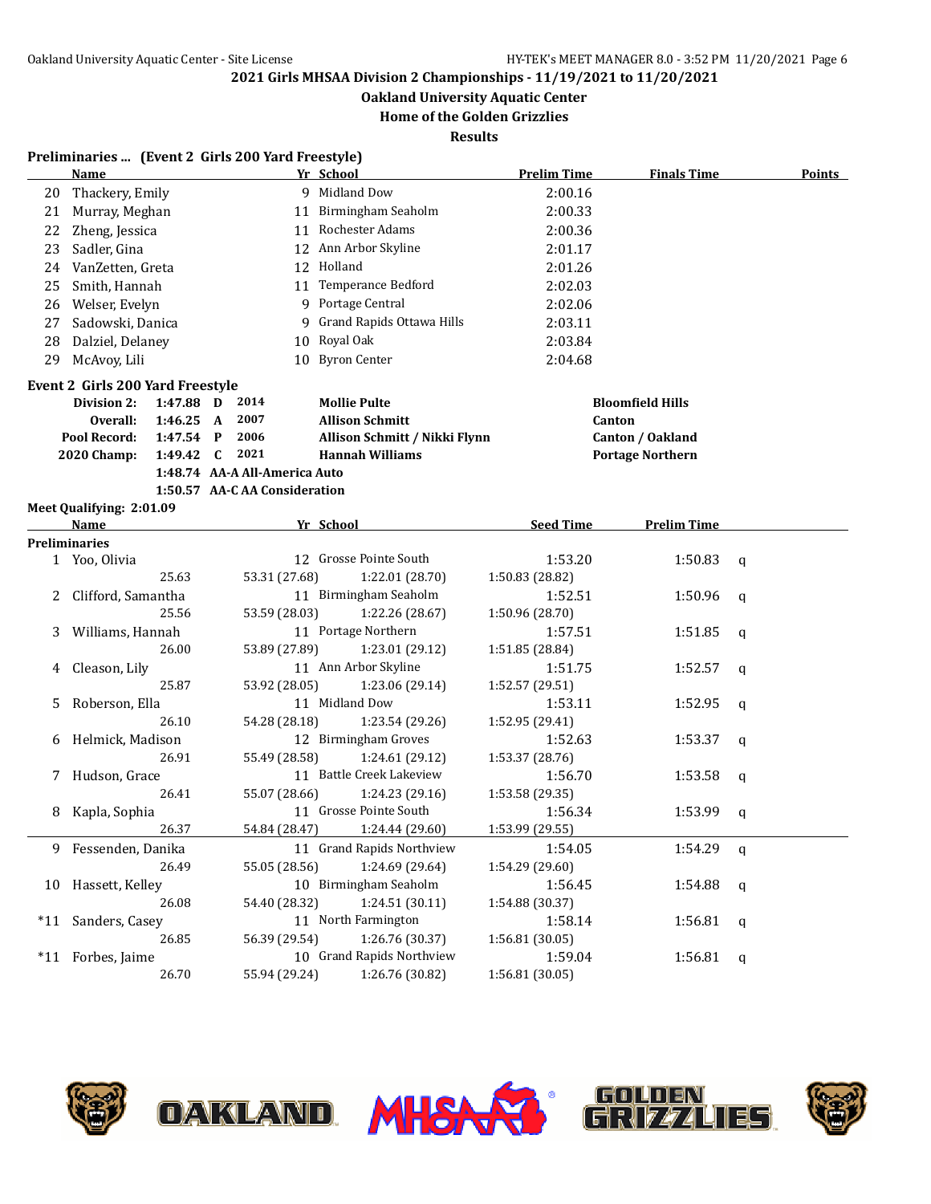2021 Girls MHSAA Division 2 Championships - 11/19/2021 to 11/20/2021

Oakland University Aquatic Center

Home of the Golden Grizzlies

Results

**Preliminaries ... (Event 2 Girls 200 Yard Freestyle)**

| | Name | Yr | School | Prelim Time | Finals Time | Points |
|---|---|---|---|---|---|---|
| 20 | Thackery, Emily | 9 | Midland Dow | 2:00.16 | | |
| 21 | Murray, Meghan | 11 | Birmingham Seaholm | 2:00.33 | | |
| 22 | Zheng, Jessica | 11 | Rochester Adams | 2:00.36 | | |
| 23 | Sadler, Gina | 12 | Ann Arbor Skyline | 2:01.17 | | |
| 24 | VanZetten, Greta | 12 | Holland | 2:01.26 | | |
| 25 | Smith, Hannah | 11 | Temperance Bedford | 2:02.03 | | |
| 26 | Welser, Evelyn | 9 | Portage Central | 2:02.06 | | |
| 27 | Sadowski, Danica | 9 | Grand Rapids Ottawa Hills | 2:03.11 | | |
| 28 | Dalziel, Delaney | 10 | Royal Oak | 2:03.84 | | |
| 29 | McAvoy, Lili | 10 | Byron Center | 2:04.68 | | |

**Event 2 Girls 200 Yard Freestyle**

| | | | | | |
|---|---|---|---|---|---|
| Division 2: | 1:47.88 | D | 2014 | Mollie Pulte | Bloomfield Hills |
| Overall: | 1:46.25 | A | 2007 | Allison Schmitt | Canton |
| Pool Record: | 1:47.54 | P | 2006 | Allison Schmitt / Nikki Flynn | Canton / Oakland |
| 2020 Champ: | 1:49.42 | C | 2021 | Hannah Williams | Portage Northern |
| | 1:48.74 | AA-A | | All-America Auto | |
| | 1:50.57 | AA-C | | AA Consideration | |

**Meet Qualifying: 2:01.09**

| | Name | Yr | School | Seed Time | Prelim Time | |
|---|---|---|---|---|---|---|
| **Preliminaries** | | | | | | |
| 1 | Yoo, Olivia | 12 | Grosse Pointe South | 1:53.20 | 1:50.83 | q |
| | 25.63 | 53.31 (27.68) | 1:22.01 (28.70) | 1:50.83 (28.82) | | |
| 2 | Clifford, Samantha | 11 | Birmingham Seaholm | 1:52.51 | 1:50.96 | q |
| | 25.56 | 53.59 (28.03) | 1:22.26 (28.67) | 1:50.96 (28.70) | | |
| 3 | Williams, Hannah | 11 | Portage Northern | 1:57.51 | 1:51.85 | q |
| | 26.00 | 53.89 (27.89) | 1:23.01 (29.12) | 1:51.85 (28.84) | | |
| 4 | Cleason, Lily | 11 | Ann Arbor Skyline | 1:51.75 | 1:52.57 | q |
| | 25.87 | 53.92 (28.05) | 1:23.06 (29.14) | 1:52.57 (29.51) | | |
| 5 | Roberson, Ella | 11 | Midland Dow | 1:53.11 | 1:52.95 | q |
| | 26.10 | 54.28 (28.18) | 1:23.54 (29.26) | 1:52.95 (29.41) | | |
| 6 | Helmick, Madison | 12 | Birmingham Groves | 1:52.63 | 1:53.37 | q |
| | 26.91 | 55.49 (28.58) | 1:24.61 (29.12) | 1:53.37 (28.76) | | |
| 7 | Hudson, Grace | 11 | Battle Creek Lakeview | 1:56.70 | 1:53.58 | q |
| | 26.41 | 55.07 (28.66) | 1:24.23 (29.16) | 1:53.58 (29.35) | | |
| 8 | Kapla, Sophia | 11 | Grosse Pointe South | 1:56.34 | 1:53.99 | q |
| | 26.37 | 54.84 (28.47) | 1:24.44 (29.60) | 1:53.99 (29.55) | | |
| 9 | Fessenden, Danika | 11 | Grand Rapids Northview | 1:54.05 | 1:54.29 | q |
| | 26.49 | 55.05 (28.56) | 1:24.69 (29.64) | 1:54.29 (29.60) | | |
| 10 | Hassett, Kelley | 10 | Birmingham Seaholm | 1:56.45 | 1:54.88 | q |
| | 26.08 | 54.40 (28.32) | 1:24.51 (30.11) | 1:54.88 (30.37) | | |
| *11 | Sanders, Casey | 11 | North Farmington | 1:58.14 | 1:56.81 | q |
| | 26.85 | 56.39 (29.54) | 1:26.76 (30.37) | 1:56.81 (30.05) | | |
| *11 | Forbes, Jaime | 10 | Grand Rapids Northview | 1:59.04 | 1:56.81 | q |
| | 26.70 | 55.94 (29.24) | 1:26.76 (30.82) | 1:56.81 (30.05) | | |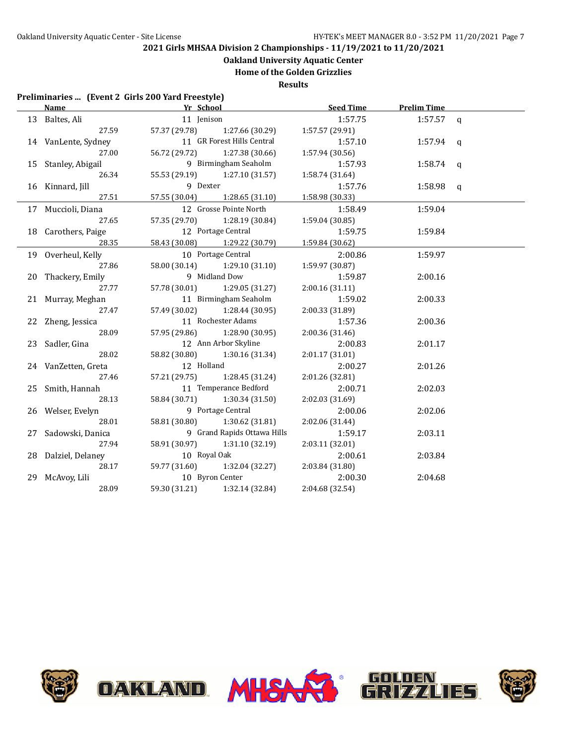**2021 Girls MHSAA Division 2 Championships - 11/19/2021 to 11/20/2021**

**Oakland University Aquatic Center**

**Home of the Golden Grizzlies**

**Results**

**Preliminaries ... (Event 2 Girls 200 Yard Freestyle)**

| | Name | Yr | School | Seed Time | Prelim Time | |
|---|---|---|---|---|---|---|
| 13 | Baltes, Ali | 11 | Jenison | 1:57.75 | 1:57.57 | q |
| | 27.59 | 57.37 (29.78) | 1:27.66 (30.29) | 1:57.57 (29.91) | | |
| 14 | VanLente, Sydney | 11 | GR Forest Hills Central | 1:57.10 | 1:57.94 | q |
| | 27.00 | 56.72 (29.72) | 1:27.38 (30.66) | 1:57.94 (30.56) | | |
| 15 | Stanley, Abigail | 9 | Birmingham Seaholm | 1:57.93 | 1:58.74 | q |
| | 26.34 | 55.53 (29.19) | 1:27.10 (31.57) | 1:58.74 (31.64) | | |
| 16 | Kinnard, Jill | 9 | Dexter | 1:57.76 | 1:58.98 | q |
| | 27.51 | 57.55 (30.04) | 1:28.65 (31.10) | 1:58.98 (30.33) | | |
| 17 | Muccioli, Diana | 12 | Grosse Pointe North | 1:58.49 | 1:59.04 | |
| | 27.65 | 57.35 (29.70) | 1:28.19 (30.84) | 1:59.04 (30.85) | | |
| 18 | Carothers, Paige | 12 | Portage Central | 1:59.75 | 1:59.84 | |
| | 28.35 | 58.43 (30.08) | 1:29.22 (30.79) | 1:59.84 (30.62) | | |
| 19 | Overheul, Kelly | 10 | Portage Central | 2:00.86 | 1:59.97 | |
| | 27.86 | 58.00 (30.14) | 1:29.10 (31.10) | 1:59.97 (30.87) | | |
| 20 | Thackery, Emily | 9 | Midland Dow | 1:59.87 | 2:00.16 | |
| | 27.77 | 57.78 (30.01) | 1:29.05 (31.27) | 2:00.16 (31.11) | | |
| 21 | Murray, Meghan | 11 | Birmingham Seaholm | 1:59.02 | 2:00.33 | |
| | 27.47 | 57.49 (30.02) | 1:28.44 (30.95) | 2:00.33 (31.89) | | |
| 22 | Zheng, Jessica | 11 | Rochester Adams | 1:57.36 | 2:00.36 | |
| | 28.09 | 57.95 (29.86) | 1:28.90 (30.95) | 2:00.36 (31.46) | | |
| 23 | Sadler, Gina | 12 | Ann Arbor Skyline | 2:00.83 | 2:01.17 | |
| | 28.02 | 58.82 (30.80) | 1:30.16 (31.34) | 2:01.17 (31.01) | | |
| 24 | VanZetten, Greta | 12 | Holland | 2:00.27 | 2:01.26 | |
| | 27.46 | 57.21 (29.75) | 1:28.45 (31.24) | 2:01.26 (32.81) | | |
| 25 | Smith, Hannah | 11 | Temperance Bedford | 2:00.71 | 2:02.03 | |
| | 28.13 | 58.84 (30.71) | 1:30.34 (31.50) | 2:02.03 (31.69) | | |
| 26 | Welser, Evelyn | 9 | Portage Central | 2:00.06 | 2:02.06 | |
| | 28.01 | 58.81 (30.80) | 1:30.62 (31.81) | 2:02.06 (31.44) | | |
| 27 | Sadowski, Danica | 9 | Grand Rapids Ottawa Hills | 1:59.17 | 2:03.11 | |
| | 27.94 | 58.91 (30.97) | 1:31.10 (32.19) | 2:03.11 (32.01) | | |
| 28 | Dalziel, Delaney | 10 | Royal Oak | 2:00.61 | 2:03.84 | |
| | 28.17 | 59.77 (31.60) | 1:32.04 (32.27) | 2:03.84 (31.80) | | |
| 29 | McAvoy, Lili | 10 | Byron Center | 2:00.30 | 2:04.68 | |
| | 28.09 | 59.30 (31.21) | 1:32.14 (32.84) | 2:04.68 (32.54) | | |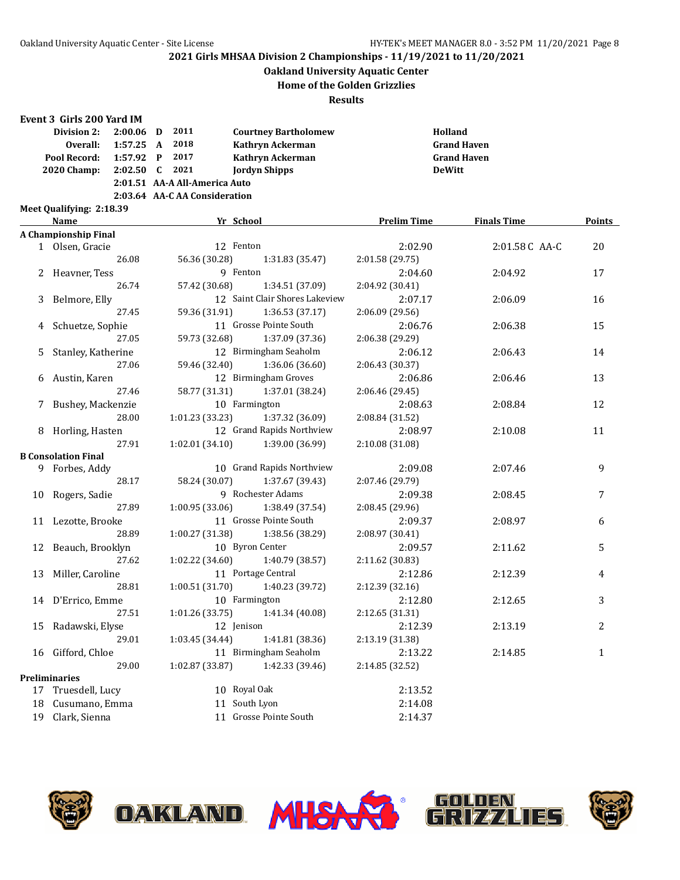2021 Girls MHSAA Division 2 Championships - 11/19/2021 to 11/20/2021

Oakland University Aquatic Center

Home of the Golden Grizzlies

Results

### Event 3 Girls 200 Yard IM

| | | | | | |
|---|---|---|---|---|---|
| Division 2: | 2:00.06 | D | 2011 | Courtney Bartholomew | Holland |
| Overall: | 1:57.25 | A | 2018 | Kathryn Ackerman | Grand Haven |
| Pool Record: | 1:57.92 | P | 2017 | Kathryn Ackerman | Grand Haven |
| 2020 Champ: | 2:02.50 | C | 2021 | Jordyn Shipps | DeWitt |
| | 2:01.51 | AA-A All-America Auto | | | |
| | 2:03.64 | AA-C AA Consideration | | | |

Meet Qualifying: 2:18.39

| | Name | Yr | School | Prelim Time | Finals Time | Points |
|---|---|---|---|---|---|---|
| **A Championship Final** | | | | | | |
| 1 | Olsen, Gracie | 12 | Fenton | 2:02.90 | 2:01.58 C AA-C | 20 |
| | 26.08 | 56.36 (30.28) | 1:31.83 (35.47) | 2:01.58 (29.75) | | |
| 2 | Heavner, Tess | 9 | Fenton | 2:04.60 | 2:04.92 | 17 |
| | 26.74 | 57.42 (30.68) | 1:34.51 (37.09) | 2:04.92 (30.41) | | |
| 3 | Belmore, Elly | 12 | Saint Clair Shores Lakeview | 2:07.17 | 2:06.09 | 16 |
| | 27.45 | 59.36 (31.91) | 1:36.53 (37.17) | 2:06.09 (29.56) | | |
| 4 | Schuetze, Sophie | 11 | Grosse Pointe South | 2:06.76 | 2:06.38 | 15 |
| | 27.05 | 59.73 (32.68) | 1:37.09 (37.36) | 2:06.38 (29.29) | | |
| 5 | Stanley, Katherine | 12 | Birmingham Seaholm | 2:06.12 | 2:06.43 | 14 |
| | 27.06 | 59.46 (32.40) | 1:36.06 (36.60) | 2:06.43 (30.37) | | |
| 6 | Austin, Karen | 12 | Birmingham Groves | 2:06.86 | 2:06.46 | 13 |
| | 27.46 | 58.77 (31.31) | 1:37.01 (38.24) | 2:06.46 (29.45) | | |
| 7 | Bushey, Mackenzie | 10 | Farmington | 2:08.63 | 2:08.84 | 12 |
| | 28.00 | 1:01.23 (33.23) | 1:37.32 (36.09) | 2:08.84 (31.52) | | |
| 8 | Horling, Hasten | 12 | Grand Rapids Northview | 2:08.97 | 2:10.08 | 11 |
| | 27.91 | 1:02.01 (34.10) | 1:39.00 (36.99) | 2:10.08 (31.08) | | |
| **B Consolation Final** | | | | | | |
| 9 | Forbes, Addy | 10 | Grand Rapids Northview | 2:09.08 | 2:07.46 | 9 |
| | 28.17 | 58.24 (30.07) | 1:37.67 (39.43) | 2:07.46 (29.79) | | |
| 10 | Rogers, Sadie | 9 | Rochester Adams | 2:09.38 | 2:08.45 | 7 |
| | 27.89 | 1:00.95 (33.06) | 1:38.49 (37.54) | 2:08.45 (29.96) | | |
| 11 | Lezotte, Brooke | 11 | Grosse Pointe South | 2:09.37 | 2:08.97 | 6 |
| | 28.89 | 1:00.27 (31.38) | 1:38.56 (38.29) | 2:08.97 (30.41) | | |
| 12 | Beauch, Brooklyn | 10 | Byron Center | 2:09.57 | 2:11.62 | 5 |
| | 27.62 | 1:02.22 (34.60) | 1:40.79 (38.57) | 2:11.62 (30.83) | | |
| 13 | Miller, Caroline | 11 | Portage Central | 2:12.86 | 2:12.39 | 4 |
| | 28.81 | 1:00.51 (31.70) | 1:40.23 (39.72) | 2:12.39 (32.16) | | |
| 14 | D'Errico, Emme | 10 | Farmington | 2:12.80 | 2:12.65 | 3 |
| | 27.51 | 1:01.26 (33.75) | 1:41.34 (40.08) | 2:12.65 (31.31) | | |
| 15 | Radawski, Elyse | 12 | Jenison | 2:12.39 | 2:13.19 | 2 |
| | 29.01 | 1:03.45 (34.44) | 1:41.81 (38.36) | 2:13.19 (31.38) | | |
| 16 | Gifford, Chloe | 11 | Birmingham Seaholm | 2:13.22 | 2:14.85 | 1 |
| | 29.00 | 1:02.87 (33.87) | 1:42.33 (39.46) | 2:14.85 (32.52) | | |
| **Preliminaries** | | | | | | |
| 17 | Truesdell, Lucy | 10 | Royal Oak | 2:13.52 | | |
| 18 | Cusumano, Emma | 11 | South Lyon | 2:14.08 | | |
| 19 | Clark, Sienna | 11 | Grosse Pointe South | 2:14.37 | | |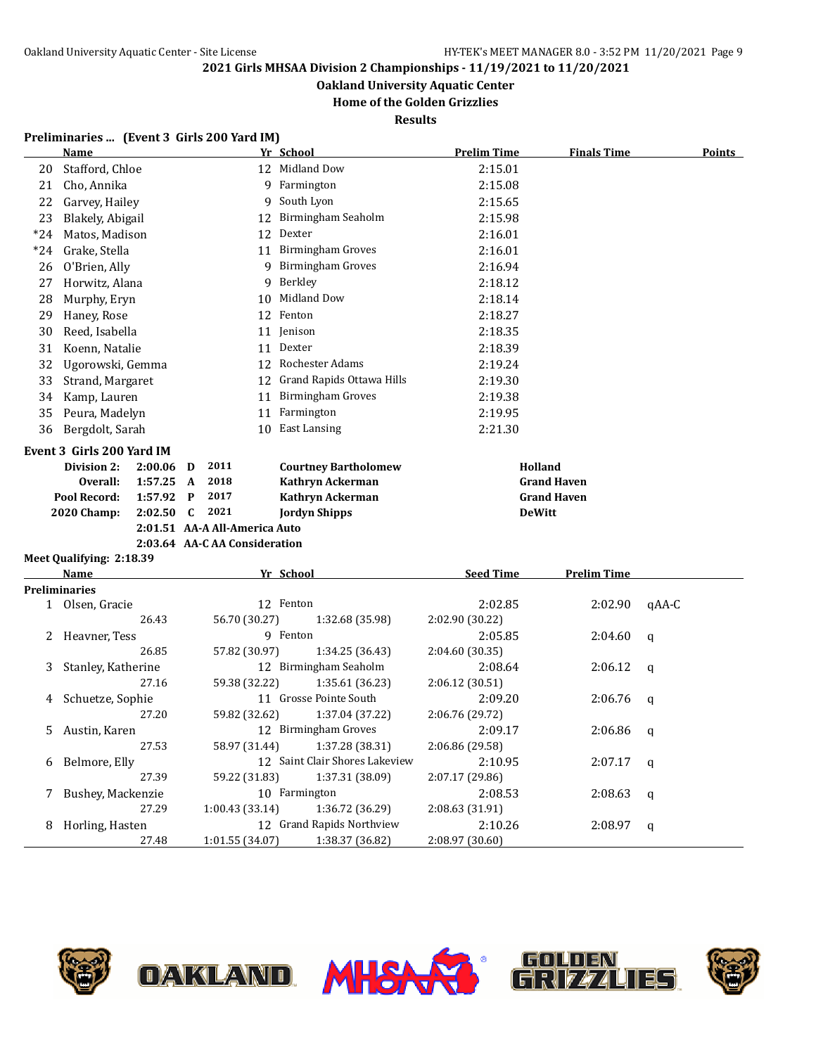## 2021 Girls MHSAA Division 2 Championships - 11/19/2021 to 11/20/2021

### Oakland University Aquatic Center

### Home of the Golden Grizzlies

### Results

**Preliminaries ... (Event 3 Girls 200 Yard IM)**

| | Name | Yr | School | Prelim Time | Finals Time | Points |
|---|---|---|---|---|---|---|
| 20 | Stafford, Chloe | 12 | Midland Dow | 2:15.01 | | |
| 21 | Cho, Annika | 9 | Farmington | 2:15.08 | | |
| 22 | Garvey, Hailey | 9 | South Lyon | 2:15.65 | | |
| 23 | Blakely, Abigail | 12 | Birmingham Seaholm | 2:15.98 | | |
| *24 | Matos, Madison | 12 | Dexter | 2:16.01 | | |
| *24 | Grake, Stella | 11 | Birmingham Groves | 2:16.01 | | |
| 26 | O'Brien, Ally | 9 | Birmingham Groves | 2:16.94 | | |
| 27 | Horwitz, Alana | 9 | Berkley | 2:18.12 | | |
| 28 | Murphy, Eryn | 10 | Midland Dow | 2:18.14 | | |
| 29 | Haney, Rose | 12 | Fenton | 2:18.27 | | |
| 30 | Reed, Isabella | 11 | Jenison | 2:18.35 | | |
| 31 | Koenn, Natalie | 11 | Dexter | 2:18.39 | | |
| 32 | Ugorowski, Gemma | 12 | Rochester Adams | 2:19.24 | | |
| 33 | Strand, Margaret | 12 | Grand Rapids Ottawa Hills | 2:19.30 | | |
| 34 | Kamp, Lauren | 11 | Birmingham Groves | 2:19.38 | | |
| 35 | Peura, Madelyn | 11 | Farmington | 2:19.95 | | |
| 36 | Bergdolt, Sarah | 10 | East Lansing | 2:21.30 | | |

**Event 3 Girls 200 Yard IM**

| | | | | | |
|---|---|---|---|---|---|
| Division 2: | 2:00.06 | D | 2011 | Courtney Bartholomew | Holland |
| Overall: | 1:57.25 | A | 2018 | Kathryn Ackerman | Grand Haven |
| Pool Record: | 1:57.92 | P | 2017 | Kathryn Ackerman | Grand Haven |
| 2020 Champ: | 2:02.50 | C | 2021 | Jordyn Shipps | DeWitt |
| | 2:01.51 | AA-A All-America Auto | | | |
| | 2:03.64 | AA-C AA Consideration | | | |

**Meet Qualifying: 2:18.39**

| | Name | Yr | School | Seed Time | Prelim Time | |
|---|---|---|---|---|---|---|
| **Preliminaries** | | | | | | |
| 1 | Olsen, Gracie | 12 | Fenton | 2:02.85 | 2:02.90 | qAA-C |
| | 26.43 | 56.70 (30.27) | 1:32.68 (35.98) | 2:02.90 (30.22) | | |
| 2 | Heavner, Tess | 9 | Fenton | 2:05.85 | 2:04.60 | q |
| | 26.85 | 57.82 (30.97) | 1:34.25 (36.43) | 2:04.60 (30.35) | | |
| 3 | Stanley, Katherine | 12 | Birmingham Seaholm | 2:08.64 | 2:06.12 | q |
| | 27.16 | 59.38 (32.22) | 1:35.61 (36.23) | 2:06.12 (30.51) | | |
| 4 | Schuetze, Sophie | 11 | Grosse Pointe South | 2:09.20 | 2:06.76 | q |
| | 27.20 | 59.82 (32.62) | 1:37.04 (37.22) | 2:06.76 (29.72) | | |
| 5 | Austin, Karen | 12 | Birmingham Groves | 2:09.17 | 2:06.86 | q |
| | 27.53 | 58.97 (31.44) | 1:37.28 (38.31) | 2:06.86 (29.58) | | |
| 6 | Belmore, Elly | 12 | Saint Clair Shores Lakeview | 2:10.95 | 2:07.17 | q |
| | 27.39 | 59.22 (31.83) | 1:37.31 (38.09) | 2:07.17 (29.86) | | |
| 7 | Bushey, Mackenzie | 10 | Farmington | 2:08.53 | 2:08.63 | q |
| | 27.29 | 1:00.43 (33.14) | 1:36.72 (36.29) | 2:08.63 (31.91) | | |
| 8 | Horling, Hasten | 12 | Grand Rapids Northview | 2:10.26 | 2:08.97 | q |
| | 27.48 | 1:01.55 (34.07) | 1:38.37 (36.82) | 2:08.97 (30.60) | | |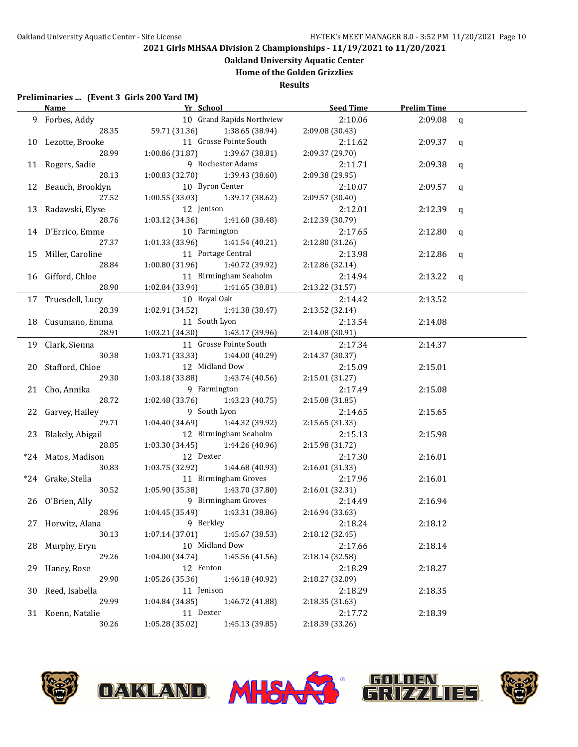2021 Girls MHSAA Division 2 Championships - 11/19/2021 to 11/20/2021

Oakland University Aquatic Center

Home of the Golden Grizzlies

Results

**Preliminaries ... (Event 3 Girls 200 Yard IM)**

| | Name | Yr | School | Seed Time | Prelim Time | |
|---|---|---|---|---|---|---|
| 9 | Forbes, Addy | 10 | Grand Rapids Northview | 2:10.06 | 2:09.08 | q |
| | 28.35 | 59.71 (31.36) | 1:38.65 (38.94) | 2:09.08 (30.43) | | |
| 10 | Lezotte, Brooke | 11 | Grosse Pointe South | 2:11.62 | 2:09.37 | q |
| | 28.99 | 1:00.86 (31.87) | 1:39.67 (38.81) | 2:09.37 (29.70) | | |
| 11 | Rogers, Sadie | 9 | Rochester Adams | 2:11.71 | 2:09.38 | q |
| | 28.13 | 1:00.83 (32.70) | 1:39.43 (38.60) | 2:09.38 (29.95) | | |
| 12 | Beauch, Brooklyn | 10 | Byron Center | 2:10.07 | 2:09.57 | q |
| | 27.52 | 1:00.55 (33.03) | 1:39.17 (38.62) | 2:09.57 (30.40) | | |
| 13 | Radawski, Elyse | 12 | Jenison | 2:12.01 | 2:12.39 | q |
| | 28.76 | 1:03.12 (34.36) | 1:41.60 (38.48) | 2:12.39 (30.79) | | |
| 14 | D'Errico, Emme | 10 | Farmington | 2:17.65 | 2:12.80 | q |
| | 27.37 | 1:01.33 (33.96) | 1:41.54 (40.21) | 2:12.80 (31.26) | | |
| 15 | Miller, Caroline | 11 | Portage Central | 2:13.98 | 2:12.86 | q |
| | 28.84 | 1:00.80 (31.96) | 1:40.72 (39.92) | 2:12.86 (32.14) | | |
| 16 | Gifford, Chloe | 11 | Birmingham Seaholm | 2:14.94 | 2:13.22 | q |
| | 28.90 | 1:02.84 (33.94) | 1:41.65 (38.81) | 2:13.22 (31.57) | | |
| 17 | Truesdell, Lucy | 10 | Royal Oak | 2:14.42 | 2:13.52 | |
| | 28.39 | 1:02.91 (34.52) | 1:41.38 (38.47) | 2:13.52 (32.14) | | |
| 18 | Cusumano, Emma | 11 | South Lyon | 2:13.54 | 2:14.08 | |
| | 28.91 | 1:03.21 (34.30) | 1:43.17 (39.96) | 2:14.08 (30.91) | | |
| 19 | Clark, Sienna | 11 | Grosse Pointe South | 2:17.34 | 2:14.37 | |
| | 30.38 | 1:03.71 (33.33) | 1:44.00 (40.29) | 2:14.37 (30.37) | | |
| 20 | Stafford, Chloe | 12 | Midland Dow | 2:15.09 | 2:15.01 | |
| | 29.30 | 1:03.18 (33.88) | 1:43.74 (40.56) | 2:15.01 (31.27) | | |
| 21 | Cho, Annika | 9 | Farmington | 2:17.49 | 2:15.08 | |
| | 28.72 | 1:02.48 (33.76) | 1:43.23 (40.75) | 2:15.08 (31.85) | | |
| 22 | Garvey, Hailey | 9 | South Lyon | 2:14.65 | 2:15.65 | |
| | 29.71 | 1:04.40 (34.69) | 1:44.32 (39.92) | 2:15.65 (31.33) | | |
| 23 | Blakely, Abigail | 12 | Birmingham Seaholm | 2:15.13 | 2:15.98 | |
| | 28.85 | 1:03.30 (34.45) | 1:44.26 (40.96) | 2:15.98 (31.72) | | |
| *24 | Matos, Madison | 12 | Dexter | 2:17.30 | 2:16.01 | |
| | 30.83 | 1:03.75 (32.92) | 1:44.68 (40.93) | 2:16.01 (31.33) | | |
| *24 | Grake, Stella | 11 | Birmingham Groves | 2:17.96 | 2:16.01 | |
| | 30.52 | 1:05.90 (35.38) | 1:43.70 (37.80) | 2:16.01 (32.31) | | |
| 26 | O'Brien, Ally | 9 | Birmingham Groves | 2:14.49 | 2:16.94 | |
| | 28.96 | 1:04.45 (35.49) | 1:43.31 (38.86) | 2:16.94 (33.63) | | |
| 27 | Horwitz, Alana | 9 | Berkley | 2:18.24 | 2:18.12 | |
| | 30.13 | 1:07.14 (37.01) | 1:45.67 (38.53) | 2:18.12 (32.45) | | |
| 28 | Murphy, Eryn | 10 | Midland Dow | 2:17.66 | 2:18.14 | |
| | 29.26 | 1:04.00 (34.74) | 1:45.56 (41.56) | 2:18.14 (32.58) | | |
| 29 | Haney, Rose | 12 | Fenton | 2:18.29 | 2:18.27 | |
| | 29.90 | 1:05.26 (35.36) | 1:46.18 (40.92) | 2:18.27 (32.09) | | |
| 30 | Reed, Isabella | 11 | Jenison | 2:18.29 | 2:18.35 | |
| | 29.99 | 1:04.84 (34.85) | 1:46.72 (41.88) | 2:18.35 (31.63) | | |
| 31 | Koenn, Natalie | 11 | Dexter | 2:17.72 | 2:18.39 | |
| | 30.26 | 1:05.28 (35.02) | 1:45.13 (39.85) | 2:18.39 (33.26) | | |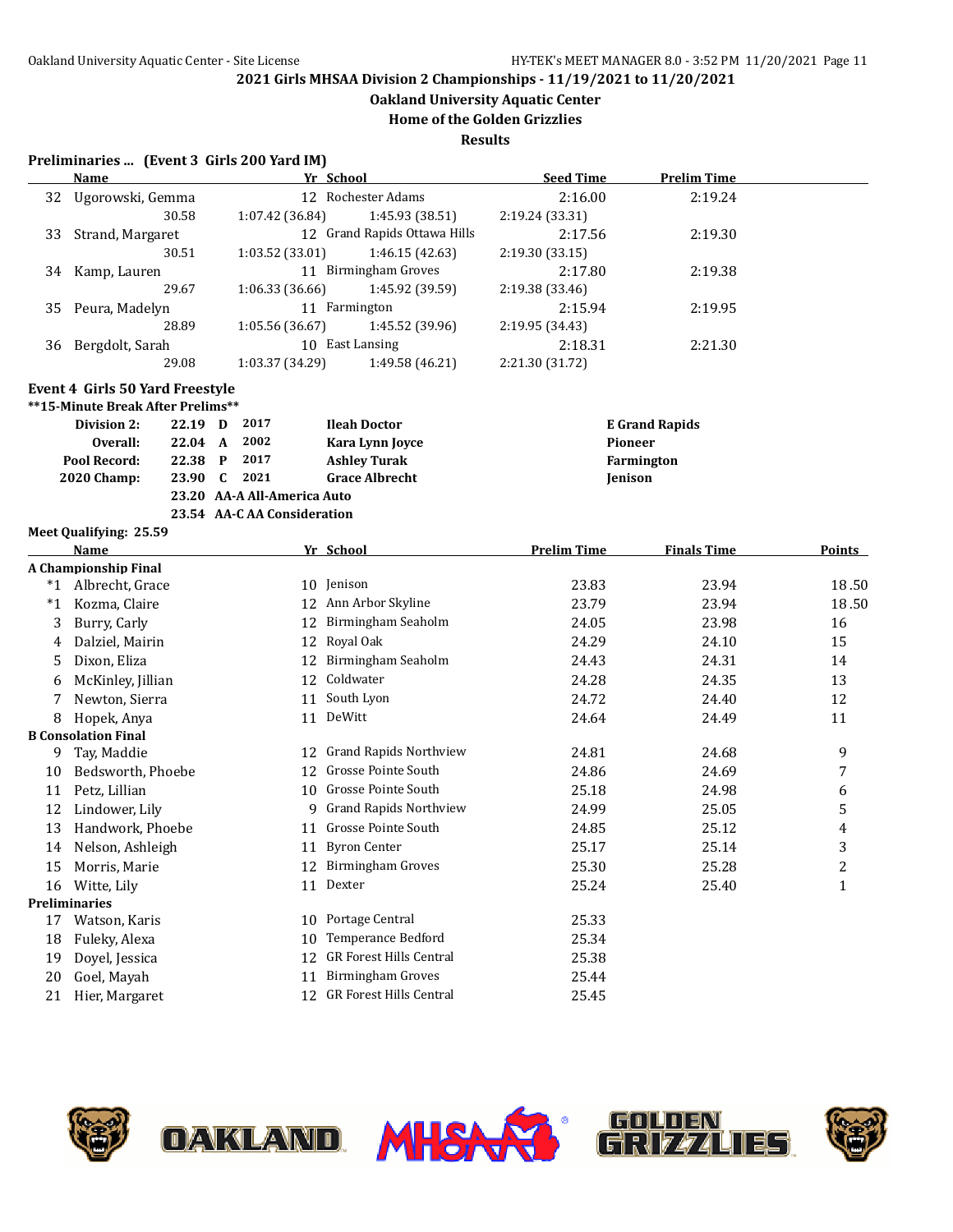## 2021 Girls MHSAA Division 2 Championships - 11/19/2021 to 11/20/2021

**Oakland University Aquatic Center**

**Home of the Golden Grizzlies**

**Results**

### Preliminaries ... (Event 3 Girls 200 Yard IM)

| | Name | Yr | School | Seed Time | Prelim Time |
|---|---|---|---|---|---|
| 32 | Ugorowski, Gemma | 12 | Rochester Adams | 2:16.00 | 2:19.24 |
| | 30.58 | 1:07.42 (36.84) | 1:45.93 (38.51) | 2:19.24 (33.31) | |
| 33 | Strand, Margaret | 12 | Grand Rapids Ottawa Hills | 2:17.56 | 2:19.30 |
| | 30.51 | 1:03.52 (33.01) | 1:46.15 (42.63) | 2:19.30 (33.15) | |
| 34 | Kamp, Lauren | 11 | Birmingham Groves | 2:17.80 | 2:19.38 |
| | 29.67 | 1:06.33 (36.66) | 1:45.92 (39.59) | 2:19.38 (33.46) | |
| 35 | Peura, Madelyn | 11 | Farmington | 2:15.94 | 2:19.95 |
| | 28.89 | 1:05.56 (36.67) | 1:45.52 (39.96) | 2:19.95 (34.43) | |
| 36 | Bergdolt, Sarah | 10 | East Lansing | 2:18.31 | 2:21.30 |
| | 29.08 | 1:03.37 (34.29) | 1:49.58 (46.21) | 2:21.30 (31.72) | |

### Event 4 Girls 50 Yard Freestyle

**\*\*15-Minute Break After Prelims\*\***

| | | | | | |
|---|---|---|---|---|---|
| **Division 2:** | **22.19** | **D** | **2017** | **Ileah Doctor** | **E Grand Rapids** |
| **Overall:** | **22.04** | **A** | **2002** | **Kara Lynn Joyce** | **Pioneer** |
| **Pool Record:** | **22.38** | **P** | **2017** | **Ashley Turak** | **Farmington** |
| **2020 Champ:** | **23.90** | **C** | **2021** | **Grace Albrecht** | **Jenison** |
| | **23.20** | **AA-A All-America Auto** | | | |
| | **23.54** | **AA-C AA Consideration** | | | |

**Meet Qualifying: 25.59**

| | Name | Yr | School | Prelim Time | Finals Time | Points |
|---|---|---|---|---|---|---|
| **A Championship Final** | | | | | | |
| *1 | Albrecht, Grace | 10 | Jenison | 23.83 | 23.94 | 18.50 |
| *1 | Kozma, Claire | 12 | Ann Arbor Skyline | 23.79 | 23.94 | 18.50 |
| 3 | Burry, Carly | 12 | Birmingham Seaholm | 24.05 | 23.98 | 16 |
| 4 | Dalziel, Mairin | 12 | Royal Oak | 24.29 | 24.10 | 15 |
| 5 | Dixon, Eliza | 12 | Birmingham Seaholm | 24.43 | 24.31 | 14 |
| 6 | McKinley, Jillian | 12 | Coldwater | 24.28 | 24.35 | 13 |
| 7 | Newton, Sierra | 11 | South Lyon | 24.72 | 24.40 | 12 |
| 8 | Hopek, Anya | 11 | DeWitt | 24.64 | 24.49 | 11 |
| **B Consolation Final** | | | | | | |
| 9 | Tay, Maddie | 12 | Grand Rapids Northview | 24.81 | 24.68 | 9 |
| 10 | Bedsworth, Phoebe | 12 | Grosse Pointe South | 24.86 | 24.69 | 7 |
| 11 | Petz, Lillian | 10 | Grosse Pointe South | 25.18 | 24.98 | 6 |
| 12 | Lindower, Lily | 9 | Grand Rapids Northview | 24.99 | 25.05 | 5 |
| 13 | Handwork, Phoebe | 11 | Grosse Pointe South | 24.85 | 25.12 | 4 |
| 14 | Nelson, Ashleigh | 11 | Byron Center | 25.17 | 25.14 | 3 |
| 15 | Morris, Marie | 12 | Birmingham Groves | 25.30 | 25.28 | 2 |
| 16 | Witte, Lily | 11 | Dexter | 25.24 | 25.40 | 1 |
| **Preliminaries** | | | | | | |
| 17 | Watson, Karis | 10 | Portage Central | 25.33 | | |
| 18 | Fuleky, Alexa | 10 | Temperance Bedford | 25.34 | | |
| 19 | Doyel, Jessica | 12 | GR Forest Hills Central | 25.38 | | |
| 20 | Goel, Mayah | 11 | Birmingham Groves | 25.44 | | |
| 21 | Hier, Margaret | 12 | GR Forest Hills Central | 25.45 | | |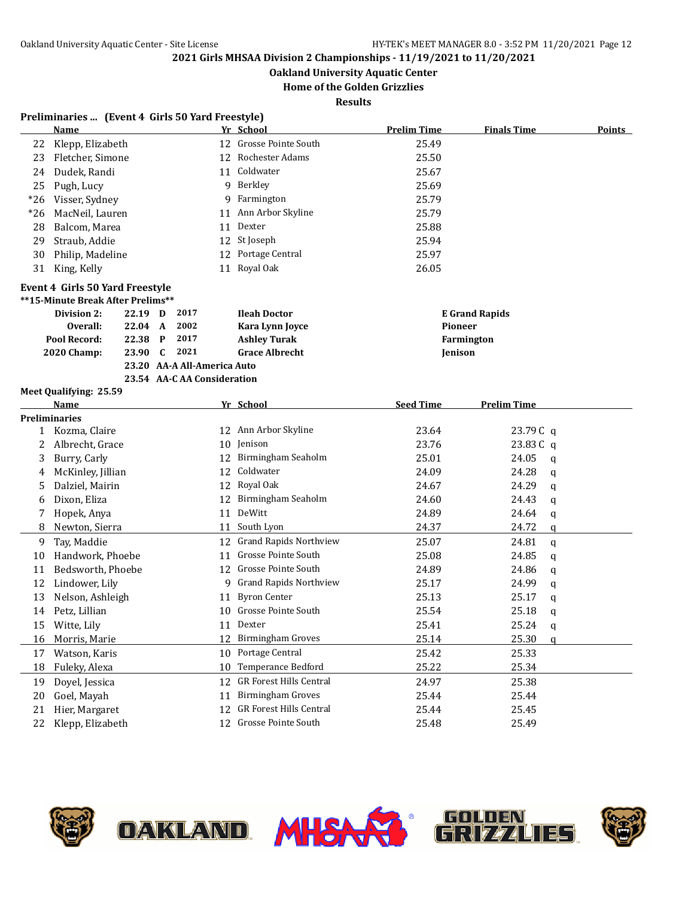2021 Girls MHSAA Division 2 Championships - 11/19/2021 to 11/20/2021

Oakland University Aquatic Center

Home of the Golden Grizzlies

Results

### Preliminaries ... (Event 4 Girls 50 Yard Freestyle)

| | Name | Yr | School | Prelim Time | Finals Time | Points |
|---|---|---|---|---|---|---|
| 22 | Klepp, Elizabeth | 12 | Grosse Pointe South | 25.49 | | |
| 23 | Fletcher, Simone | 12 | Rochester Adams | 25.50 | | |
| 24 | Dudek, Randi | 11 | Coldwater | 25.67 | | |
| 25 | Pugh, Lucy | 9 | Berkley | 25.69 | | |
| *26 | Visser, Sydney | 9 | Farmington | 25.79 | | |
| *26 | MacNeil, Lauren | 11 | Ann Arbor Skyline | 25.79 | | |
| 28 | Balcom, Marea | 11 | Dexter | 25.88 | | |
| 29 | Straub, Addie | 12 | St Joseph | 25.94 | | |
| 30 | Philip, Madeline | 12 | Portage Central | 25.97 | | |
| 31 | King, Kelly | 11 | Royal Oak | 26.05 | | |

### Event 4 Girls 50 Yard Freestyle

**15-Minute Break After Prelims**

| | | | | | |
|---|---|---|---|---|---|
| **Division 2:** | 22.19 | D | 2017 | **Ileah Doctor** | **E Grand Rapids** |
| **Overall:** | 22.04 | A | 2002 | **Kara Lynn Joyce** | **Pioneer** |
| **Pool Record:** | 22.38 | P | 2017 | **Ashley Turak** | **Farmington** |
| **2020 Champ:** | 23.90 | C | 2021 | **Grace Albrecht** | **Jenison** |
| | 23.20 | AA-A All-America Auto | | | |
| | 23.54 | AA-C AA Consideration | | | |

**Meet Qualifying: 25.59**

| | Name | Yr | School | Seed Time | Prelim Time |
|---|---|---|---|---|---|
| **Preliminaries** | | | | | |
| 1 | Kozma, Claire | 12 | Ann Arbor Skyline | 23.64 | 23.79 C q |
| 2 | Albrecht, Grace | 10 | Jenison | 23.76 | 23.83 C q |
| 3 | Burry, Carly | 12 | Birmingham Seaholm | 25.01 | 24.05 q |
| 4 | McKinley, Jillian | 12 | Coldwater | 24.09 | 24.28 q |
| 5 | Dalziel, Mairin | 12 | Royal Oak | 24.67 | 24.29 q |
| 6 | Dixon, Eliza | 12 | Birmingham Seaholm | 24.60 | 24.43 q |
| 7 | Hopek, Anya | 11 | DeWitt | 24.89 | 24.64 q |
| 8 | Newton, Sierra | 11 | South Lyon | 24.37 | 24.72 q |
| 9 | Tay, Maddie | 12 | Grand Rapids Northview | 25.07 | 24.81 q |
| 10 | Handwork, Phoebe | 11 | Grosse Pointe South | 25.08 | 24.85 q |
| 11 | Bedsworth, Phoebe | 12 | Grosse Pointe South | 24.89 | 24.86 q |
| 12 | Lindower, Lily | 9 | Grand Rapids Northview | 25.17 | 24.99 q |
| 13 | Nelson, Ashleigh | 11 | Byron Center | 25.13 | 25.17 q |
| 14 | Petz, Lillian | 10 | Grosse Pointe South | 25.54 | 25.18 q |
| 15 | Witte, Lily | 11 | Dexter | 25.41 | 25.24 q |
| 16 | Morris, Marie | 12 | Birmingham Groves | 25.14 | 25.30 q |
| 17 | Watson, Karis | 10 | Portage Central | 25.42 | 25.33 |
| 18 | Fuleky, Alexa | 10 | Temperance Bedford | 25.22 | 25.34 |
| 19 | Doyel, Jessica | 12 | GR Forest Hills Central | 24.97 | 25.38 |
| 20 | Goel, Mayah | 11 | Birmingham Groves | 25.44 | 25.44 |
| 21 | Hier, Margaret | 12 | GR Forest Hills Central | 25.44 | 25.45 |
| 22 | Klepp, Elizabeth | 12 | Grosse Pointe South | 25.48 | 25.49 |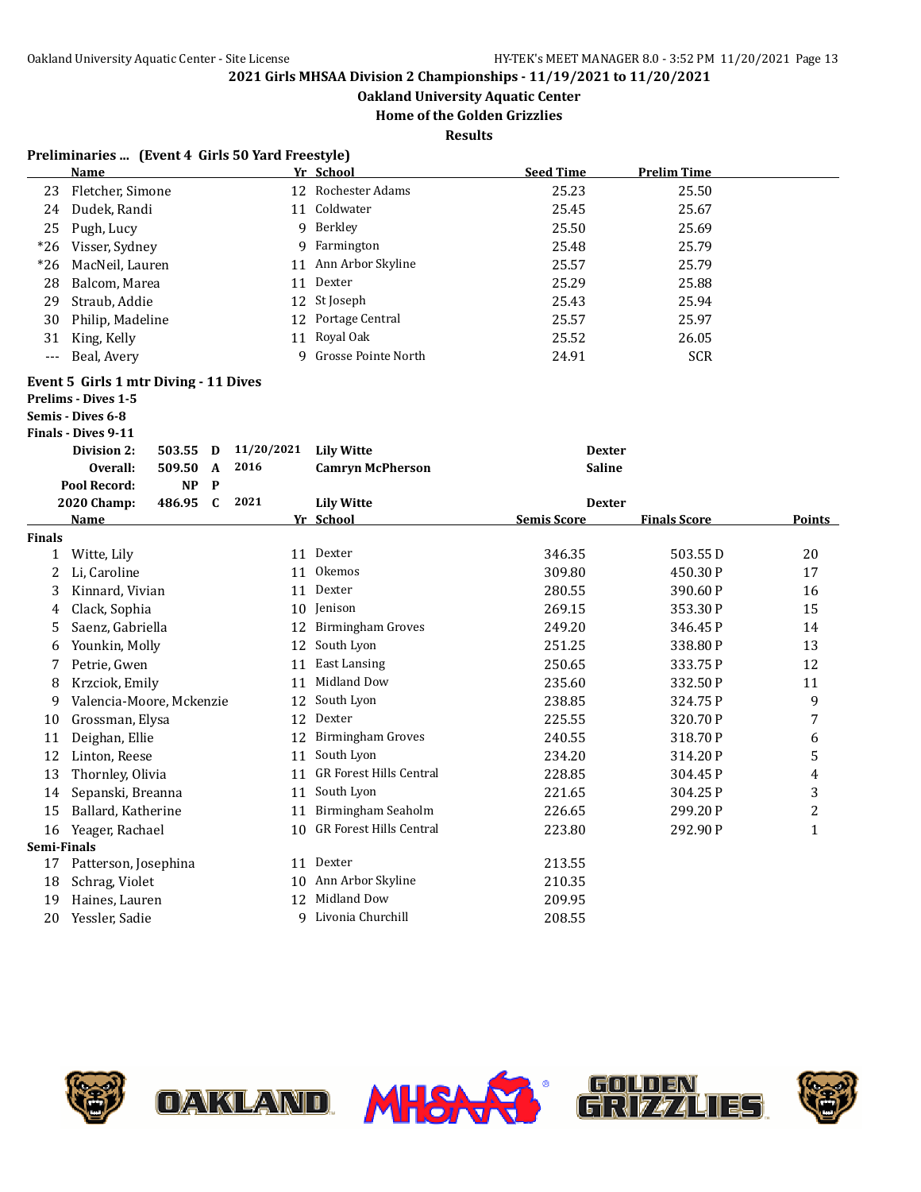2021 Girls MHSAA Division 2 Championships - 11/19/2021 to 11/20/2021

Oakland University Aquatic Center

Home of the Golden Grizzlies

Results

**Preliminaries ... (Event 4 Girls 50 Yard Freestyle)**

| | Name | Yr | School | Seed Time | Prelim Time |
|---|---|---|---|---|---|
| 23 | Fletcher, Simone | 12 | Rochester Adams | 25.23 | 25.50 |
| 24 | Dudek, Randi | 11 | Coldwater | 25.45 | 25.67 |
| 25 | Pugh, Lucy | 9 | Berkley | 25.50 | 25.69 |
| *26 | Visser, Sydney | 9 | Farmington | 25.48 | 25.79 |
| *26 | MacNeil, Lauren | 11 | Ann Arbor Skyline | 25.57 | 25.79 |
| 28 | Balcom, Marea | 11 | Dexter | 25.29 | 25.88 |
| 29 | Straub, Addie | 12 | St Joseph | 25.43 | 25.94 |
| 30 | Philip, Madeline | 12 | Portage Central | 25.57 | 25.97 |
| 31 | King, Kelly | 11 | Royal Oak | 25.52 | 26.05 |
| --- | Beal, Avery | 9 | Grosse Pointe North | 24.91 | SCR |

**Event 5 Girls 1 mtr Diving - 11 Dives**

**Prelims - Dives 1-5**

**Semis - Dives 6-8**

**Finals - Dives 9-11**

| | | | | | |
|---|---|---|---|---|---|
| Division 2: | 503.55 | D | 11/20/2021 | Lily Witte | Dexter |
| Overall: | 509.50 | A | 2016 | Camryn McPherson | Saline |
| Pool Record: | NP | P | | | |
| 2020 Champ: | 486.95 | C | 2021 | Lily Witte | Dexter |

| | Name | Yr | School | Semis Score | Finals Score | Points |
|---|---|---|---|---|---|---|
| **Finals** | | | | | | |
| 1 | Witte, Lily | 11 | Dexter | 346.35 | 503.55 D | 20 |
| 2 | Li, Caroline | 11 | Okemos | 309.80 | 450.30 P | 17 |
| 3 | Kinnard, Vivian | 11 | Dexter | 280.55 | 390.60 P | 16 |
| 4 | Clack, Sophia | 10 | Jenison | 269.15 | 353.30 P | 15 |
| 5 | Saenz, Gabriella | 12 | Birmingham Groves | 249.20 | 346.45 P | 14 |
| 6 | Younkin, Molly | 12 | South Lyon | 251.25 | 338.80 P | 13 |
| 7 | Petrie, Gwen | 11 | East Lansing | 250.65 | 333.75 P | 12 |
| 8 | Krzciok, Emily | 11 | Midland Dow | 235.60 | 332.50 P | 11 |
| 9 | Valencia-Moore, Mckenzie | 12 | South Lyon | 238.85 | 324.75 P | 9 |
| 10 | Grossman, Elysa | 12 | Dexter | 225.55 | 320.70 P | 7 |
| 11 | Deighan, Ellie | 12 | Birmingham Groves | 240.55 | 318.70 P | 6 |
| 12 | Linton, Reese | 11 | South Lyon | 234.20 | 314.20 P | 5 |
| 13 | Thornley, Olivia | 11 | GR Forest Hills Central | 228.85 | 304.45 P | 4 |
| 14 | Sepanski, Breanna | 11 | South Lyon | 221.65 | 304.25 P | 3 |
| 15 | Ballard, Katherine | 11 | Birmingham Seaholm | 226.65 | 299.20 P | 2 |
| 16 | Yeager, Rachael | 10 | GR Forest Hills Central | 223.80 | 292.90 P | 1 |
| **Semi-Finals** | | | | | | |
| 17 | Patterson, Josephina | 11 | Dexter | 213.55 | | |
| 18 | Schrag, Violet | 10 | Ann Arbor Skyline | 210.35 | | |
| 19 | Haines, Lauren | 12 | Midland Dow | 209.95 | | |
| 20 | Yessler, Sadie | 9 | Livonia Churchill | 208.55 | | |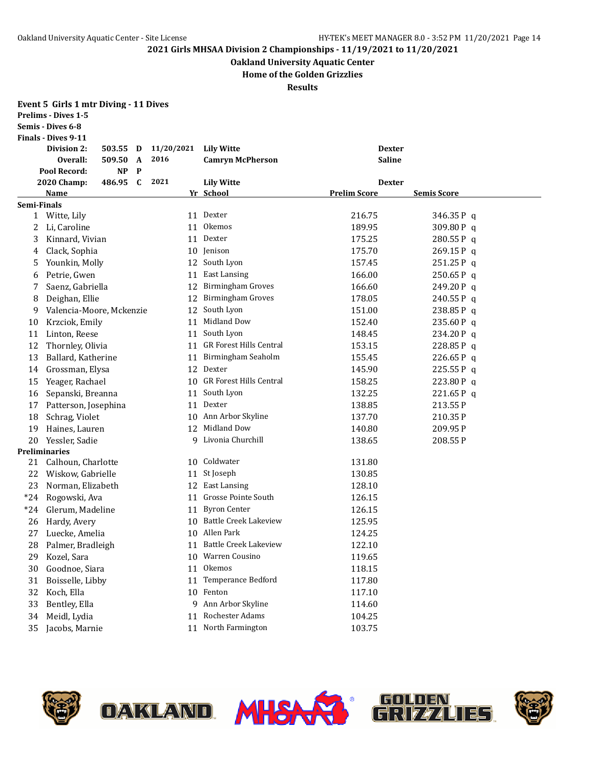2021 Girls MHSAA Division 2 Championships - 11/19/2021 to 11/20/2021

Oakland University Aquatic Center

Home of the Golden Grizzlies

Results

## Event 5 Girls 1 mtr Diving - 11 Dives

Prelims - Dives 1-5
Semis - Dives 6-8
Finals - Dives 9-11

| | | | | | |
|---|---|---|---|---|---|
| Division 2: | 503.55 | D | 11/20/2021 | Lily Witte | Dexter |
| Overall: | 509.50 | A | 2016 | Camryn McPherson | Saline |
| Pool Record: | NP | P | | | |
| 2020 Champ: | 486.95 | C | 2021 | Lily Witte | Dexter |

| | Name | Yr | School | Prelim Score | Semis Score |
|---|---|---|---|---|---|
| **Semi-Finals** | | | | | |
| 1 | Witte, Lily | 11 | Dexter | 216.75 | 346.35 P q |
| 2 | Li, Caroline | 11 | Okemos | 189.95 | 309.80 P q |
| 3 | Kinnard, Vivian | 11 | Dexter | 175.25 | 280.55 P q |
| 4 | Clack, Sophia | 10 | Jenison | 175.70 | 269.15 P q |
| 5 | Younkin, Molly | 12 | South Lyon | 157.45 | 251.25 P q |
| 6 | Petrie, Gwen | 11 | East Lansing | 166.00 | 250.65 P q |
| 7 | Saenz, Gabriella | 12 | Birmingham Groves | 166.60 | 249.20 P q |
| 8 | Deighan, Ellie | 12 | Birmingham Groves | 178.05 | 240.55 P q |
| 9 | Valencia-Moore, Mckenzie | 12 | South Lyon | 151.00 | 238.85 P q |
| 10 | Krzciok, Emily | 11 | Midland Dow | 152.40 | 235.60 P q |
| 11 | Linton, Reese | 11 | South Lyon | 148.45 | 234.20 P q |
| 12 | Thornley, Olivia | 11 | GR Forest Hills Central | 153.15 | 228.85 P q |
| 13 | Ballard, Katherine | 11 | Birmingham Seaholm | 155.45 | 226.65 P q |
| 14 | Grossman, Elysa | 12 | Dexter | 145.90 | 225.55 P q |
| 15 | Yeager, Rachael | 10 | GR Forest Hills Central | 158.25 | 223.80 P q |
| 16 | Sepanski, Breanna | 11 | South Lyon | 132.25 | 221.65 P q |
| 17 | Patterson, Josephina | 11 | Dexter | 138.85 | 213.55 P |
| 18 | Schrag, Violet | 10 | Ann Arbor Skyline | 137.70 | 210.35 P |
| 19 | Haines, Lauren | 12 | Midland Dow | 140.80 | 209.95 P |
| 20 | Yessler, Sadie | 9 | Livonia Churchill | 138.65 | 208.55 P |
| **Preliminaries** | | | | | |
| 21 | Calhoun, Charlotte | 10 | Coldwater | 131.80 | |
| 22 | Wiskow, Gabrielle | 11 | St Joseph | 130.85 | |
| 23 | Norman, Elizabeth | 12 | East Lansing | 128.10 | |
| *24 | Rogowski, Ava | 11 | Grosse Pointe South | 126.15 | |
| *24 | Glerum, Madeline | 11 | Byron Center | 126.15 | |
| 26 | Hardy, Avery | 10 | Battle Creek Lakeview | 125.95 | |
| 27 | Luecke, Amelia | 10 | Allen Park | 124.25 | |
| 28 | Palmer, Bradleigh | 11 | Battle Creek Lakeview | 122.10 | |
| 29 | Kozel, Sara | 10 | Warren Cousino | 119.65 | |
| 30 | Goodnoe, Siara | 11 | Okemos | 118.15 | |
| 31 | Boisselle, Libby | 11 | Temperance Bedford | 117.80 | |
| 32 | Koch, Ella | 10 | Fenton | 117.10 | |
| 33 | Bentley, Ella | 9 | Ann Arbor Skyline | 114.60 | |
| 34 | Meidl, Lydia | 11 | Rochester Adams | 104.25 | |
| 35 | Jacobs, Marnie | 11 | North Farmington | 103.75 | |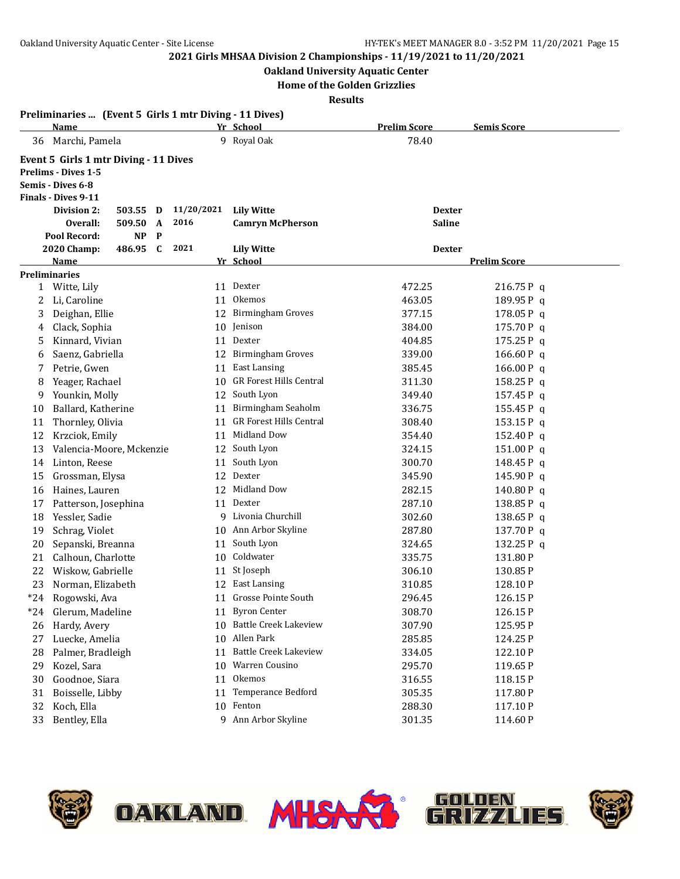## 2021 Girls MHSAA Division 2 Championships - 11/19/2021 to 11/20/2021

### Oakland University Aquatic Center

### Home of the Golden Grizzlies

### Results

**Preliminaries ... (Event 5 Girls 1 mtr Diving - 11 Dives)**

| | Name | Yr | School | Prelim Score | Semis Score |
|---|---|---|---|---|---|
| 36 | Marchi, Pamela | 9 | Royal Oak | 78.40 | |

**Event 5 Girls 1 mtr Diving - 11 Dives**

**Prelims - Dives 1-5**

**Semis - Dives 6-8**

**Finals - Dives 9-11**

| | | | | | |
|---|---|---|---|---|---|
| **Division 2:** | **503.55** | **D** | **11/20/2021** | **Lily Witte** | **Dexter** |
| **Overall:** | **509.50** | **A** | **2016** | **Camryn McPherson** | **Saline** |
| **Pool Record:** | **NP** | **P** | | | |
| **2020 Champ:** | **486.95** | **C** | **2021** | **Lily Witte** | **Dexter** |

| | Name | Yr | School | | Prelim Score |
|---|---|---|---|---|---|
| **Preliminaries** | | | | | |
| 1 | Witte, Lily | 11 | Dexter | 472.25 | 216.75 P q |
| 2 | Li, Caroline | 11 | Okemos | 463.05 | 189.95 P q |
| 3 | Deighan, Ellie | 12 | Birmingham Groves | 377.15 | 178.05 P q |
| 4 | Clack, Sophia | 10 | Jenison | 384.00 | 175.70 P q |
| 5 | Kinnard, Vivian | 11 | Dexter | 404.85 | 175.25 P q |
| 6 | Saenz, Gabriella | 12 | Birmingham Groves | 339.00 | 166.60 P q |
| 7 | Petrie, Gwen | 11 | East Lansing | 385.45 | 166.00 P q |
| 8 | Yeager, Rachael | 10 | GR Forest Hills Central | 311.30 | 158.25 P q |
| 9 | Younkin, Molly | 12 | South Lyon | 349.40 | 157.45 P q |
| 10 | Ballard, Katherine | 11 | Birmingham Seaholm | 336.75 | 155.45 P q |
| 11 | Thornley, Olivia | 11 | GR Forest Hills Central | 308.40 | 153.15 P q |
| 12 | Krzciok, Emily | 11 | Midland Dow | 354.40 | 152.40 P q |
| 13 | Valencia-Moore, Mckenzie | 12 | South Lyon | 324.15 | 151.00 P q |
| 14 | Linton, Reese | 11 | South Lyon | 300.70 | 148.45 P q |
| 15 | Grossman, Elysa | 12 | Dexter | 345.90 | 145.90 P q |
| 16 | Haines, Lauren | 12 | Midland Dow | 282.15 | 140.80 P q |
| 17 | Patterson, Josephina | 11 | Dexter | 287.10 | 138.85 P q |
| 18 | Yessler, Sadie | 9 | Livonia Churchill | 302.60 | 138.65 P q |
| 19 | Schrag, Violet | 10 | Ann Arbor Skyline | 287.80 | 137.70 P q |
| 20 | Sepanski, Breanna | 11 | South Lyon | 324.65 | 132.25 P q |
| 21 | Calhoun, Charlotte | 10 | Coldwater | 335.75 | 131.80 P |
| 22 | Wiskow, Gabrielle | 11 | St Joseph | 306.10 | 130.85 P |
| 23 | Norman, Elizabeth | 12 | East Lansing | 310.85 | 128.10 P |
| *24 | Rogowski, Ava | 11 | Grosse Pointe South | 296.45 | 126.15 P |
| *24 | Glerum, Madeline | 11 | Byron Center | 308.70 | 126.15 P |
| 26 | Hardy, Avery | 10 | Battle Creek Lakeview | 307.90 | 125.95 P |
| 27 | Luecke, Amelia | 10 | Allen Park | 285.85 | 124.25 P |
| 28 | Palmer, Bradleigh | 11 | Battle Creek Lakeview | 334.05 | 122.10 P |
| 29 | Kozel, Sara | 10 | Warren Cousino | 295.70 | 119.65 P |
| 30 | Goodnoe, Siara | 11 | Okemos | 316.55 | 118.15 P |
| 31 | Boisselle, Libby | 11 | Temperance Bedford | 305.35 | 117.80 P |
| 32 | Koch, Ella | 10 | Fenton | 288.30 | 117.10 P |
| 33 | Bentley, Ella | 9 | Ann Arbor Skyline | 301.35 | 114.60 P |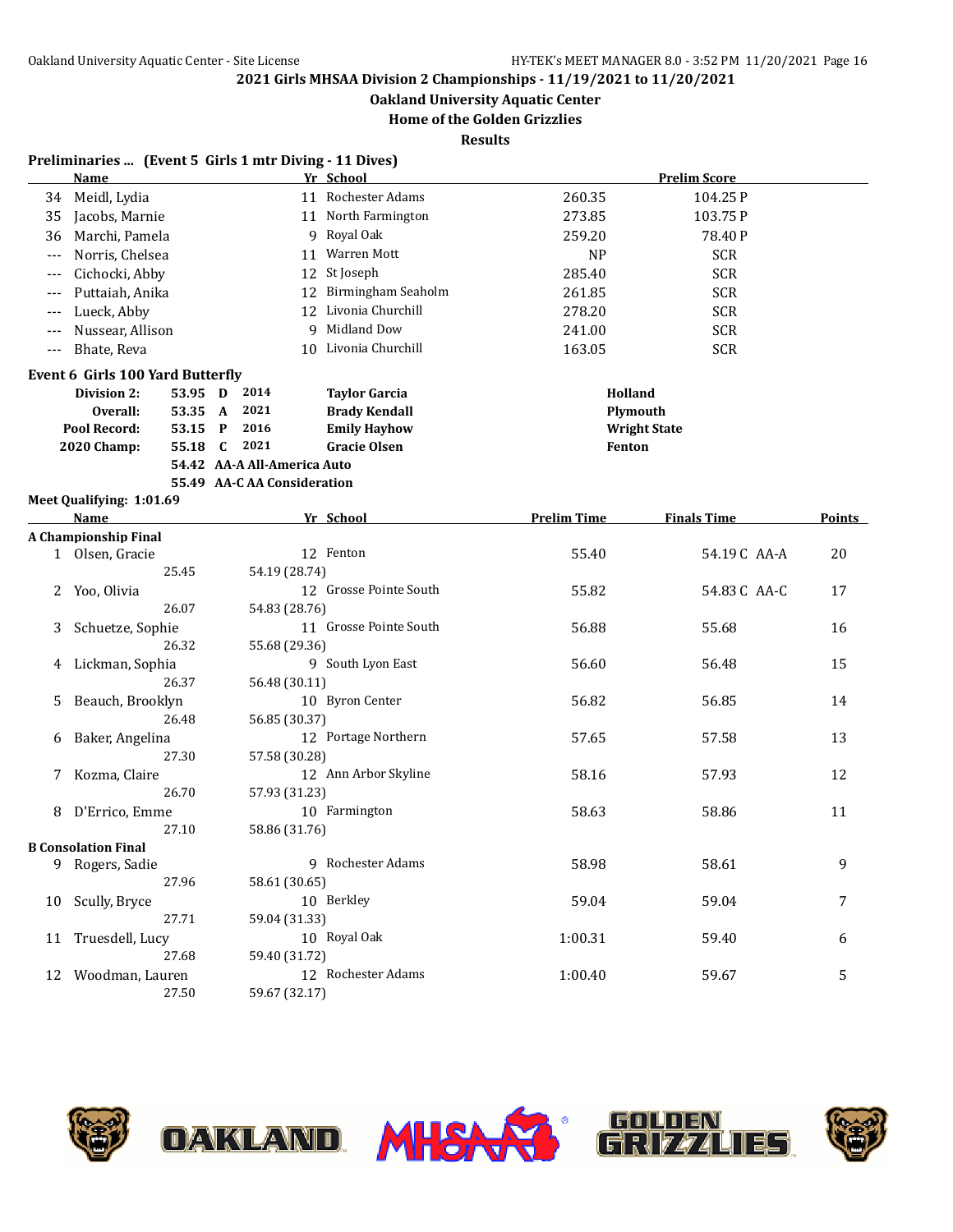2021 Girls MHSAA Division 2 Championships - 11/19/2021 to 11/20/2021

Oakland University Aquatic Center

Home of the Golden Grizzlies

Results

## Preliminaries ... (Event 5 Girls 1 mtr Diving - 11 Dives)

| | Name | Yr | School | | Prelim Score |
|---|---|---|---|---|---|
| 34 | Meidl, Lydia | 11 | Rochester Adams | 260.35 | 104.25 P |
| 35 | Jacobs, Marnie | 11 | North Farmington | 273.85 | 103.75 P |
| 36 | Marchi, Pamela | 9 | Royal Oak | 259.20 | 78.40 P |
| --- | Norris, Chelsea | 11 | Warren Mott | NP | SCR |
| --- | Cichocki, Abby | 12 | St Joseph | 285.40 | SCR |
| --- | Puttaiah, Anika | 12 | Birmingham Seaholm | 261.85 | SCR |
| --- | Lueck, Abby | 12 | Livonia Churchill | 278.20 | SCR |
| --- | Nussear, Allison | 9 | Midland Dow | 241.00 | SCR |
| --- | Bhate, Reva | 10 | Livonia Churchill | 163.05 | SCR |

## Event 6 Girls 100 Yard Butterfly

| | | | | | |
|---|---|---|---|---|---|
| **Division 2:** | **53.95** | **D** | **2014** | **Taylor Garcia** | **Holland** |
| **Overall:** | **53.35** | **A** | **2021** | **Brady Kendall** | **Plymouth** |
| **Pool Record:** | **53.15** | **P** | **2016** | **Emily Hayhow** | **Wright State** |
| **2020 Champ:** | **55.18** | **C** | **2021** | **Gracie Olsen** | **Fenton** |
| | **54.42** | **AA-A** | **All-America Auto** | | |
| | **55.49** | **AA-C** | **AA Consideration** | | |

**Meet Qualifying: 1:01.69**

| | Name | Yr | School | Prelim Time | Finals Time | Points |
|---|---|---|---|---|---|---|
| **A Championship Final** | | | | | | |
| 1 | Olsen, Gracie | 12 | Fenton | 55.40 | 54.19 C AA-A | 20 |
| | 25.45 | 54.19 (28.74) | | | | |
| 2 | Yoo, Olivia | 12 | Grosse Pointe South | 55.82 | 54.83 C AA-C | 17 |
| | 26.07 | 54.83 (28.76) | | | | |
| 3 | Schuetze, Sophie | 11 | Grosse Pointe South | 56.88 | 55.68 | 16 |
| | 26.32 | 55.68 (29.36) | | | | |
| 4 | Lickman, Sophia | 9 | South Lyon East | 56.60 | 56.48 | 15 |
| | 26.37 | 56.48 (30.11) | | | | |
| 5 | Beauch, Brooklyn | 10 | Byron Center | 56.82 | 56.85 | 14 |
| | 26.48 | 56.85 (30.37) | | | | |
| 6 | Baker, Angelina | 12 | Portage Northern | 57.65 | 57.58 | 13 |
| | 27.30 | 57.58 (30.28) | | | | |
| 7 | Kozma, Claire | 12 | Ann Arbor Skyline | 58.16 | 57.93 | 12 |
| | 26.70 | 57.93 (31.23) | | | | |
| 8 | D'Errico, Emme | 10 | Farmington | 58.63 | 58.86 | 11 |
| | 27.10 | 58.86 (31.76) | | | | |
| **B Consolation Final** | | | | | | |
| 9 | Rogers, Sadie | 9 | Rochester Adams | 58.98 | 58.61 | 9 |
| | 27.96 | 58.61 (30.65) | | | | |
| 10 | Scully, Bryce | 10 | Berkley | 59.04 | 59.04 | 7 |
| | 27.71 | 59.04 (31.33) | | | | |
| 11 | Truesdell, Lucy | 10 | Royal Oak | 1:00.31 | 59.40 | 6 |
| | 27.68 | 59.40 (31.72) | | | | |
| 12 | Woodman, Lauren | 12 | Rochester Adams | 1:00.40 | 59.67 | 5 |
| | 27.50 | 59.67 (32.17) | | | | |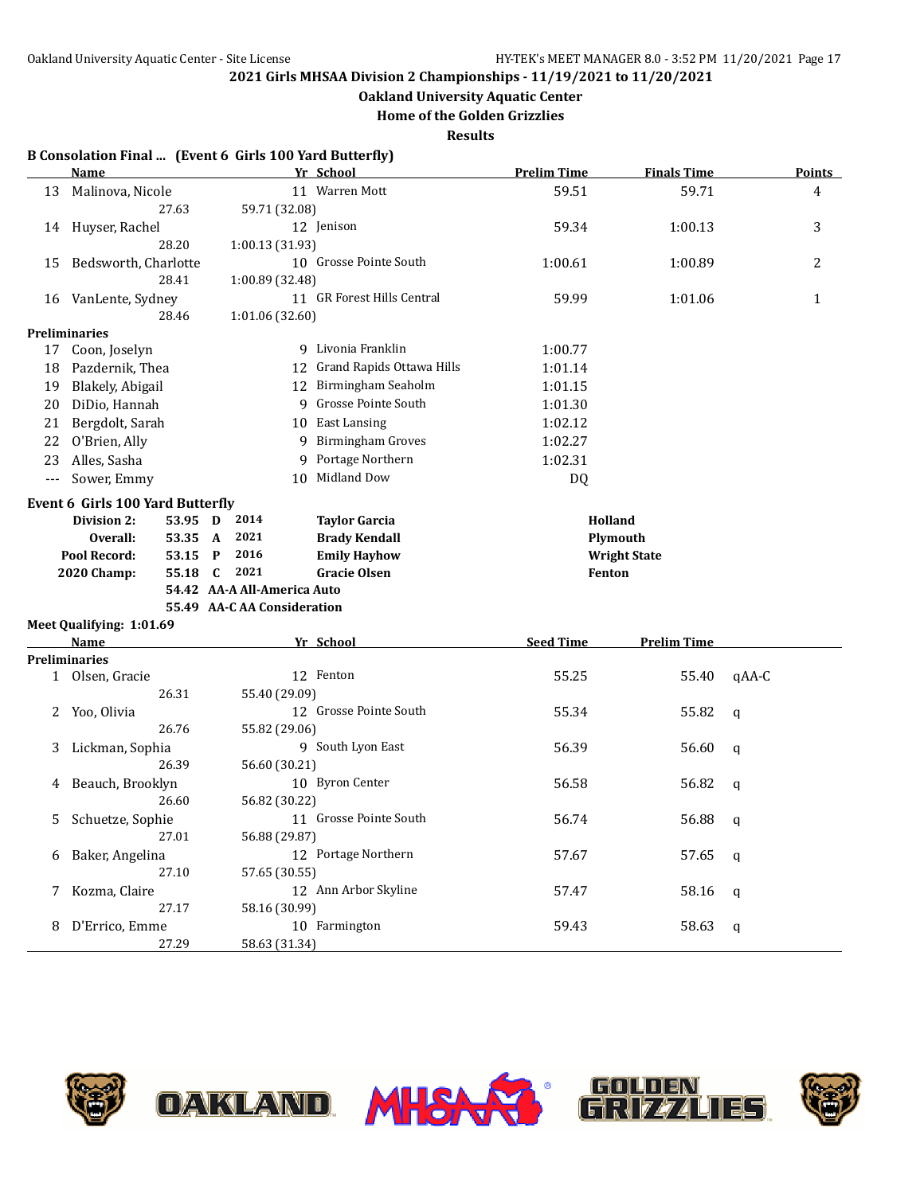2021 Girls MHSAA Division 2 Championships - 11/19/2021 to 11/20/2021

Oakland University Aquatic Center

Home of the Golden Grizzlies

Results

## B Consolation Final ... (Event 6 Girls 100 Yard Butterfly)

| | Name | Yr | School | Prelim Time | Finals Time | Points |
|---|---|---|---|---|---|---|
| 13 | Malinova, Nicole | 11 | Warren Mott | 59.51 | 59.71 | 4 |
| | 27.63 | 59.71 (32.08) | | | | |
| 14 | Huyser, Rachel | 12 | Jenison | 59.34 | 1:00.13 | 3 |
| | 28.20 | 1:00.13 (31.93) | | | | |
| 15 | Bedsworth, Charlotte | 10 | Grosse Pointe South | 1:00.61 | 1:00.89 | 2 |
| | 28.41 | 1:00.89 (32.48) | | | | |
| 16 | VanLente, Sydney | 11 | GR Forest Hills Central | 59.99 | 1:01.06 | 1 |
| | 28.46 | 1:01.06 (32.60) | | | | |
| **Preliminaries** | | | | | | |
| 17 | Coon, Joselyn | 9 | Livonia Franklin | 1:00.77 | | |
| 18 | Pazdernik, Thea | 12 | Grand Rapids Ottawa Hills | 1:01.14 | | |
| 19 | Blakely, Abigail | 12 | Birmingham Seaholm | 1:01.15 | | |
| 20 | DiDio, Hannah | 9 | Grosse Pointe South | 1:01.30 | | |
| 21 | Bergdolt, Sarah | 10 | East Lansing | 1:02.12 | | |
| 22 | O'Brien, Ally | 9 | Birmingham Groves | 1:02.27 | | |
| 23 | Alles, Sasha | 9 | Portage Northern | 1:02.31 | | |
| --- | Sower, Emmy | 10 | Midland Dow | DQ | | |

## Event 6 Girls 100 Yard Butterfly

| | | | | | |
|---|---|---|---|---|---|
| Division 2: | 53.95 | D | 2014 | Taylor Garcia | Holland |
| Overall: | 53.35 | A | 2021 | Brady Kendall | Plymouth |
| Pool Record: | 53.15 | P | 2016 | Emily Hayhow | Wright State |
| 2020 Champ: | 55.18 | C | 2021 | Gracie Olsen | Fenton |
| | 54.42 | AA-A All-America Auto | | | |
| | 55.49 | AA-C AA Consideration | | | |

Meet Qualifying: 1:01.69

| | Name | Yr | School | Seed Time | Prelim Time | |
|---|---|---|---|---|---|---|
| **Preliminaries** | | | | | | |
| 1 | Olsen, Gracie | 12 | Fenton | 55.25 | 55.40 | qAA-C |
| | 26.31 | 55.40 (29.09) | | | | |
| 2 | Yoo, Olivia | 12 | Grosse Pointe South | 55.34 | 55.82 | q |
| | 26.76 | 55.82 (29.06) | | | | |
| 3 | Lickman, Sophia | 9 | South Lyon East | 56.39 | 56.60 | q |
| | 26.39 | 56.60 (30.21) | | | | |
| 4 | Beauch, Brooklyn | 10 | Byron Center | 56.58 | 56.82 | q |
| | 26.60 | 56.82 (30.22) | | | | |
| 5 | Schuetze, Sophie | 11 | Grosse Pointe South | 56.74 | 56.88 | q |
| | 27.01 | 56.88 (29.87) | | | | |
| 6 | Baker, Angelina | 12 | Portage Northern | 57.67 | 57.65 | q |
| | 27.10 | 57.65 (30.55) | | | | |
| 7 | Kozma, Claire | 12 | Ann Arbor Skyline | 57.47 | 58.16 | q |
| | 27.17 | 58.16 (30.99) | | | | |
| 8 | D'Errico, Emme | 10 | Farmington | 59.43 | 58.63 | q |
| | 27.29 | 58.63 (31.34) | | | | |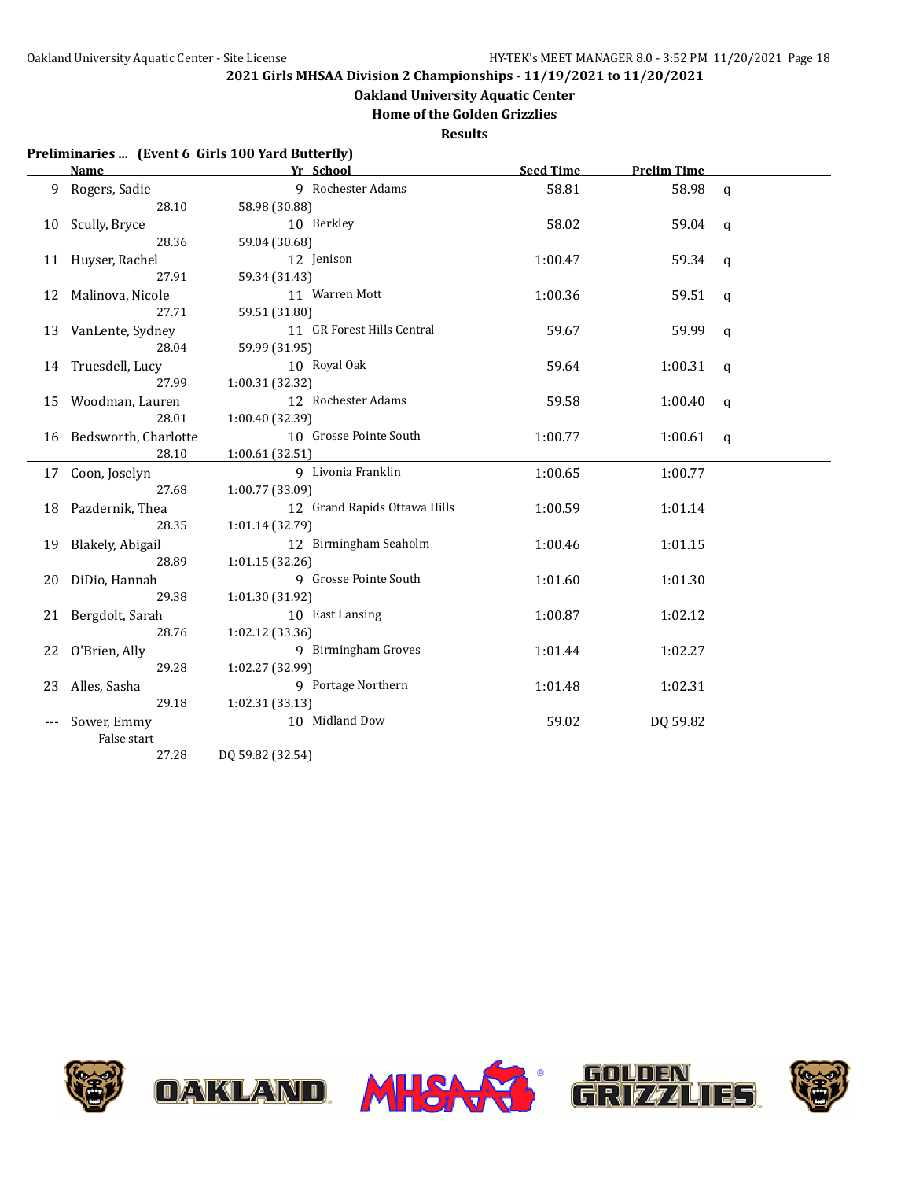**2021 Girls MHSAA Division 2 Championships - 11/19/2021 to 11/20/2021**

**Oakland University Aquatic Center**

**Home of the Golden Grizzlies**

**Results**

**Preliminaries ... (Event 6 Girls 100 Yard Butterfly)**

| | Name | Yr | School | Seed Time | Prelim Time | |
|---|---|---|---|---|---|---|
| 9 | Rogers, Sadie | 9 | Rochester Adams | 58.81 | 58.98 | q |
| | 28.10 | 58.98 (30.88) | | | | |
| 10 | Scully, Bryce | 10 | Berkley | 58.02 | 59.04 | q |
| | 28.36 | 59.04 (30.68) | | | | |
| 11 | Huyser, Rachel | 12 | Jenison | 1:00.47 | 59.34 | q |
| | 27.91 | 59.34 (31.43) | | | | |
| 12 | Malinova, Nicole | 11 | Warren Mott | 1:00.36 | 59.51 | q |
| | 27.71 | 59.51 (31.80) | | | | |
| 13 | VanLente, Sydney | 11 | GR Forest Hills Central | 59.67 | 59.99 | q |
| | 28.04 | 59.99 (31.95) | | | | |
| 14 | Truesdell, Lucy | 10 | Royal Oak | 59.64 | 1:00.31 | q |
| | 27.99 | 1:00.31 (32.32) | | | | |
| 15 | Woodman, Lauren | 12 | Rochester Adams | 59.58 | 1:00.40 | q |
| | 28.01 | 1:00.40 (32.39) | | | | |
| 16 | Bedsworth, Charlotte | 10 | Grosse Pointe South | 1:00.77 | 1:00.61 | q |
| | 28.10 | 1:00.61 (32.51) | | | | |
| 17 | Coon, Joselyn | 9 | Livonia Franklin | 1:00.65 | 1:00.77 | |
| | 27.68 | 1:00.77 (33.09) | | | | |
| 18 | Pazdernik, Thea | 12 | Grand Rapids Ottawa Hills | 1:00.59 | 1:01.14 | |
| | 28.35 | 1:01.14 (32.79) | | | | |
| 19 | Blakely, Abigail | 12 | Birmingham Seaholm | 1:00.46 | 1:01.15 | |
| | 28.89 | 1:01.15 (32.26) | | | | |
| 20 | DiDio, Hannah | 9 | Grosse Pointe South | 1:01.60 | 1:01.30 | |
| | 29.38 | 1:01.30 (31.92) | | | | |
| 21 | Bergdolt, Sarah | 10 | East Lansing | 1:00.87 | 1:02.12 | |
| | 28.76 | 1:02.12 (33.36) | | | | |
| 22 | O'Brien, Ally | 9 | Birmingham Groves | 1:01.44 | 1:02.27 | |
| | 29.28 | 1:02.27 (32.99) | | | | |
| 23 | Alles, Sasha | 9 | Portage Northern | 1:01.48 | 1:02.31 | |
| | 29.18 | 1:02.31 (33.13) | | | | |
| --- | Sower, Emmy | 10 | Midland Dow | 59.02 | DQ 59.82 | |
| | False start | | | | | |
| | 27.28 | DQ 59.82 (32.54) | | | | |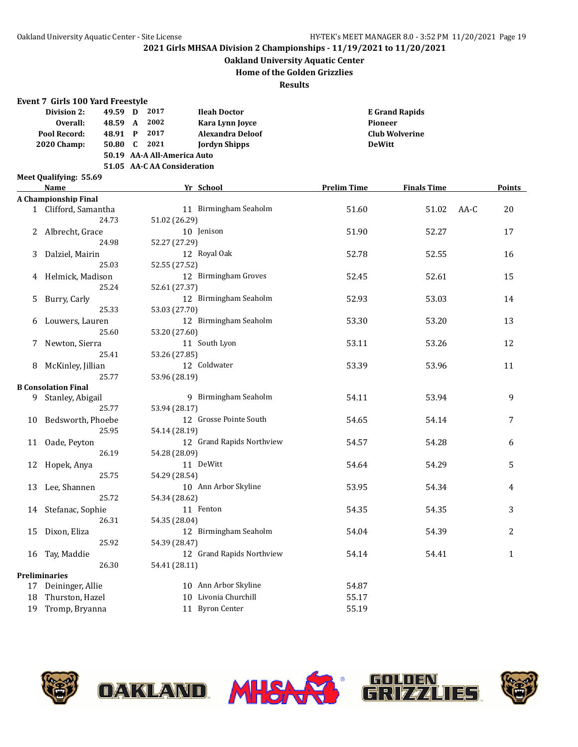2021 Girls MHSAA Division 2 Championships - 11/19/2021 to 11/20/2021

Oakland University Aquatic Center

Home of the Golden Grizzlies

Results

**Event 7 Girls 100 Yard Freestyle**

| | | | | | |
|---|---|---|---|---|---|
| Division 2: | 49.59 | D | 2017 | Ileah Doctor | E Grand Rapids |
| Overall: | 48.59 | A | 2002 | Kara Lynn Joyce | Pioneer |
| Pool Record: | 48.91 | P | 2017 | Alexandra Deloof | Club Wolverine |
| 2020 Champ: | 50.80 | C | 2021 | Jordyn Shipps | DeWitt |
| | 50.19 | AA-A | All-America Auto | | |
| | 51.05 | AA-C | AA Consideration | | |

Meet Qualifying: 55.69

| | Name | Yr | School | Prelim Time | Finals Time | | Points |
|---|---|---|---|---|---|---|---|
| **A Championship Final** | | | | | | | |
| 1 | Clifford, Samantha | 11 | Birmingham Seaholm | 51.60 | 51.02 | AA-C | 20 |
| | 24.73 | | 51.02 (26.29) | | | | |
| 2 | Albrecht, Grace | 10 | Jenison | 51.90 | 52.27 | | 17 |
| | 24.98 | | 52.27 (27.29) | | | | |
| 3 | Dalziel, Mairin | 12 | Royal Oak | 52.78 | 52.55 | | 16 |
| | 25.03 | | 52.55 (27.52) | | | | |
| 4 | Helmick, Madison | 12 | Birmingham Groves | 52.45 | 52.61 | | 15 |
| | 25.24 | | 52.61 (27.37) | | | | |
| 5 | Burry, Carly | 12 | Birmingham Seaholm | 52.93 | 53.03 | | 14 |
| | 25.33 | | 53.03 (27.70) | | | | |
| 6 | Louwers, Lauren | 12 | Birmingham Seaholm | 53.30 | 53.20 | | 13 |
| | 25.60 | | 53.20 (27.60) | | | | |
| 7 | Newton, Sierra | 11 | South Lyon | 53.11 | 53.26 | | 12 |
| | 25.41 | | 53.26 (27.85) | | | | |
| 8 | McKinley, Jillian | 12 | Coldwater | 53.39 | 53.96 | | 11 |
| | 25.77 | | 53.96 (28.19) | | | | |
| **B Consolation Final** | | | | | | | |
| 9 | Stanley, Abigail | 9 | Birmingham Seaholm | 54.11 | 53.94 | | 9 |
| | 25.77 | | 53.94 (28.17) | | | | |
| 10 | Bedsworth, Phoebe | 12 | Grosse Pointe South | 54.65 | 54.14 | | 7 |
| | 25.95 | | 54.14 (28.19) | | | | |
| 11 | Oade, Peyton | 12 | Grand Rapids Northview | 54.57 | 54.28 | | 6 |
| | 26.19 | | 54.28 (28.09) | | | | |
| 12 | Hopek, Anya | 11 | DeWitt | 54.64 | 54.29 | | 5 |
| | 25.75 | | 54.29 (28.54) | | | | |
| 13 | Lee, Shannen | 10 | Ann Arbor Skyline | 53.95 | 54.34 | | 4 |
| | 25.72 | | 54.34 (28.62) | | | | |
| 14 | Stefanac, Sophie | 11 | Fenton | 54.35 | 54.35 | | 3 |
| | 26.31 | | 54.35 (28.04) | | | | |
| 15 | Dixon, Eliza | 12 | Birmingham Seaholm | 54.04 | 54.39 | | 2 |
| | 25.92 | | 54.39 (28.47) | | | | |
| 16 | Tay, Maddie | 12 | Grand Rapids Northview | 54.14 | 54.41 | | 1 |
| | 26.30 | | 54.41 (28.11) | | | | |
| **Preliminaries** | | | | | | | |
| 17 | Deininger, Allie | 10 | Ann Arbor Skyline | 54.87 | | | |
| 18 | Thurston, Hazel | 10 | Livonia Churchill | 55.17 | | | |
| 19 | Tromp, Bryanna | 11 | Byron Center | 55.19 | | | |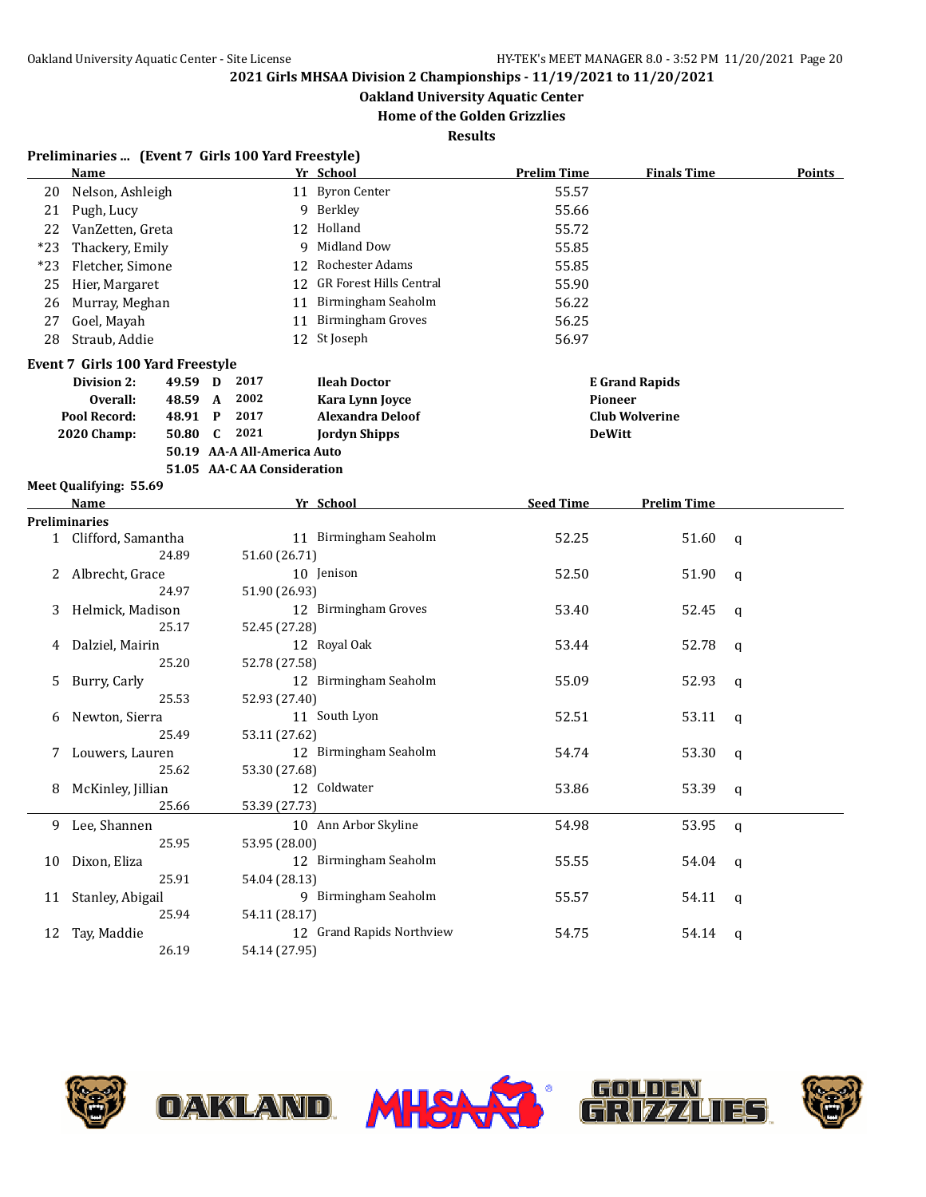## 2021 Girls MHSAA Division 2 Championships - 11/19/2021 to 11/20/2021

### Oakland University Aquatic Center
### Home of the Golden Grizzlies
### Results

**Preliminaries ... (Event 7 Girls 100 Yard Freestyle)**

| | Name | Yr | School | Prelim Time | Finals Time | Points |
|---|---|---|---|---|---|---|
| 20 | Nelson, Ashleigh | 11 | Byron Center | 55.57 | | |
| 21 | Pugh, Lucy | 9 | Berkley | 55.66 | | |
| 22 | VanZetten, Greta | 12 | Holland | 55.72 | | |
| *23 | Thackery, Emily | 9 | Midland Dow | 55.85 | | |
| *23 | Fletcher, Simone | 12 | Rochester Adams | 55.85 | | |
| 25 | Hier, Margaret | 12 | GR Forest Hills Central | 55.90 | | |
| 26 | Murray, Meghan | 11 | Birmingham Seaholm | 56.22 | | |
| 27 | Goel, Mayah | 11 | Birmingham Groves | 56.25 | | |
| 28 | Straub, Addie | 12 | St Joseph | 56.97 | | |

**Event 7 Girls 100 Yard Freestyle**

| | | | | | |
|---|---|---|---|---|---|
| **Division 2:** | 49.59 | D | 2017 | **Ileah Doctor** | **E Grand Rapids** |
| **Overall:** | 48.59 | A | 2002 | **Kara Lynn Joyce** | **Pioneer** |
| **Pool Record:** | 48.91 | P | 2017 | **Alexandra Deloof** | **Club Wolverine** |
| **2020 Champ:** | 50.80 | C | 2021 | **Jordyn Shipps** | **DeWitt** |
| | 50.19 | AA-A All-America Auto | | | |
| | 51.05 | AA-C AA Consideration | | | |

**Meet Qualifying: 55.69**

| | Name | Yr | School | Seed Time | Prelim Time | |
|---|---|---|---|---|---|---|
| **Preliminaries** | | | | | | |
| 1 | Clifford, Samantha | 11 | Birmingham Seaholm | 52.25 | 51.60 | q |
| | 24.89 | 51.60 (26.71) | | | | |
| 2 | Albrecht, Grace | 10 | Jenison | 52.50 | 51.90 | q |
| | 24.97 | 51.90 (26.93) | | | | |
| 3 | Helmick, Madison | 12 | Birmingham Groves | 53.40 | 52.45 | q |
| | 25.17 | 52.45 (27.28) | | | | |
| 4 | Dalziel, Mairin | 12 | Royal Oak | 53.44 | 52.78 | q |
| | 25.20 | 52.78 (27.58) | | | | |
| 5 | Burry, Carly | 12 | Birmingham Seaholm | 55.09 | 52.93 | q |
| | 25.53 | 52.93 (27.40) | | | | |
| 6 | Newton, Sierra | 11 | South Lyon | 52.51 | 53.11 | q |
| | 25.49 | 53.11 (27.62) | | | | |
| 7 | Louwers, Lauren | 12 | Birmingham Seaholm | 54.74 | 53.30 | q |
| | 25.62 | 53.30 (27.68) | | | | |
| 8 | McKinley, Jillian | 12 | Coldwater | 53.86 | 53.39 | q |
| | 25.66 | 53.39 (27.73) | | | | |
| 9 | Lee, Shannen | 10 | Ann Arbor Skyline | 54.98 | 53.95 | q |
| | 25.95 | 53.95 (28.00) | | | | |
| 10 | Dixon, Eliza | 12 | Birmingham Seaholm | 55.55 | 54.04 | q |
| | 25.91 | 54.04 (28.13) | | | | |
| 11 | Stanley, Abigail | 9 | Birmingham Seaholm | 55.57 | 54.11 | q |
| | 25.94 | 54.11 (28.17) | | | | |
| 12 | Tay, Maddie | 12 | Grand Rapids Northview | 54.75 | 54.14 | q |
| | 26.19 | 54.14 (27.95) | | | | |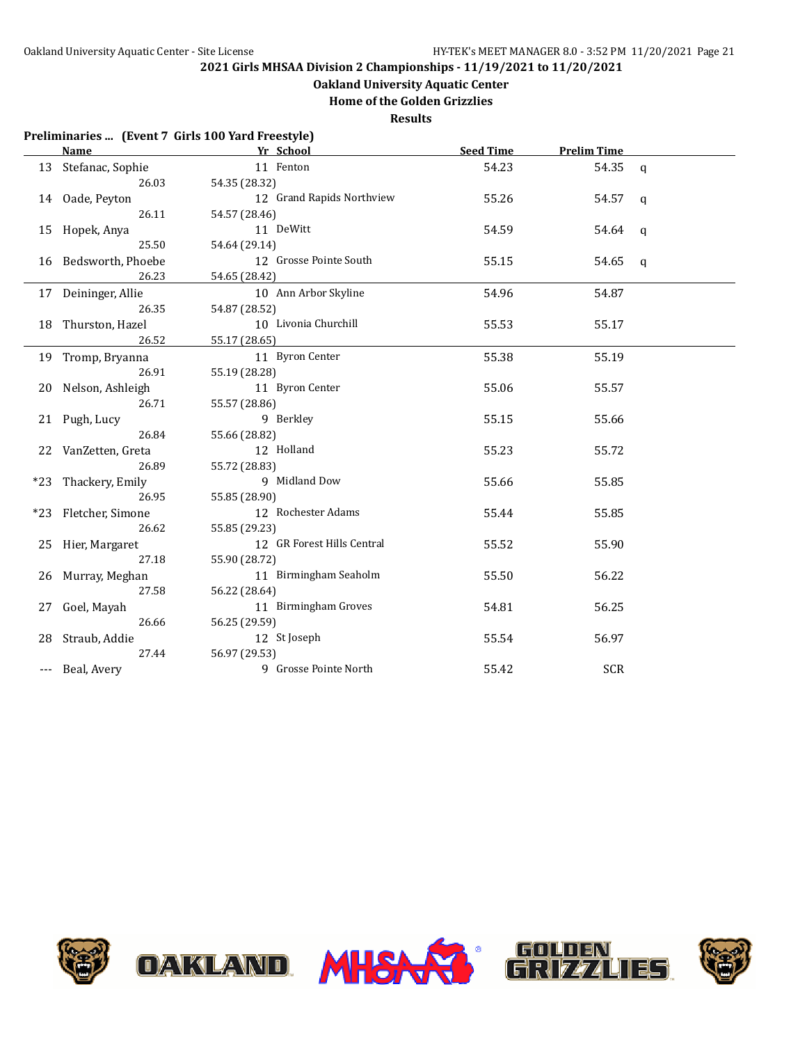## 2021 Girls MHSAA Division 2 Championships - 11/19/2021 to 11/20/2021

### Oakland University Aquatic Center

### Home of the Golden Grizzlies

### Results

**Preliminaries ... (Event 7 Girls 100 Yard Freestyle)**

| | Name | Yr | School | Seed Time | Prelim Time | |
|---|---|---|---|---|---|---|
| 13 | Stefanac, Sophie | 11 | Fenton | 54.23 | 54.35 | q |
| | 26.03 | 54.35 (28.32) | | | | |
| 14 | Oade, Peyton | 12 | Grand Rapids Northview | 55.26 | 54.57 | q |
| | 26.11 | 54.57 (28.46) | | | | |
| 15 | Hopek, Anya | 11 | DeWitt | 54.59 | 54.64 | q |
| | 25.50 | 54.64 (29.14) | | | | |
| 16 | Bedsworth, Phoebe | 12 | Grosse Pointe South | 55.15 | 54.65 | q |
| | 26.23 | 54.65 (28.42) | | | | |
| 17 | Deininger, Allie | 10 | Ann Arbor Skyline | 54.96 | 54.87 | |
| | 26.35 | 54.87 (28.52) | | | | |
| 18 | Thurston, Hazel | 10 | Livonia Churchill | 55.53 | 55.17 | |
| | 26.52 | 55.17 (28.65) | | | | |
| 19 | Tromp, Bryanna | 11 | Byron Center | 55.38 | 55.19 | |
| | 26.91 | 55.19 (28.28) | | | | |
| 20 | Nelson, Ashleigh | 11 | Byron Center | 55.06 | 55.57 | |
| | 26.71 | 55.57 (28.86) | | | | |
| 21 | Pugh, Lucy | 9 | Berkley | 55.15 | 55.66 | |
| | 26.84 | 55.66 (28.82) | | | | |
| 22 | VanZetten, Greta | 12 | Holland | 55.23 | 55.72 | |
| | 26.89 | 55.72 (28.83) | | | | |
| *23 | Thackery, Emily | 9 | Midland Dow | 55.66 | 55.85 | |
| | 26.95 | 55.85 (28.90) | | | | |
| *23 | Fletcher, Simone | 12 | Rochester Adams | 55.44 | 55.85 | |
| | 26.62 | 55.85 (29.23) | | | | |
| 25 | Hier, Margaret | 12 | GR Forest Hills Central | 55.52 | 55.90 | |
| | 27.18 | 55.90 (28.72) | | | | |
| 26 | Murray, Meghan | 11 | Birmingham Seaholm | 55.50 | 56.22 | |
| | 27.58 | 56.22 (28.64) | | | | |
| 27 | Goel, Mayah | 11 | Birmingham Groves | 54.81 | 56.25 | |
| | 26.66 | 56.25 (29.59) | | | | |
| 28 | Straub, Addie | 12 | St Joseph | 55.54 | 56.97 | |
| | 27.44 | 56.97 (29.53) | | | | |
| --- | Beal, Avery | 9 | Grosse Pointe North | 55.42 | SCR | |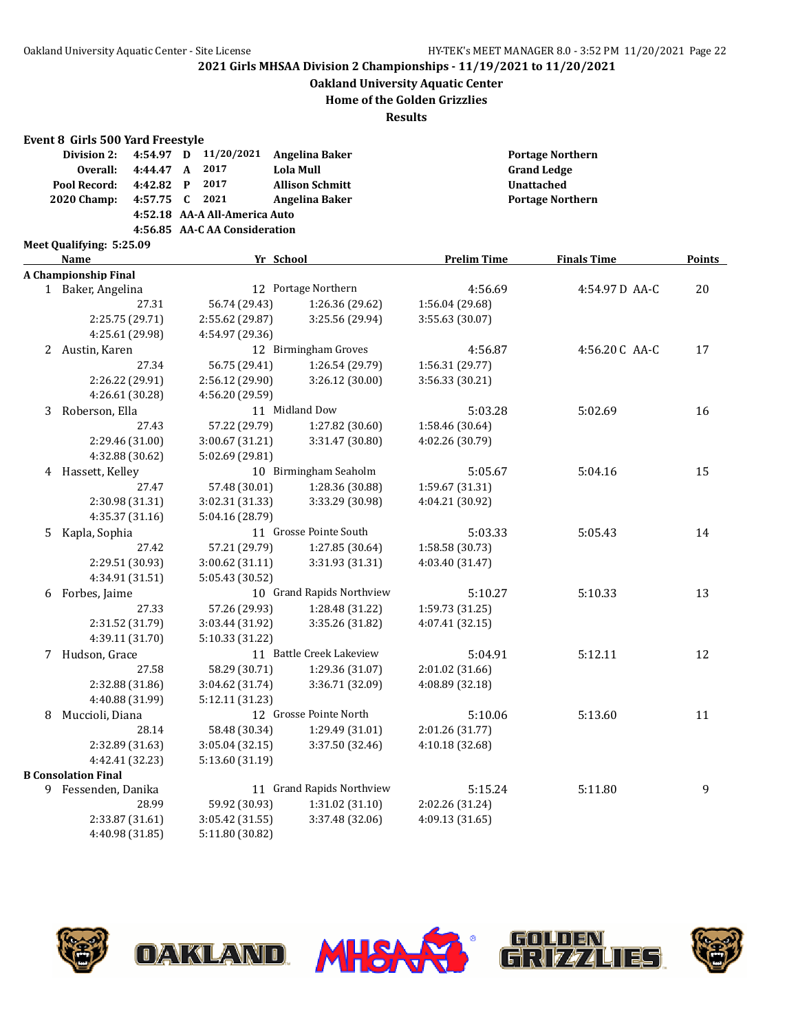## 2021 Girls MHSAA Division 2 Championships - 11/19/2021 to 11/20/2021

**Oakland University Aquatic Center**

**Home of the Golden Grizzlies**

**Results**

### Event 8 Girls 500 Yard Freestyle

| | | | | | |
|---|---|---|---|---|---|
| **Division 2:** | 4:54.97 | D | 11/20/2021 | Angelina Baker | Portage Northern |
| **Overall:** | 4:44.47 | A | 2017 | Lola Mull | Grand Ledge |
| **Pool Record:** | 4:42.82 | P | 2017 | Allison Schmitt | Unattached |
| **2020 Champ:** | 4:57.75 | C | 2021 | Angelina Baker | Portage Northern |
| | 4:52.18 | | AA-A All-America Auto | | |
| | 4:56.85 | | AA-C AA Consideration | | |

**Meet Qualifying: 5:25.09**

| | Name | Yr | School | Prelim Time | Finals Time | Points |
|---|---|---|---|---|---|---|
| **A Championship Final** | | | | | | |
| 1 | Baker, Angelina | 12 | Portage Northern | 4:56.69 | 4:54.97 D AA-C | 20 |
| | 27.31 / 56.74 (29.43) / 1:26.36 (29.62) / 1:56.04 (29.68) / 2:25.75 (29.71) / 2:55.62 (29.87) / 3:25.56 (29.94) / 3:55.63 (30.07) / 4:25.61 (29.98) / 4:54.97 (29.36) | | | | | |
| 2 | Austin, Karen | 12 | Birmingham Groves | 4:56.87 | 4:56.20 C AA-C | 17 |
| | 27.34 / 56.75 (29.41) / 1:26.54 (29.79) / 1:56.31 (29.77) / 2:26.22 (29.91) / 2:56.12 (29.90) / 3:26.12 (30.00) / 3:56.33 (30.21) / 4:26.61 (30.28) / 4:56.20 (29.59) | | | | | |
| 3 | Roberson, Ella | 11 | Midland Dow | 5:03.28 | 5:02.69 | 16 |
| | 27.43 / 57.22 (29.79) / 1:27.82 (30.60) / 1:58.46 (30.64) / 2:29.46 (31.00) / 3:00.67 (31.21) / 3:31.47 (30.80) / 4:02.26 (30.79) / 4:32.88 (30.62) / 5:02.69 (29.81) | | | | | |
| 4 | Hassett, Kelley | 10 | Birmingham Seaholm | 5:05.67 | 5:04.16 | 15 |
| | 27.47 / 57.48 (30.01) / 1:28.36 (30.88) / 1:59.67 (31.31) / 2:30.98 (31.31) / 3:02.31 (31.33) / 3:33.29 (30.98) / 4:04.21 (30.92) / 4:35.37 (31.16) / 5:04.16 (28.79) | | | | | |
| 5 | Kapla, Sophia | 11 | Grosse Pointe South | 5:03.33 | 5:05.43 | 14 |
| | 27.42 / 57.21 (29.79) / 1:27.85 (30.64) / 1:58.58 (30.73) / 2:29.51 (30.93) / 3:00.62 (31.11) / 3:31.93 (31.31) / 4:03.40 (31.47) / 4:34.91 (31.51) / 5:05.43 (30.52) | | | | | |
| 6 | Forbes, Jaime | 10 | Grand Rapids Northview | 5:10.27 | 5:10.33 | 13 |
| | 27.33 / 57.26 (29.93) / 1:28.48 (31.22) / 1:59.73 (31.25) / 2:31.52 (31.79) / 3:03.44 (31.92) / 3:35.26 (31.82) / 4:07.41 (32.15) / 4:39.11 (31.70) / 5:10.33 (31.22) | | | | | |
| 7 | Hudson, Grace | 11 | Battle Creek Lakeview | 5:04.91 | 5:12.11 | 12 |
| | 27.58 / 58.29 (30.71) / 1:29.36 (31.07) / 2:01.02 (31.66) / 2:32.88 (31.86) / 3:04.62 (31.74) / 3:36.71 (32.09) / 4:08.89 (32.18) / 4:40.88 (31.99) / 5:12.11 (31.23) | | | | | |
| 8 | Muccioli, Diana | 12 | Grosse Pointe North | 5:10.06 | 5:13.60 | 11 |
| | 28.14 / 58.48 (30.34) / 1:29.49 (31.01) / 2:01.26 (31.77) / 2:32.89 (31.63) / 3:05.04 (32.15) / 3:37.50 (32.46) / 4:10.18 (32.68) / 4:42.41 (32.23) / 5:13.60 (31.19) | | | | | |
| **B Consolation Final** | | | | | | |
| 9 | Fessenden, Danika | 11 | Grand Rapids Northview | 5:15.24 | 5:11.80 | 9 |
| | 28.99 / 59.92 (30.93) / 1:31.02 (31.10) / 2:02.26 (31.24) / 2:33.87 (31.61) / 3:05.42 (31.55) / 3:37.48 (32.06) / 4:09.13 (31.65) / 4:40.98 (31.85) / 5:11.80 (30.82) | | | | | |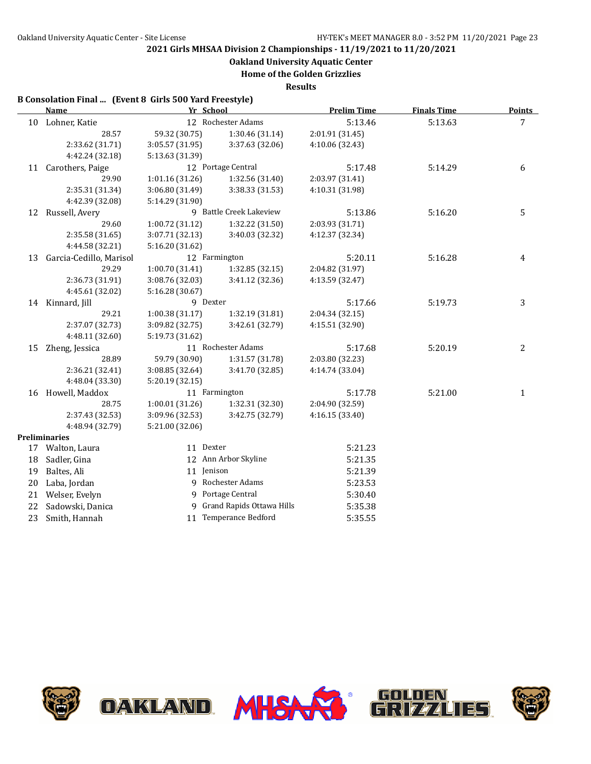## 2021 Girls MHSAA Division 2 Championships - 11/19/2021 to 11/20/2021

**Oakland University Aquatic Center**

**Home of the Golden Grizzlies**

**Results**

### B Consolation Final ... (Event 8 Girls 500 Yard Freestyle)

| | Name | Yr | School | Prelim Time | Finals Time | Points |
|---|---|---|---|---|---|---|
| 10 | Lohner, Katie | 12 | Rochester Adams | 5:13.46 | 5:13.63 | 7 |
| | 28.57 | 59.32 (30.75) | 1:30.46 (31.14) | 2:01.91 (31.45) | | |
| | 2:33.62 (31.71) | 3:05.57 (31.95) | 3:37.63 (32.06) | 4:10.06 (32.43) | | |
| | 4:42.24 (32.18) | 5:13.63 (31.39) | | | | |
| 11 | Carothers, Paige | 12 | Portage Central | 5:17.48 | 5:14.29 | 6 |
| | 29.90 | 1:01.16 (31.26) | 1:32.56 (31.40) | 2:03.97 (31.41) | | |
| | 2:35.31 (31.34) | 3:06.80 (31.49) | 3:38.33 (31.53) | 4:10.31 (31.98) | | |
| | 4:42.39 (32.08) | 5:14.29 (31.90) | | | | |
| 12 | Russell, Avery | 9 | Battle Creek Lakeview | 5:13.86 | 5:16.20 | 5 |
| | 29.60 | 1:00.72 (31.12) | 1:32.22 (31.50) | 2:03.93 (31.71) | | |
| | 2:35.58 (31.65) | 3:07.71 (32.13) | 3:40.03 (32.32) | 4:12.37 (32.34) | | |
| | 4:44.58 (32.21) | 5:16.20 (31.62) | | | | |
| 13 | Garcia-Cedillo, Marisol | 12 | Farmington | 5:20.11 | 5:16.28 | 4 |
| | 29.29 | 1:00.70 (31.41) | 1:32.85 (32.15) | 2:04.82 (31.97) | | |
| | 2:36.73 (31.91) | 3:08.76 (32.03) | 3:41.12 (32.36) | 4:13.59 (32.47) | | |
| | 4:45.61 (32.02) | 5:16.28 (30.67) | | | | |
| 14 | Kinnard, Jill | 9 | Dexter | 5:17.66 | 5:19.73 | 3 |
| | 29.21 | 1:00.38 (31.17) | 1:32.19 (31.81) | 2:04.34 (32.15) | | |
| | 2:37.07 (32.73) | 3:09.82 (32.75) | 3:42.61 (32.79) | 4:15.51 (32.90) | | |
| | 4:48.11 (32.60) | 5:19.73 (31.62) | | | | |
| 15 | Zheng, Jessica | 11 | Rochester Adams | 5:17.68 | 5:20.19 | 2 |
| | 28.89 | 59.79 (30.90) | 1:31.57 (31.78) | 2:03.80 (32.23) | | |
| | 2:36.21 (32.41) | 3:08.85 (32.64) | 3:41.70 (32.85) | 4:14.74 (33.04) | | |
| | 4:48.04 (33.30) | 5:20.19 (32.15) | | | | |
| 16 | Howell, Maddox | 11 | Farmington | 5:17.78 | 5:21.00 | 1 |
| | 28.75 | 1:00.01 (31.26) | 1:32.31 (32.30) | 2:04.90 (32.59) | | |
| | 2:37.43 (32.53) | 3:09.96 (32.53) | 3:42.75 (32.79) | 4:16.15 (33.40) | | |
| | 4:48.94 (32.79) | 5:21.00 (32.06) | | | | |

### Preliminaries

| | Name | Yr | School | Prelim Time |
|---|---|---|---|---|
| 17 | Walton, Laura | 11 | Dexter | 5:21.23 |
| 18 | Sadler, Gina | 12 | Ann Arbor Skyline | 5:21.35 |
| 19 | Baltes, Ali | 11 | Jenison | 5:21.39 |
| 20 | Laba, Jordan | 9 | Rochester Adams | 5:23.53 |
| 21 | Welser, Evelyn | 9 | Portage Central | 5:30.40 |
| 22 | Sadowski, Danica | 9 | Grand Rapids Ottawa Hills | 5:35.38 |
| 23 | Smith, Hannah | 11 | Temperance Bedford | 5:35.55 |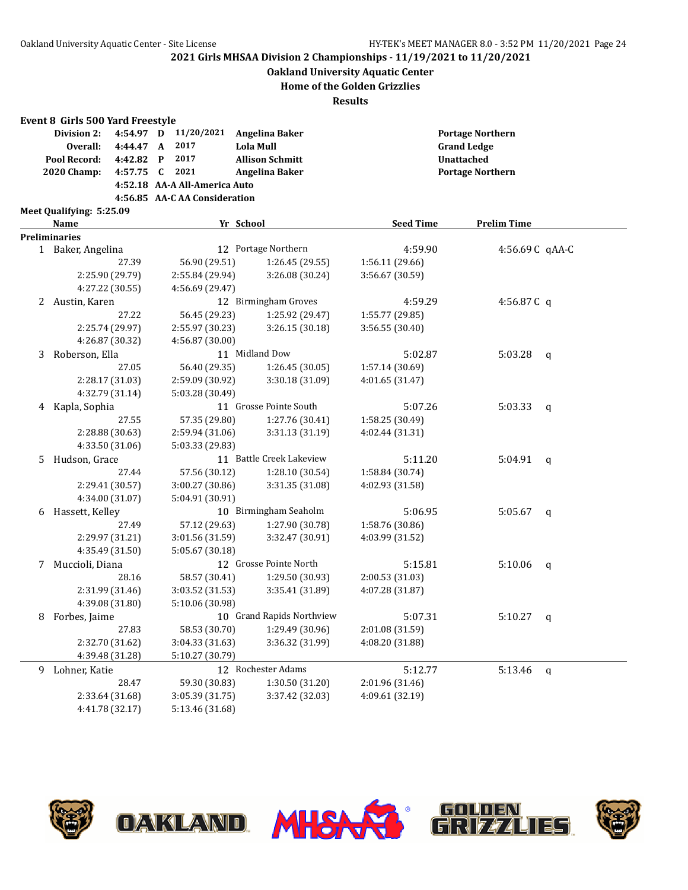2021 Girls MHSAA Division 2 Championships - 11/19/2021 to 11/20/2021

Oakland University Aquatic Center

Home of the Golden Grizzlies

Results

## Event 8 Girls 500 Yard Freestyle

| | | | | | |
|---|---|---|---|---|---|
| Division 2: | 4:54.97 | D | 11/20/2021 | Angelina Baker | Portage Northern |
| Overall: | 4:44.47 | A | 2017 | Lola Mull | Grand Ledge |
| Pool Record: | 4:42.82 | P | 2017 | Allison Schmitt | Unattached |
| 2020 Champ: | 4:57.75 | C | 2021 | Angelina Baker | Portage Northern |
| | 4:52.18 | AA-A | All-America Auto | | |
| | 4:56.85 | AA-C | AA Consideration | | |

Meet Qualifying: 5:25.09

| | Name | Yr | School | Seed Time | Prelim Time | |
|---|---|---|---|---|---|---|
| **Preliminaries** | | | | | | |
| 1 | Baker, Angelina | 12 | Portage Northern | 4:59.90 | 4:56.69 C | qAA-C |
| | 27.39 | 56.90 (29.51) | 1:26.45 (29.55) | 1:56.11 (29.66) | | |
| | 2:25.90 (29.79) | 2:55.84 (29.94) | 3:26.08 (30.24) | 3:56.67 (30.59) | | |
| | 4:27.22 (30.55) | 4:56.69 (29.47) | | | | |
| 2 | Austin, Karen | 12 | Birmingham Groves | 4:59.29 | 4:56.87 C | q |
| | 27.22 | 56.45 (29.23) | 1:25.92 (29.47) | 1:55.77 (29.85) | | |
| | 2:25.74 (29.97) | 2:55.97 (30.23) | 3:26.15 (30.18) | 3:56.55 (30.40) | | |
| | 4:26.87 (30.32) | 4:56.87 (30.00) | | | | |
| 3 | Roberson, Ella | 11 | Midland Dow | 5:02.87 | 5:03.28 | q |
| | 27.05 | 56.40 (29.35) | 1:26.45 (30.05) | 1:57.14 (30.69) | | |
| | 2:28.17 (31.03) | 2:59.09 (30.92) | 3:30.18 (31.09) | 4:01.65 (31.47) | | |
| | 4:32.79 (31.14) | 5:03.28 (30.49) | | | | |
| 4 | Kapla, Sophia | 11 | Grosse Pointe South | 5:07.26 | 5:03.33 | q |
| | 27.55 | 57.35 (29.80) | 1:27.76 (30.41) | 1:58.25 (30.49) | | |
| | 2:28.88 (30.63) | 2:59.94 (31.06) | 3:31.13 (31.19) | 4:02.44 (31.31) | | |
| | 4:33.50 (31.06) | 5:03.33 (29.83) | | | | |
| 5 | Hudson, Grace | 11 | Battle Creek Lakeview | 5:11.20 | 5:04.91 | q |
| | 27.44 | 57.56 (30.12) | 1:28.10 (30.54) | 1:58.84 (30.74) | | |
| | 2:29.41 (30.57) | 3:00.27 (30.86) | 3:31.35 (31.08) | 4:02.93 (31.58) | | |
| | 4:34.00 (31.07) | 5:04.91 (30.91) | | | | |
| 6 | Hassett, Kelley | 10 | Birmingham Seaholm | 5:06.95 | 5:05.67 | q |
| | 27.49 | 57.12 (29.63) | 1:27.90 (30.78) | 1:58.76 (30.86) | | |
| | 2:29.97 (31.21) | 3:01.56 (31.59) | 3:32.47 (30.91) | 4:03.99 (31.52) | | |
| | 4:35.49 (31.50) | 5:05.67 (30.18) | | | | |
| 7 | Muccioli, Diana | 12 | Grosse Pointe North | 5:15.81 | 5:10.06 | q |
| | 28.16 | 58.57 (30.41) | 1:29.50 (30.93) | 2:00.53 (31.03) | | |
| | 2:31.99 (31.46) | 3:03.52 (31.53) | 3:35.41 (31.89) | 4:07.28 (31.87) | | |
| | 4:39.08 (31.80) | 5:10.06 (30.98) | | | | |
| 8 | Forbes, Jaime | 10 | Grand Rapids Northview | 5:07.31 | 5:10.27 | q |
| | 27.83 | 58.53 (30.70) | 1:29.49 (30.96) | 2:01.08 (31.59) | | |
| | 2:32.70 (31.62) | 3:04.33 (31.63) | 3:36.32 (31.99) | 4:08.20 (31.88) | | |
| | 4:39.48 (31.28) | 5:10.27 (30.79) | | | | |
| 9 | Lohner, Katie | 12 | Rochester Adams | 5:12.77 | 5:13.46 | q |
| | 28.47 | 59.30 (30.83) | 1:30.50 (31.20) | 2:01.96 (31.46) | | |
| | 2:33.64 (31.68) | 3:05.39 (31.75) | 3:37.42 (32.03) | 4:09.61 (32.19) | | |
| | 4:41.78 (32.17) | 5:13.46 (31.68) | | | | |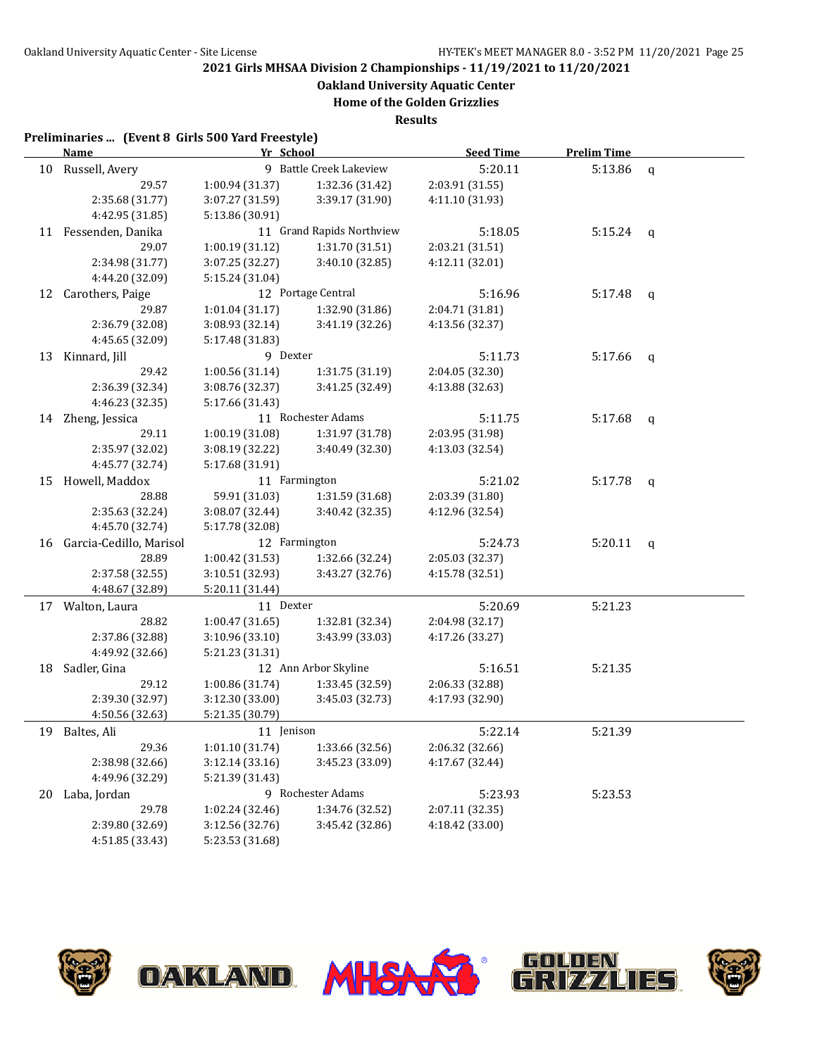2021 Girls MHSAA Division 2 Championships - 11/19/2021 to 11/20/2021

**Oakland University Aquatic Center**

**Home of the Golden Grizzlies**

**Results**

**Preliminaries ... (Event 8 Girls 500 Yard Freestyle)**

| | Name | Yr | School | Seed Time | Prelim Time | |
|---|---|---|---|---|---|---|
| 10 | Russell, Avery | 9 | Battle Creek Lakeview | 5:20.11 | 5:13.86 | q |
| | 29.57 | 1:00.94 (31.37) | 1:32.36 (31.42) | 2:03.91 (31.55) | | |
| | 2:35.68 (31.77) | 3:07.27 (31.59) | 3:39.17 (31.90) | 4:11.10 (31.93) | | |
| | 4:42.95 (31.85) | 5:13.86 (30.91) | | | | |
| 11 | Fessenden, Danika | 11 | Grand Rapids Northview | 5:18.05 | 5:15.24 | q |
| | 29.07 | 1:00.19 (31.12) | 1:31.70 (31.51) | 2:03.21 (31.51) | | |
| | 2:34.98 (31.77) | 3:07.25 (32.27) | 3:40.10 (32.85) | 4:12.11 (32.01) | | |
| | 4:44.20 (32.09) | 5:15.24 (31.04) | | | | |
| 12 | Carothers, Paige | 12 | Portage Central | 5:16.96 | 5:17.48 | q |
| | 29.87 | 1:01.04 (31.17) | 1:32.90 (31.86) | 2:04.71 (31.81) | | |
| | 2:36.79 (32.08) | 3:08.93 (32.14) | 3:41.19 (32.26) | 4:13.56 (32.37) | | |
| | 4:45.65 (32.09) | 5:17.48 (31.83) | | | | |
| 13 | Kinnard, Jill | 9 | Dexter | 5:11.73 | 5:17.66 | q |
| | 29.42 | 1:00.56 (31.14) | 1:31.75 (31.19) | 2:04.05 (32.30) | | |
| | 2:36.39 (32.34) | 3:08.76 (32.37) | 3:41.25 (32.49) | 4:13.88 (32.63) | | |
| | 4:46.23 (32.35) | 5:17.66 (31.43) | | | | |
| 14 | Zheng, Jessica | 11 | Rochester Adams | 5:11.75 | 5:17.68 | q |
| | 29.11 | 1:00.19 (31.08) | 1:31.97 (31.78) | 2:03.95 (31.98) | | |
| | 2:35.97 (32.02) | 3:08.19 (32.22) | 3:40.49 (32.30) | 4:13.03 (32.54) | | |
| | 4:45.77 (32.74) | 5:17.68 (31.91) | | | | |
| 15 | Howell, Maddox | 11 | Farmington | 5:21.02 | 5:17.78 | q |
| | 28.88 | 59.91 (31.03) | 1:31.59 (31.68) | 2:03.39 (31.80) | | |
| | 2:35.63 (32.24) | 3:08.07 (32.44) | 3:40.42 (32.35) | 4:12.96 (32.54) | | |
| | 4:45.70 (32.74) | 5:17.78 (32.08) | | | | |
| 16 | Garcia-Cedillo, Marisol | 12 | Farmington | 5:24.73 | 5:20.11 | q |
| | 28.89 | 1:00.42 (31.53) | 1:32.66 (32.24) | 2:05.03 (32.37) | | |
| | 2:37.58 (32.55) | 3:10.51 (32.93) | 3:43.27 (32.76) | 4:15.78 (32.51) | | |
| | 4:48.67 (32.89) | 5:20.11 (31.44) | | | | |
| 17 | Walton, Laura | 11 | Dexter | 5:20.69 | 5:21.23 | |
| | 28.82 | 1:00.47 (31.65) | 1:32.81 (32.34) | 2:04.98 (32.17) | | |
| | 2:37.86 (32.88) | 3:10.96 (33.10) | 3:43.99 (33.03) | 4:17.26 (33.27) | | |
| | 4:49.92 (32.66) | 5:21.23 (31.31) | | | | |
| 18 | Sadler, Gina | 12 | Ann Arbor Skyline | 5:16.51 | 5:21.35 | |
| | 29.12 | 1:00.86 (31.74) | 1:33.45 (32.59) | 2:06.33 (32.88) | | |
| | 2:39.30 (32.97) | 3:12.30 (33.00) | 3:45.03 (32.73) | 4:17.93 (32.90) | | |
| | 4:50.56 (32.63) | 5:21.35 (30.79) | | | | |
| 19 | Baltes, Ali | 11 | Jenison | 5:22.14 | 5:21.39 | |
| | 29.36 | 1:01.10 (31.74) | 1:33.66 (32.56) | 2:06.32 (32.66) | | |
| | 2:38.98 (32.66) | 3:12.14 (33.16) | 3:45.23 (33.09) | 4:17.67 (32.44) | | |
| | 4:49.96 (32.29) | 5:21.39 (31.43) | | | | |
| 20 | Laba, Jordan | 9 | Rochester Adams | 5:23.93 | 5:23.53 | |
| | 29.78 | 1:02.24 (32.46) | 1:34.76 (32.52) | 2:07.11 (32.35) | | |
| | 2:39.80 (32.69) | 3:12.56 (32.76) | 3:45.42 (32.86) | 4:18.42 (33.00) | | |
| | 4:51.85 (33.43) | 5:23.53 (31.68) | | | | |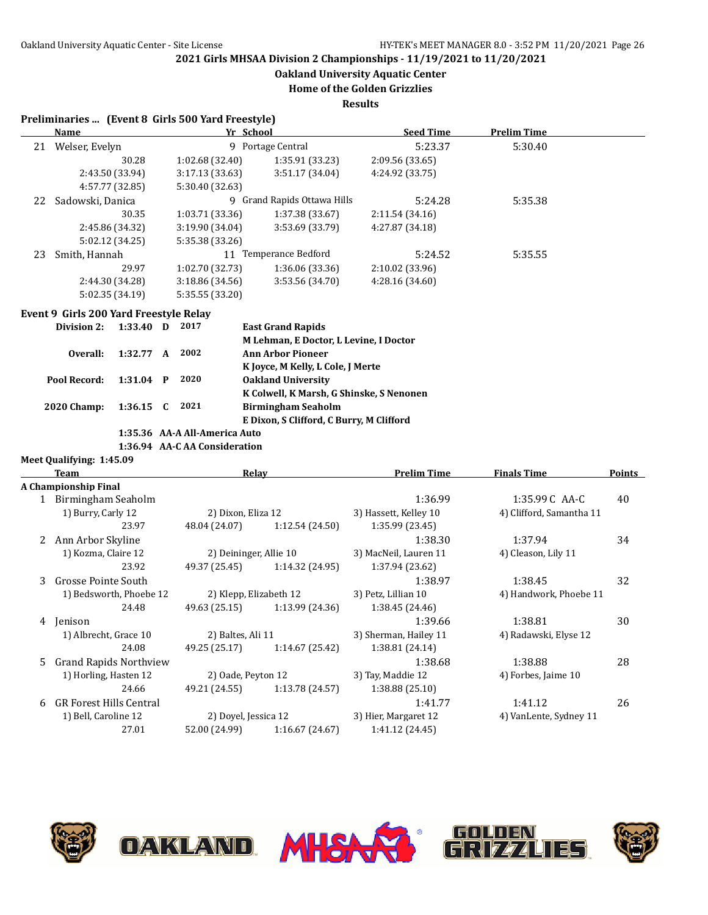2021 Girls MHSAA Division 2 Championships - 11/19/2021 to 11/20/2021

Oakland University Aquatic Center

Home of the Golden Grizzlies

Results

### Preliminaries ... (Event 8 Girls 500 Yard Freestyle)

| | Name | Yr | School | Seed Time | Prelim Time |
|---|---|---|---|---|---|
| 21 | Welser, Evelyn | 9 | Portage Central | 5:23.37 | 5:30.40 |
| | 30.28 | 1:02.68 (32.40) | 1:35.91 (33.23) | 2:09.56 (33.65) | |
| | 2:43.50 (33.94) | 3:17.13 (33.63) | 3:51.17 (34.04) | 4:24.92 (33.75) | |
| | 4:57.77 (32.85) | 5:30.40 (32.63) | | | |
| 22 | Sadowski, Danica | 9 | Grand Rapids Ottawa Hills | 5:24.28 | 5:35.38 |
| | 30.35 | 1:03.71 (33.36) | 1:37.38 (33.67) | 2:11.54 (34.16) | |
| | 2:45.86 (34.32) | 3:19.90 (34.04) | 3:53.69 (33.79) | 4:27.87 (34.18) | |
| | 5:02.12 (34.25) | 5:35.38 (33.26) | | | |
| 23 | Smith, Hannah | 11 | Temperance Bedford | 5:24.52 | 5:35.55 |
| | 29.97 | 1:02.70 (32.73) | 1:36.06 (33.36) | 2:10.02 (33.96) | |
| | 2:44.30 (34.28) | 3:18.86 (34.56) | 3:53.56 (34.70) | 4:28.16 (34.60) | |
| | 5:02.35 (34.19) | 5:35.55 (33.20) | | | |

### Event 9 Girls 200 Yard Freestyle Relay

| | | | | |
|---|---|---|---|---|
| **Division 2:** | **1:33.40** | **D** | **2017** | **East Grand Rapids** |
| | | | | **M Lehman, E Doctor, L Levine, I Doctor** |
| **Overall:** | **1:32.77** | **A** | **2002** | **Ann Arbor Pioneer** |
| | | | | **K Joyce, M Kelly, L Cole, J Merte** |
| **Pool Record:** | **1:31.04** | **P** | **2020** | **Oakland University** |
| | | | | **K Colwell, K Marsh, G Shinske, S Nenonen** |
| **2020 Champ:** | **1:36.15** | **C** | **2021** | **Birmingham Seaholm** |
| | | | | **E Dixon, S Clifford, C Burry, M Clifford** |
| | **1:35.36** | **AA-A** | **All-America Auto** | |
| | **1:36.94** | **AA-C** | **AA Consideration** | |

**Meet Qualifying: 1:45.09**

| | Team | Relay | | Prelim Time | Finals Time | Points |
|---|---|---|---|---|---|---|
| **A Championship Final** | | | | | | |
| 1 | Birmingham Seaholm | | | 1:36.99 | 1:35.99 C AA-C | 40 |
| | 1) Burry, Carly 12 | 2) Dixon, Eliza 12 | | 3) Hassett, Kelley 10 | 4) Clifford, Samantha 11 | |
| | 23.97 | 48.04 (24.07) | 1:12.54 (24.50) | 1:35.99 (23.45) | | |
| 2 | Ann Arbor Skyline | | | 1:38.30 | 1:37.94 | 34 |
| | 1) Kozma, Claire 12 | 2) Deininger, Allie 10 | | 3) MacNeil, Lauren 11 | 4) Cleason, Lily 11 | |
| | 23.92 | 49.37 (25.45) | 1:14.32 (24.95) | 1:37.94 (23.62) | | |
| 3 | Grosse Pointe South | | | 1:38.97 | 1:38.45 | 32 |
| | 1) Bedsworth, Phoebe 12 | 2) Klepp, Elizabeth 12 | | 3) Petz, Lillian 10 | 4) Handwork, Phoebe 11 | |
| | 24.48 | 49.63 (25.15) | 1:13.99 (24.36) | 1:38.45 (24.46) | | |
| 4 | Jenison | | | 1:39.66 | 1:38.81 | 30 |
| | 1) Albrecht, Grace 10 | 2) Baltes, Ali 11 | | 3) Sherman, Hailey 11 | 4) Radawski, Elyse 12 | |
| | 24.08 | 49.25 (25.17) | 1:14.67 (25.42) | 1:38.81 (24.14) | | |
| 5 | Grand Rapids Northview | | | 1:38.68 | 1:38.88 | 28 |
| | 1) Horling, Hasten 12 | 2) Oade, Peyton 12 | | 3) Tay, Maddie 12 | 4) Forbes, Jaime 10 | |
| | 24.66 | 49.21 (24.55) | 1:13.78 (24.57) | 1:38.88 (25.10) | | |
| 6 | GR Forest Hills Central | | | 1:41.77 | 1:41.12 | 26 |
| | 1) Bell, Caroline 12 | 2) Doyel, Jessica 12 | | 3) Hier, Margaret 12 | 4) VanLente, Sydney 11 | |
| | 27.01 | 52.00 (24.99) | 1:16.67 (24.67) | 1:41.12 (24.45) | | |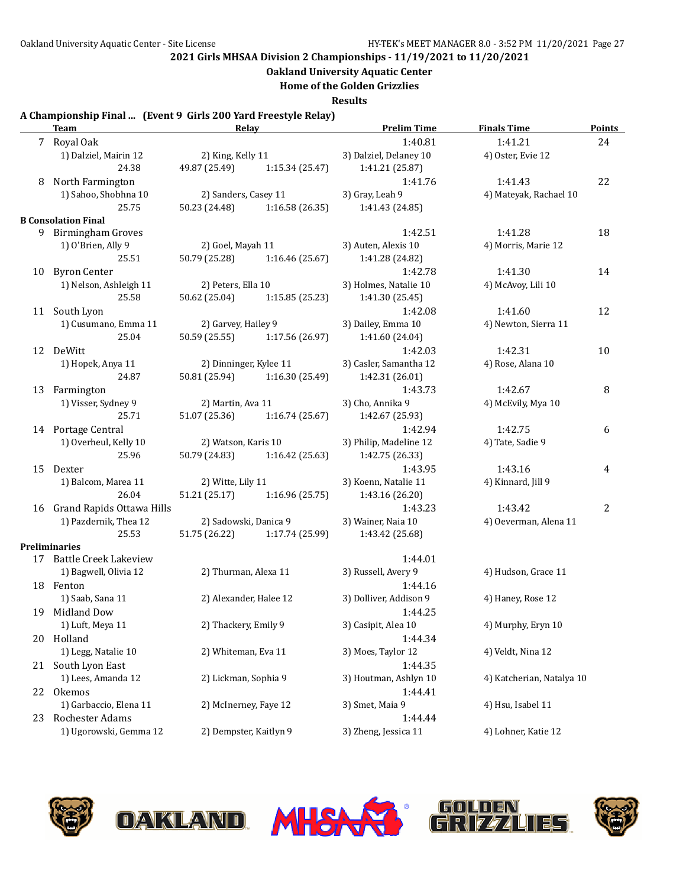## 2021 Girls MHSAA Division 2 Championships - 11/19/2021 to 11/20/2021

### Oakland University Aquatic Center

### Home of the Golden Grizzlies

### Results

**A Championship Final ... (Event 9 Girls 200 Yard Freestyle Relay)**

| | Team | Relay | | Prelim Time | Finals Time | Points |
|---|---|---|---|---|---|---|
| 7 | Royal Oak | | | 1:40.81 | 1:41.21 | 24 |
| | 1) Dalziel, Mairin 12 | 2) King, Kelly 11 | | 3) Dalziel, Delaney 10 | 4) Oster, Evie 12 | |
| | 24.38 | 49.87 (25.49) | 1:15.34 (25.47) | 1:41.21 (25.87) | | |
| 8 | North Farmington | | | 1:41.76 | 1:41.43 | 22 |
| | 1) Sahoo, Shobhna 10 | 2) Sanders, Casey 11 | | 3) Gray, Leah 9 | 4) Mateyak, Rachael 10 | |
| | 25.75 | 50.23 (24.48) | 1:16.58 (26.35) | 1:41.43 (24.85) | | |
| **B Consolation Final** | | | | | | |
| 9 | Birmingham Groves | | | 1:42.51 | 1:41.28 | 18 |
| | 1) O'Brien, Ally 9 | 2) Goel, Mayah 11 | | 3) Auten, Alexis 10 | 4) Morris, Marie 12 | |
| | 25.51 | 50.79 (25.28) | 1:16.46 (25.67) | 1:41.28 (24.82) | | |
| 10 | Byron Center | | | 1:42.78 | 1:41.30 | 14 |
| | 1) Nelson, Ashleigh 11 | 2) Peters, Ella 10 | | 3) Holmes, Natalie 10 | 4) McAvoy, Lili 10 | |
| | 25.58 | 50.62 (25.04) | 1:15.85 (25.23) | 1:41.30 (25.45) | | |
| 11 | South Lyon | | | 1:42.08 | 1:41.60 | 12 |
| | 1) Cusumano, Emma 11 | 2) Garvey, Hailey 9 | | 3) Dailey, Emma 10 | 4) Newton, Sierra 11 | |
| | 25.04 | 50.59 (25.55) | 1:17.56 (26.97) | 1:41.60 (24.04) | | |
| 12 | DeWitt | | | 1:42.03 | 1:42.31 | 10 |
| | 1) Hopek, Anya 11 | 2) Dinninger, Kylee 11 | | 3) Casler, Samantha 12 | 4) Rose, Alana 10 | |
| | 24.87 | 50.81 (25.94) | 1:16.30 (25.49) | 1:42.31 (26.01) | | |
| 13 | Farmington | | | 1:43.73 | 1:42.67 | 8 |
| | 1) Visser, Sydney 9 | 2) Martin, Ava 11 | | 3) Cho, Annika 9 | 4) McEvily, Mya 10 | |
| | 25.71 | 51.07 (25.36) | 1:16.74 (25.67) | 1:42.67 (25.93) | | |
| 14 | Portage Central | | | 1:42.94 | 1:42.75 | 6 |
| | 1) Overheul, Kelly 10 | 2) Watson, Karis 10 | | 3) Philip, Madeline 12 | 4) Tate, Sadie 9 | |
| | 25.96 | 50.79 (24.83) | 1:16.42 (25.63) | 1:42.75 (26.33) | | |
| 15 | Dexter | | | 1:43.95 | 1:43.16 | 4 |
| | 1) Balcom, Marea 11 | 2) Witte, Lily 11 | | 3) Koenn, Natalie 11 | 4) Kinnard, Jill 9 | |
| | 26.04 | 51.21 (25.17) | 1:16.96 (25.75) | 1:43.16 (26.20) | | |
| 16 | Grand Rapids Ottawa Hills | | | 1:43.23 | 1:43.42 | 2 |
| | 1) Pazdernik, Thea 12 | 2) Sadowski, Danica 9 | | 3) Wainer, Naia 10 | 4) Oeverman, Alena 11 | |
| | 25.53 | 51.75 (26.22) | 1:17.74 (25.99) | 1:43.42 (25.68) | | |
| **Preliminaries** | | | | | | |
| 17 | Battle Creek Lakeview | | | 1:44.01 | | |
| | 1) Bagwell, Olivia 12 | 2) Thurman, Alexa 11 | | 3) Russell, Avery 9 | 4) Hudson, Grace 11 | |
| 18 | Fenton | | | 1:44.16 | | |
| | 1) Saab, Sana 11 | 2) Alexander, Halee 12 | | 3) Dolliver, Addison 9 | 4) Haney, Rose 12 | |
| 19 | Midland Dow | | | 1:44.25 | | |
| | 1) Luft, Meya 11 | 2) Thackery, Emily 9 | | 3) Casipit, Alea 10 | 4) Murphy, Eryn 10 | |
| 20 | Holland | | | 1:44.34 | | |
| | 1) Legg, Natalie 10 | 2) Whiteman, Eva 11 | | 3) Moes, Taylor 12 | 4) Veldt, Nina 12 | |
| 21 | South Lyon East | | | 1:44.35 | | |
| | 1) Lees, Amanda 12 | 2) Lickman, Sophia 9 | | 3) Houtman, Ashlyn 10 | 4) Katcherian, Natalya 10 | |
| 22 | Okemos | | | 1:44.41 | | |
| | 1) Garbaccio, Elena 11 | 2) McInerney, Faye 12 | | 3) Smet, Maia 9 | 4) Hsu, Isabel 11 | |
| 23 | Rochester Adams | | | 1:44.44 | | |
| | 1) Ugorowski, Gemma 12 | 2) Dempster, Kaitlyn 9 | | 3) Zheng, Jessica 11 | 4) Lohner, Katie 12 | |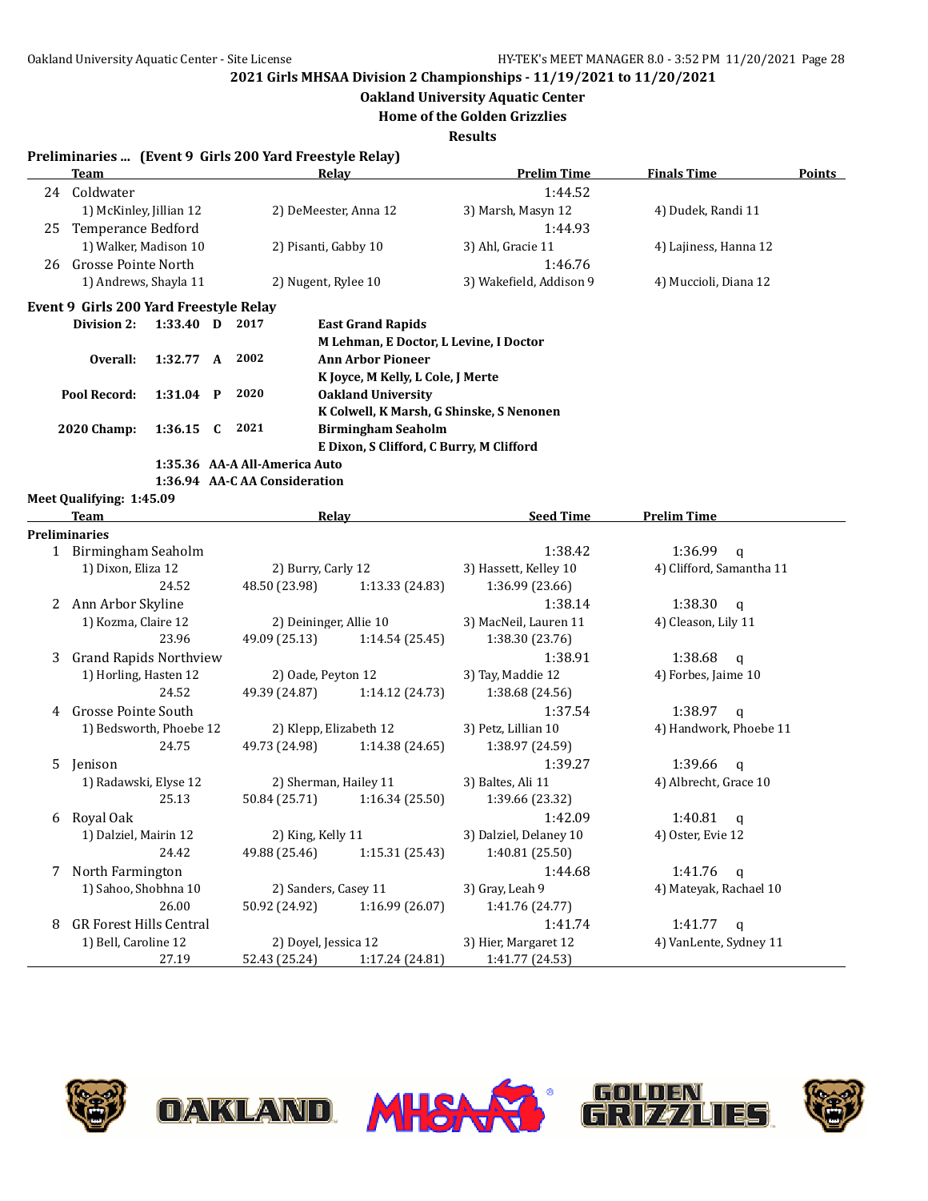## 2021 Girls MHSAA Division 2 Championships - 11/19/2021 to 11/20/2021

### Oakland University Aquatic Center

### Home of the Golden Grizzlies

### Results

**Preliminaries ... (Event 9 Girls 200 Yard Freestyle Relay)**

| | Team | Relay | | Prelim Time | Finals Time | Points |
|---|---|---|---|---|---|---|
| 24 | Coldwater | | | 1:44.52 | | |
| | 1) McKinley, Jillian 12 | 2) DeMeester, Anna 12 | | 3) Marsh, Masyn 12 | 4) Dudek, Randi 11 | |
| 25 | Temperance Bedford | | | 1:44.93 | | |
| | 1) Walker, Madison 10 | 2) Pisanti, Gabby 10 | | 3) Ahl, Gracie 11 | 4) Lajiness, Hanna 12 | |
| 26 | Grosse Pointe North | | | 1:46.76 | | |
| | 1) Andrews, Shayla 11 | 2) Nugent, Rylee 10 | | 3) Wakefield, Addison 9 | 4) Muccioli, Diana 12 | |

**Event 9 Girls 200 Yard Freestyle Relay**

| | | | | |
|---|---|---|---|---|
| Division 2: | 1:33.40 | D | 2017 | East Grand Rapids<br>M Lehman, E Doctor, L Levine, I Doctor |
| Overall: | 1:32.77 | A | 2002 | Ann Arbor Pioneer<br>K Joyce, M Kelly, L Cole, J Merte |
| Pool Record: | 1:31.04 | P | 2020 | Oakland University<br>K Colwell, K Marsh, G Shinske, S Nenonen |
| 2020 Champ: | 1:36.15 | C | 2021 | Birmingham Seaholm<br>E Dixon, S Clifford, C Burry, M Clifford |
| | 1:35.36 | AA-A | All-America Auto | |
| | 1:36.94 | AA-C | AA Consideration | |

**Meet Qualifying: 1:45.09**

| | Team | Relay | | Seed Time | Prelim Time |
|---|---|---|---|---|---|
| **Preliminaries** | | | | | |
| 1 | Birmingham Seaholm | | | 1:38.42 | 1:36.99 q |
| | 1) Dixon, Eliza 12 | 2) Burry, Carly 12 | | 3) Hassett, Kelley 10 | 4) Clifford, Samantha 11 |
| | 24.52 | 48.50 (23.98) | 1:13.33 (24.83) | 1:36.99 (23.66) | |
| 2 | Ann Arbor Skyline | | | 1:38.14 | 1:38.30 q |
| | 1) Kozma, Claire 12 | 2) Deininger, Allie 10 | | 3) MacNeil, Lauren 11 | 4) Cleason, Lily 11 |
| | 23.96 | 49.09 (25.13) | 1:14.54 (25.45) | 1:38.30 (23.76) | |
| 3 | Grand Rapids Northview | | | 1:38.91 | 1:38.68 q |
| | 1) Horling, Hasten 12 | 2) Oade, Peyton 12 | | 3) Tay, Maddie 12 | 4) Forbes, Jaime 10 |
| | 24.52 | 49.39 (24.87) | 1:14.12 (24.73) | 1:38.68 (24.56) | |
| 4 | Grosse Pointe South | | | 1:37.54 | 1:38.97 q |
| | 1) Bedsworth, Phoebe 12 | 2) Klepp, Elizabeth 12 | | 3) Petz, Lillian 10 | 4) Handwork, Phoebe 11 |
| | 24.75 | 49.73 (24.98) | 1:14.38 (24.65) | 1:38.97 (24.59) | |
| 5 | Jenison | | | 1:39.27 | 1:39.66 q |
| | 1) Radawski, Elyse 12 | 2) Sherman, Hailey 11 | | 3) Baltes, Ali 11 | 4) Albrecht, Grace 10 |
| | 25.13 | 50.84 (25.71) | 1:16.34 (25.50) | 1:39.66 (23.32) | |
| 6 | Royal Oak | | | 1:42.09 | 1:40.81 q |
| | 1) Dalziel, Mairin 12 | 2) King, Kelly 11 | | 3) Dalziel, Delaney 10 | 4) Oster, Evie 12 |
| | 24.42 | 49.88 (25.46) | 1:15.31 (25.43) | 1:40.81 (25.50) | |
| 7 | North Farmington | | | 1:44.68 | 1:41.76 q |
| | 1) Sahoo, Shobhna 10 | 2) Sanders, Casey 11 | | 3) Gray, Leah 9 | 4) Mateyak, Rachael 10 |
| | 26.00 | 50.92 (24.92) | 1:16.99 (26.07) | 1:41.76 (24.77) | |
| 8 | GR Forest Hills Central | | | 1:41.74 | 1:41.77 q |
| | 1) Bell, Caroline 12 | 2) Doyel, Jessica 12 | | 3) Hier, Margaret 12 | 4) VanLente, Sydney 11 |
| | 27.19 | 52.43 (25.24) | 1:17.24 (24.81) | 1:41.77 (24.53) | |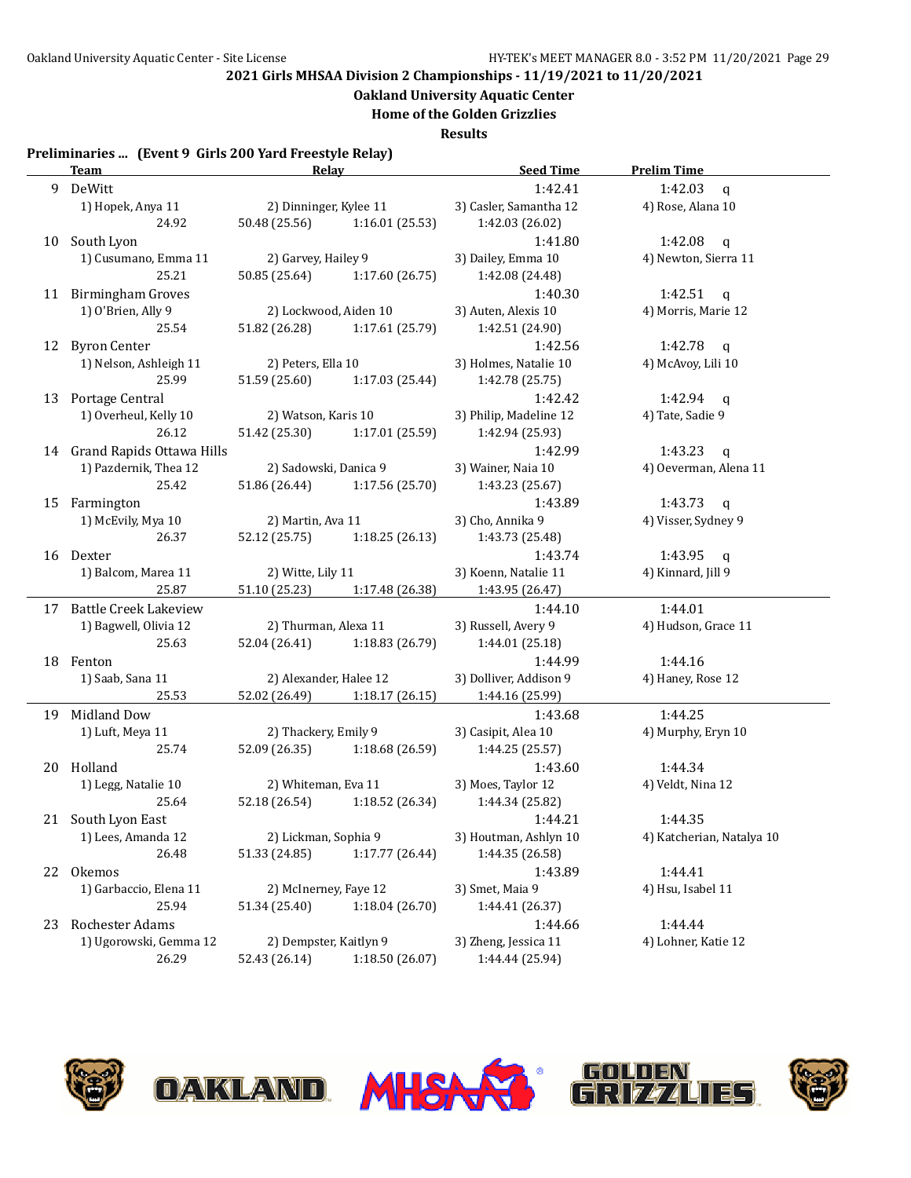## 2021 Girls MHSAA Division 2 Championships - 11/19/2021 to 11/20/2021

### Oakland University Aquatic Center

### Home of the Golden Grizzlies

### Results

**Preliminaries ... (Event 9 Girls 200 Yard Freestyle Relay)**

| | Team | Relay | | Seed Time | Prelim Time |
|---|---|---|---|---|---|
| 9 | DeWitt | | | 1:42.41 | 1:42.03 q |
| | 1) Hopek, Anya 11 | 2) Dinninger, Kylee 11 | | 3) Casler, Samantha 12 | 4) Rose, Alana 10 |
| | 24.92 | 50.48 (25.56) | 1:16.01 (25.53) | 1:42.03 (26.02) | |
| 10 | South Lyon | | | 1:41.80 | 1:42.08 q |
| | 1) Cusumano, Emma 11 | 2) Garvey, Hailey 9 | | 3) Dailey, Emma 10 | 4) Newton, Sierra 11 |
| | 25.21 | 50.85 (25.64) | 1:17.60 (26.75) | 1:42.08 (24.48) | |
| 11 | Birmingham Groves | | | 1:40.30 | 1:42.51 q |
| | 1) O'Brien, Ally 9 | 2) Lockwood, Aiden 10 | | 3) Auten, Alexis 10 | 4) Morris, Marie 12 |
| | 25.54 | 51.82 (26.28) | 1:17.61 (25.79) | 1:42.51 (24.90) | |
| 12 | Byron Center | | | 1:42.56 | 1:42.78 q |
| | 1) Nelson, Ashleigh 11 | 2) Peters, Ella 10 | | 3) Holmes, Natalie 10 | 4) McAvoy, Lili 10 |
| | 25.99 | 51.59 (25.60) | 1:17.03 (25.44) | 1:42.78 (25.75) | |
| 13 | Portage Central | | | 1:42.42 | 1:42.94 q |
| | 1) Overheul, Kelly 10 | 2) Watson, Karis 10 | | 3) Philip, Madeline 12 | 4) Tate, Sadie 9 |
| | 26.12 | 51.42 (25.30) | 1:17.01 (25.59) | 1:42.94 (25.93) | |
| 14 | Grand Rapids Ottawa Hills | | | 1:42.99 | 1:43.23 q |
| | 1) Pazdernik, Thea 12 | 2) Sadowski, Danica 9 | | 3) Wainer, Naia 10 | 4) Oeverman, Alena 11 |
| | 25.42 | 51.86 (26.44) | 1:17.56 (25.70) | 1:43.23 (25.67) | |
| 15 | Farmington | | | 1:43.89 | 1:43.73 q |
| | 1) McEvily, Mya 10 | 2) Martin, Ava 11 | | 3) Cho, Annika 9 | 4) Visser, Sydney 9 |
| | 26.37 | 52.12 (25.75) | 1:18.25 (26.13) | 1:43.73 (25.48) | |
| 16 | Dexter | | | 1:43.74 | 1:43.95 q |
| | 1) Balcom, Marea 11 | 2) Witte, Lily 11 | | 3) Koenn, Natalie 11 | 4) Kinnard, Jill 9 |
| | 25.87 | 51.10 (25.23) | 1:17.48 (26.38) | 1:43.95 (26.47) | |
| 17 | Battle Creek Lakeview | | | 1:44.10 | 1:44.01 |
| | 1) Bagwell, Olivia 12 | 2) Thurman, Alexa 11 | | 3) Russell, Avery 9 | 4) Hudson, Grace 11 |
| | 25.63 | 52.04 (26.41) | 1:18.83 (26.79) | 1:44.01 (25.18) | |
| 18 | Fenton | | | 1:44.99 | 1:44.16 |
| | 1) Saab, Sana 11 | 2) Alexander, Halee 12 | | 3) Dolliver, Addison 9 | 4) Haney, Rose 12 |
| | 25.53 | 52.02 (26.49) | 1:18.17 (26.15) | 1:44.16 (25.99) | |
| 19 | Midland Dow | | | 1:43.68 | 1:44.25 |
| | 1) Luft, Meya 11 | 2) Thackery, Emily 9 | | 3) Casipit, Alea 10 | 4) Murphy, Eryn 10 |
| | 25.74 | 52.09 (26.35) | 1:18.68 (26.59) | 1:44.25 (25.57) | |
| 20 | Holland | | | 1:43.60 | 1:44.34 |
| | 1) Legg, Natalie 10 | 2) Whiteman, Eva 11 | | 3) Moes, Taylor 12 | 4) Veldt, Nina 12 |
| | 25.64 | 52.18 (26.54) | 1:18.52 (26.34) | 1:44.34 (25.82) | |
| 21 | South Lyon East | | | 1:44.21 | 1:44.35 |
| | 1) Lees, Amanda 12 | 2) Lickman, Sophia 9 | | 3) Houtman, Ashlyn 10 | 4) Katcherian, Natalya 10 |
| | 26.48 | 51.33 (24.85) | 1:17.77 (26.44) | 1:44.35 (26.58) | |
| 22 | Okemos | | | 1:43.89 | 1:44.41 |
| | 1) Garbaccio, Elena 11 | 2) McInerney, Faye 12 | | 3) Smet, Maia 9 | 4) Hsu, Isabel 11 |
| | 25.94 | 51.34 (25.40) | 1:18.04 (26.70) | 1:44.41 (26.37) | |
| 23 | Rochester Adams | | | 1:44.66 | 1:44.44 |
| | 1) Ugorowski, Gemma 12 | 2) Dempster, Kaitlyn 9 | | 3) Zheng, Jessica 11 | 4) Lohner, Katie 12 |
| | 26.29 | 52.43 (26.14) | 1:18.50 (26.07) | 1:44.44 (25.94) | |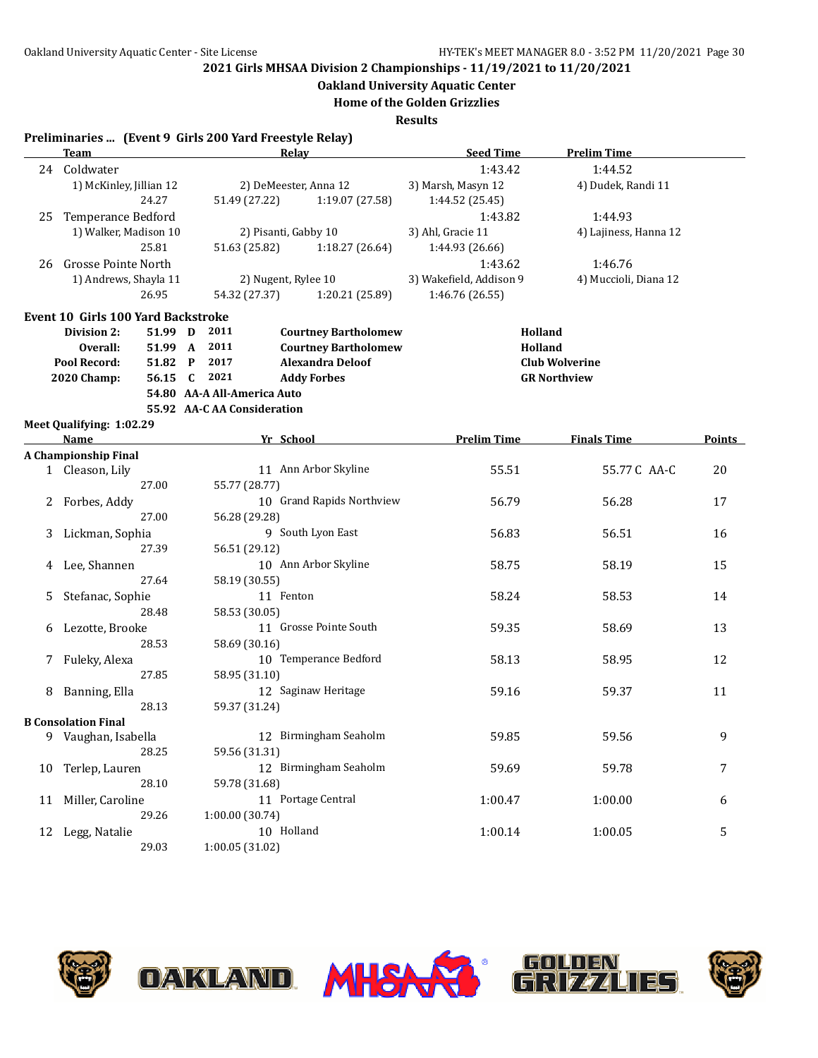**2021 Girls MHSAA Division 2 Championships - 11/19/2021 to 11/20/2021**

**Oakland University Aquatic Center**

**Home of the Golden Grizzlies**

**Results**

**Preliminaries ... (Event 9 Girls 200 Yard Freestyle Relay)**

| | Team | Relay | | Seed Time | Prelim Time |
|---|---|---|---|---|---|
| 24 | Coldwater | | | 1:43.42 | 1:44.52 |
| | 1) McKinley, Jillian 12 | 2) DeMeester, Anna 12 | | 3) Marsh, Masyn 12 | 4) Dudek, Randi 11 |
| | 24.27 | 51.49 (27.22) | 1:19.07 (27.58) | 1:44.52 (25.45) | |
| 25 | Temperance Bedford | | | 1:43.82 | 1:44.93 |
| | 1) Walker, Madison 10 | 2) Pisanti, Gabby 10 | | 3) Ahl, Gracie 11 | 4) Lajiness, Hanna 12 |
| | 25.81 | 51.63 (25.82) | 1:18.27 (26.64) | 1:44.93 (26.66) | |
| 26 | Grosse Pointe North | | | 1:43.62 | 1:46.76 |
| | 1) Andrews, Shayla 11 | 2) Nugent, Rylee 10 | | 3) Wakefield, Addison 9 | 4) Muccioli, Diana 12 |
| | 26.95 | 54.32 (27.37) | 1:20.21 (25.89) | 1:46.76 (26.55) | |

**Event 10 Girls 100 Yard Backstroke**

| | | | | | |
|---|---|---|---|---|---|
| **Division 2:** | 51.99 | D | 2011 | **Courtney Bartholomew** | **Holland** |
| **Overall:** | 51.99 | A | 2011 | **Courtney Bartholomew** | **Holland** |
| **Pool Record:** | 51.82 | P | 2017 | **Alexandra Deloof** | **Club Wolverine** |
| **2020 Champ:** | 56.15 | C | 2021 | **Addy Forbes** | **GR Northview** |
| | 54.80 | AA-A | All-America Auto | | |
| | 55.92 | AA-C | AA Consideration | | |

**Meet Qualifying: 1:02.29**

| | Name | Yr | School | Prelim Time | Finals Time | Points |
|---|---|---|---|---|---|---|
| **A Championship Final** | | | | | | |
| 1 | Cleason, Lily | 11 | Ann Arbor Skyline | 55.51 | 55.77 C AA-C | 20 |
| | 27.00 | 55.77 (28.77) | | | | |
| 2 | Forbes, Addy | 10 | Grand Rapids Northview | 56.79 | 56.28 | 17 |
| | 27.00 | 56.28 (29.28) | | | | |
| 3 | Lickman, Sophia | 9 | South Lyon East | 56.83 | 56.51 | 16 |
| | 27.39 | 56.51 (29.12) | | | | |
| 4 | Lee, Shannen | 10 | Ann Arbor Skyline | 58.75 | 58.19 | 15 |
| | 27.64 | 58.19 (30.55) | | | | |
| 5 | Stefanac, Sophie | 11 | Fenton | 58.24 | 58.53 | 14 |
| | 28.48 | 58.53 (30.05) | | | | |
| 6 | Lezotte, Brooke | 11 | Grosse Pointe South | 59.35 | 58.69 | 13 |
| | 28.53 | 58.69 (30.16) | | | | |
| 7 | Fuleky, Alexa | 10 | Temperance Bedford | 58.13 | 58.95 | 12 |
| | 27.85 | 58.95 (31.10) | | | | |
| 8 | Banning, Ella | 12 | Saginaw Heritage | 59.16 | 59.37 | 11 |
| | 28.13 | 59.37 (31.24) | | | | |
| **B Consolation Final** | | | | | | |
| 9 | Vaughan, Isabella | 12 | Birmingham Seaholm | 59.85 | 59.56 | 9 |
| | 28.25 | 59.56 (31.31) | | | | |
| 10 | Terlep, Lauren | 12 | Birmingham Seaholm | 59.69 | 59.78 | 7 |
| | 28.10 | 59.78 (31.68) | | | | |
| 11 | Miller, Caroline | 11 | Portage Central | 1:00.47 | 1:00.00 | 6 |
| | 29.26 | 1:00.00 (30.74) | | | | |
| 12 | Legg, Natalie | 10 | Holland | 1:00.14 | 1:00.05 | 5 |
| | 29.03 | 1:00.05 (31.02) | | | | |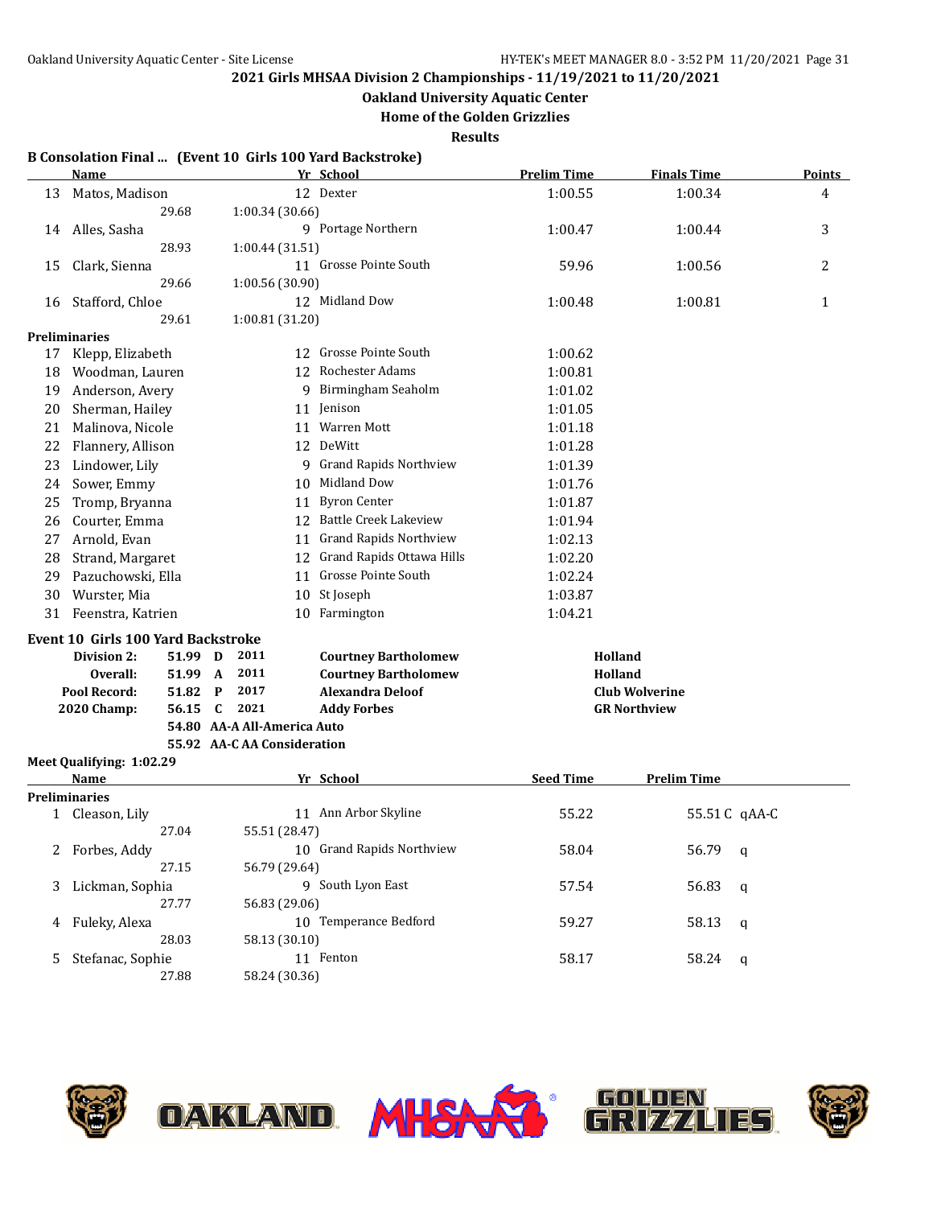## 2021 Girls MHSAA Division 2 Championships - 11/19/2021 to 11/20/2021

### Oakland University Aquatic Center

### Home of the Golden Grizzlies

### Results

**B Consolation Final ... (Event 10 Girls 100 Yard Backstroke)**

| | Name | Yr | School | Prelim Time | Finals Time | Points |
|---|---|---|---|---|---|---|
| 13 | Matos, Madison | 12 | Dexter | 1:00.55 | 1:00.34 | 4 |
| | 29.68 | | 1:00.34 (30.66) | | | |
| 14 | Alles, Sasha | 9 | Portage Northern | 1:00.47 | 1:00.44 | 3 |
| | 28.93 | | 1:00.44 (31.51) | | | |
| 15 | Clark, Sienna | 11 | Grosse Pointe South | 59.96 | 1:00.56 | 2 |
| | 29.66 | | 1:00.56 (30.90) | | | |
| 16 | Stafford, Chloe | 12 | Midland Dow | 1:00.48 | 1:00.81 | 1 |
| | 29.61 | | 1:00.81 (31.20) | | | |

**Preliminaries**

| | Name | Yr | School | Prelim Time |
|---|---|---|---|---|
| 17 | Klepp, Elizabeth | 12 | Grosse Pointe South | 1:00.62 |
| 18 | Woodman, Lauren | 12 | Rochester Adams | 1:00.81 |
| 19 | Anderson, Avery | 9 | Birmingham Seaholm | 1:01.02 |
| 20 | Sherman, Hailey | 11 | Jenison | 1:01.05 |
| 21 | Malinova, Nicole | 11 | Warren Mott | 1:01.18 |
| 22 | Flannery, Allison | 12 | DeWitt | 1:01.28 |
| 23 | Lindower, Lily | 9 | Grand Rapids Northview | 1:01.39 |
| 24 | Sower, Emmy | 10 | Midland Dow | 1:01.76 |
| 25 | Tromp, Bryanna | 11 | Byron Center | 1:01.87 |
| 26 | Courter, Emma | 12 | Battle Creek Lakeview | 1:01.94 |
| 27 | Arnold, Evan | 11 | Grand Rapids Northview | 1:02.13 |
| 28 | Strand, Margaret | 12 | Grand Rapids Ottawa Hills | 1:02.20 |
| 29 | Pazuchowski, Ella | 11 | Grosse Pointe South | 1:02.24 |
| 30 | Wurster, Mia | 10 | St Joseph | 1:03.87 |
| 31 | Feenstra, Katrien | 10 | Farmington | 1:04.21 |

**Event 10 Girls 100 Yard Backstroke**

| | | | | | |
|---|---|---|---|---|---|
| **Division 2:** | **51.99** | **D** | **2011** | **Courtney Bartholomew** | **Holland** |
| **Overall:** | **51.99** | **A** | **2011** | **Courtney Bartholomew** | **Holland** |
| **Pool Record:** | **51.82** | **P** | **2017** | **Alexandra Deloof** | **Club Wolverine** |
| **2020 Champ:** | **56.15** | **C** | **2021** | **Addy Forbes** | **GR Northview** |
| | **54.80** | **AA-A All-America Auto** | | | |
| | **55.92** | **AA-C AA Consideration** | | | |

**Meet Qualifying: 1:02.29**

| | Name | Yr | School | Seed Time | Prelim Time | |
|---|---|---|---|---|---|---|
| **Preliminaries** | | | | | | |
| 1 | Cleason, Lily | 11 | Ann Arbor Skyline | 55.22 | 55.51 C | qAA-C |
| | 27.04 | | 55.51 (28.47) | | | |
| 2 | Forbes, Addy | 10 | Grand Rapids Northview | 58.04 | 56.79 | q |
| | 27.15 | | 56.79 (29.64) | | | |
| 3 | Lickman, Sophia | 9 | South Lyon East | 57.54 | 56.83 | q |
| | 27.77 | | 56.83 (29.06) | | | |
| 4 | Fuleky, Alexa | 10 | Temperance Bedford | 59.27 | 58.13 | q |
| | 28.03 | | 58.13 (30.10) | | | |
| 5 | Stefanac, Sophie | 11 | Fenton | 58.17 | 58.24 | q |
| | 27.88 | | 58.24 (30.36) | | | |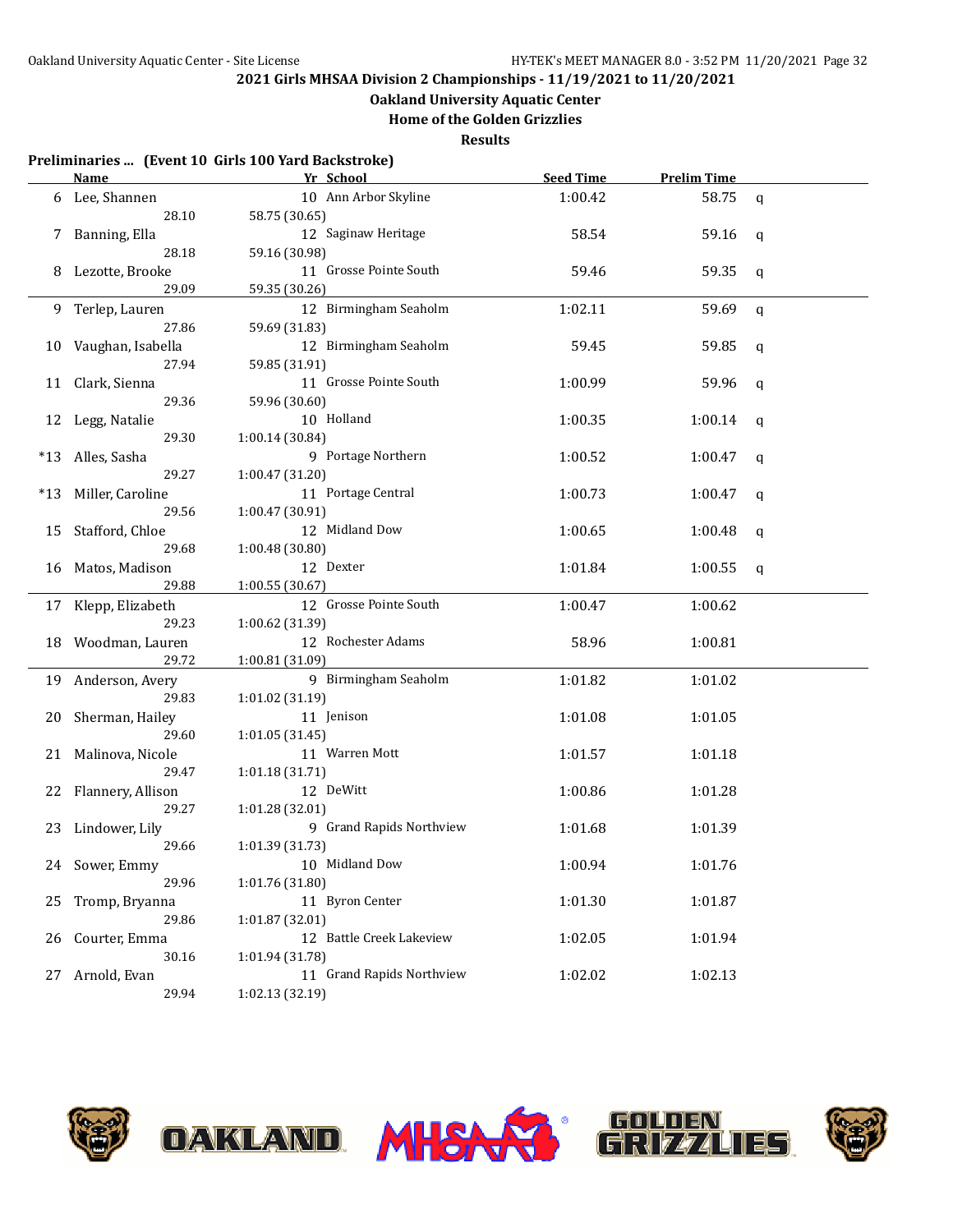## 2021 Girls MHSAA Division 2 Championships - 11/19/2021 to 11/20/2021

### Oakland University Aquatic Center

### Home of the Golden Grizzlies

### Results

**Preliminaries ... (Event 10 Girls 100 Yard Backstroke)**

| | Name | Yr | School | Seed Time | Prelim Time | |
|---|---|---|---|---|---|---|
| 6 | Lee, Shannen | 10 | Ann Arbor Skyline | 1:00.42 | 58.75 | q |
| | 28.10 | 58.75 (30.65) | | | | |
| 7 | Banning, Ella | 12 | Saginaw Heritage | 58.54 | 59.16 | q |
| | 28.18 | 59.16 (30.98) | | | | |
| 8 | Lezotte, Brooke | 11 | Grosse Pointe South | 59.46 | 59.35 | q |
| | 29.09 | 59.35 (30.26) | | | | |
| 9 | Terlep, Lauren | 12 | Birmingham Seaholm | 1:02.11 | 59.69 | q |
| | 27.86 | 59.69 (31.83) | | | | |
| 10 | Vaughan, Isabella | 12 | Birmingham Seaholm | 59.45 | 59.85 | q |
| | 27.94 | 59.85 (31.91) | | | | |
| 11 | Clark, Sienna | 11 | Grosse Pointe South | 1:00.99 | 59.96 | q |
| | 29.36 | 59.96 (30.60) | | | | |
| 12 | Legg, Natalie | 10 | Holland | 1:00.35 | 1:00.14 | q |
| | 29.30 | 1:00.14 (30.84) | | | | |
| *13 | Alles, Sasha | 9 | Portage Northern | 1:00.52 | 1:00.47 | q |
| | 29.27 | 1:00.47 (31.20) | | | | |
| *13 | Miller, Caroline | 11 | Portage Central | 1:00.73 | 1:00.47 | q |
| | 29.56 | 1:00.47 (30.91) | | | | |
| 15 | Stafford, Chloe | 12 | Midland Dow | 1:00.65 | 1:00.48 | q |
| | 29.68 | 1:00.48 (30.80) | | | | |
| 16 | Matos, Madison | 12 | Dexter | 1:01.84 | 1:00.55 | q |
| | 29.88 | 1:00.55 (30.67) | | | | |
| 17 | Klepp, Elizabeth | 12 | Grosse Pointe South | 1:00.47 | 1:00.62 | |
| | 29.23 | 1:00.62 (31.39) | | | | |
| 18 | Woodman, Lauren | 12 | Rochester Adams | 58.96 | 1:00.81 | |
| | 29.72 | 1:00.81 (31.09) | | | | |
| 19 | Anderson, Avery | 9 | Birmingham Seaholm | 1:01.82 | 1:01.02 | |
| | 29.83 | 1:01.02 (31.19) | | | | |
| 20 | Sherman, Hailey | 11 | Jenison | 1:01.08 | 1:01.05 | |
| | 29.60 | 1:01.05 (31.45) | | | | |
| 21 | Malinova, Nicole | 11 | Warren Mott | 1:01.57 | 1:01.18 | |
| | 29.47 | 1:01.18 (31.71) | | | | |
| 22 | Flannery, Allison | 12 | DeWitt | 1:00.86 | 1:01.28 | |
| | 29.27 | 1:01.28 (32.01) | | | | |
| 23 | Lindower, Lily | 9 | Grand Rapids Northview | 1:01.68 | 1:01.39 | |
| | 29.66 | 1:01.39 (31.73) | | | | |
| 24 | Sower, Emmy | 10 | Midland Dow | 1:00.94 | 1:01.76 | |
| | 29.96 | 1:01.76 (31.80) | | | | |
| 25 | Tromp, Bryanna | 11 | Byron Center | 1:01.30 | 1:01.87 | |
| | 29.86 | 1:01.87 (32.01) | | | | |
| 26 | Courter, Emma | 12 | Battle Creek Lakeview | 1:02.05 | 1:01.94 | |
| | 30.16 | 1:01.94 (31.78) | | | | |
| 27 | Arnold, Evan | 11 | Grand Rapids Northview | 1:02.02 | 1:02.13 | |
| | 29.94 | 1:02.13 (32.19) | | | | |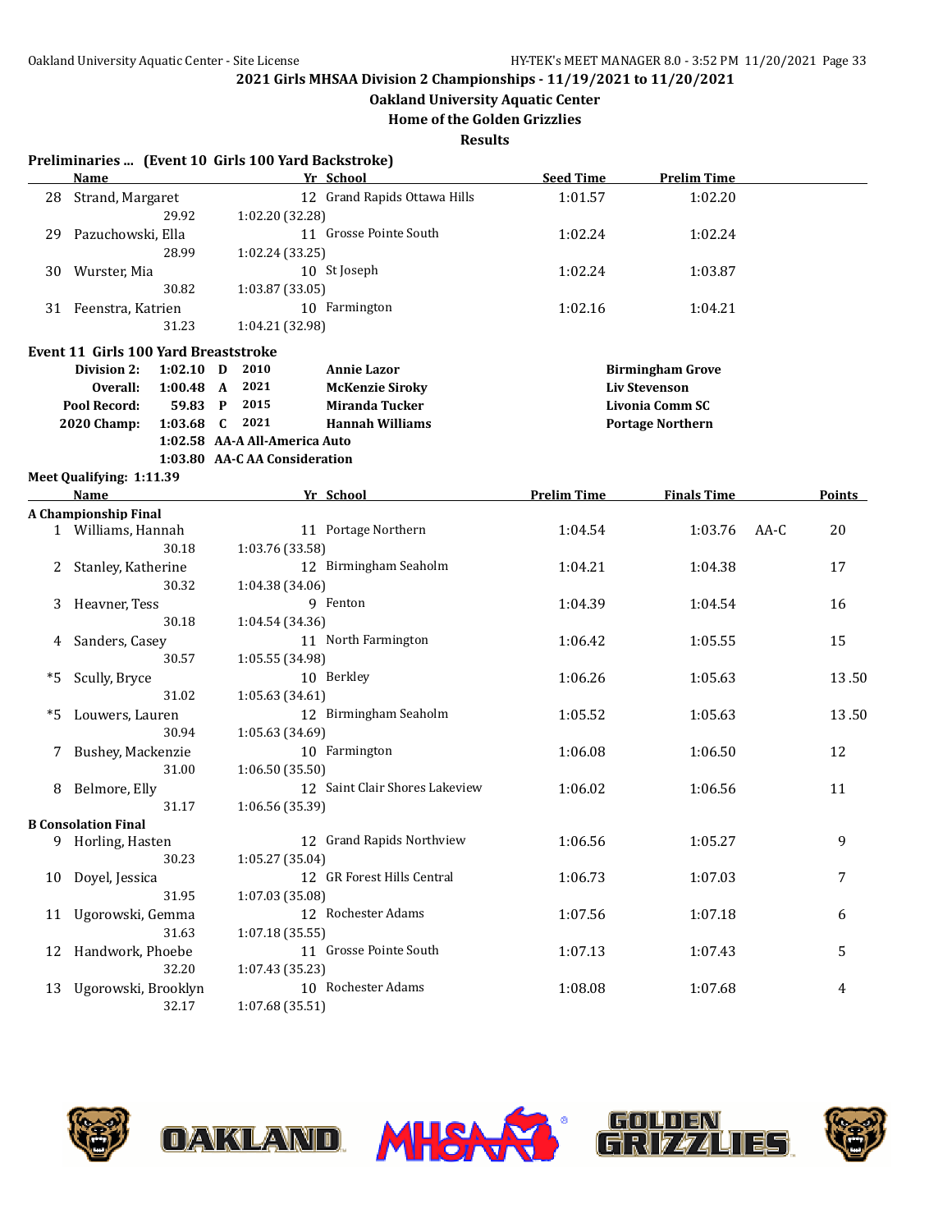2021 Girls MHSAA Division 2 Championships - 11/19/2021 to 11/20/2021

Oakland University Aquatic Center

Home of the Golden Grizzlies

Results

**Preliminaries ... (Event 10 Girls 100 Yard Backstroke)**

| | Name | Yr | School | Seed Time | Prelim Time |
|---|---|---|---|---|---|
| 28 | Strand, Margaret | 12 | Grand Rapids Ottawa Hills | 1:01.57 | 1:02.20 |
| | 29.92 | 1:02.20 (32.28) | | | |
| 29 | Pazuchowski, Ella | 11 | Grosse Pointe South | 1:02.24 | 1:02.24 |
| | 28.99 | 1:02.24 (33.25) | | | |
| 30 | Wurster, Mia | 10 | St Joseph | 1:02.24 | 1:03.87 |
| | 30.82 | 1:03.87 (33.05) | | | |
| 31 | Feenstra, Katrien | 10 | Farmington | 1:02.16 | 1:04.21 |
| | 31.23 | 1:04.21 (32.98) | | | |

**Event 11 Girls 100 Yard Breaststroke**

| | | | | | |
|---|---|---|---|---|---|
| Division 2: | 1:02.10 | D | 2010 | Annie Lazor | Birmingham Grove |
| Overall: | 1:00.48 | A | 2021 | McKenzie Siroky | Liv Stevenson |
| Pool Record: | 59.83 | P | 2015 | Miranda Tucker | Livonia Comm SC |
| 2020 Champ: | 1:03.68 | C | 2021 | Hannah Williams | Portage Northern |
| | 1:02.58 | AA-A | All-America Auto | | |
| | 1:03.80 | AA-C | AA Consideration | | |

**Meet Qualifying: 1:11.39**

| | Name | Yr | School | Prelim Time | Finals Time | | Points |
|---|---|---|---|---|---|---|---|
| **A Championship Final** | | | | | | | |
| 1 | Williams, Hannah | 11 | Portage Northern | 1:04.54 | 1:03.76 | AA-C | 20 |
| | 30.18 | 1:03.76 (33.58) | | | | | |
| 2 | Stanley, Katherine | 12 | Birmingham Seaholm | 1:04.21 | 1:04.38 | | 17 |
| | 30.32 | 1:04.38 (34.06) | | | | | |
| 3 | Heavner, Tess | 9 | Fenton | 1:04.39 | 1:04.54 | | 16 |
| | 30.18 | 1:04.54 (34.36) | | | | | |
| 4 | Sanders, Casey | 11 | North Farmington | 1:06.42 | 1:05.55 | | 15 |
| | 30.57 | 1:05.55 (34.98) | | | | | |
| *5 | Scully, Bryce | 10 | Berkley | 1:06.26 | 1:05.63 | | 13.50 |
| | 31.02 | 1:05.63 (34.61) | | | | | |
| *5 | Louwers, Lauren | 12 | Birmingham Seaholm | 1:05.52 | 1:05.63 | | 13.50 |
| | 30.94 | 1:05.63 (34.69) | | | | | |
| 7 | Bushey, Mackenzie | 10 | Farmington | 1:06.08 | 1:06.50 | | 12 |
| | 31.00 | 1:06.50 (35.50) | | | | | |
| 8 | Belmore, Elly | 12 | Saint Clair Shores Lakeview | 1:06.02 | 1:06.56 | | 11 |
| | 31.17 | 1:06.56 (35.39) | | | | | |
| **B Consolation Final** | | | | | | | |
| 9 | Horling, Hasten | 12 | Grand Rapids Northview | 1:06.56 | 1:05.27 | | 9 |
| | 30.23 | 1:05.27 (35.04) | | | | | |
| 10 | Doyel, Jessica | 12 | GR Forest Hills Central | 1:06.73 | 1:07.03 | | 7 |
| | 31.95 | 1:07.03 (35.08) | | | | | |
| 11 | Ugorowski, Gemma | 12 | Rochester Adams | 1:07.56 | 1:07.18 | | 6 |
| | 31.63 | 1:07.18 (35.55) | | | | | |
| 12 | Handwork, Phoebe | 11 | Grosse Pointe South | 1:07.13 | 1:07.43 | | 5 |
| | 32.20 | 1:07.43 (35.23) | | | | | |
| 13 | Ugorowski, Brooklyn | 10 | Rochester Adams | 1:08.08 | 1:07.68 | | 4 |
| | 32.17 | 1:07.68 (35.51) | | | | | |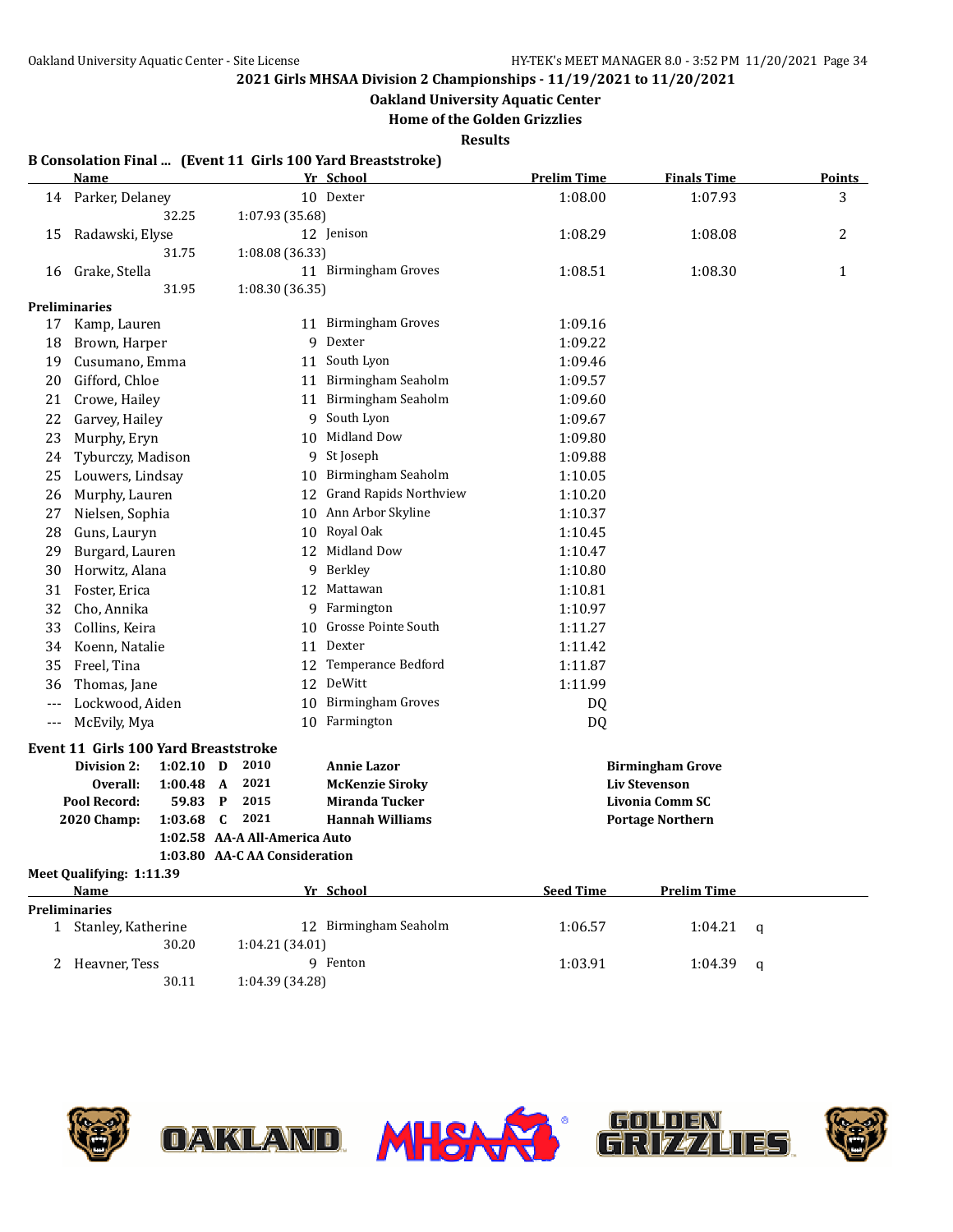**2021 Girls MHSAA Division 2 Championships - 11/19/2021 to 11/20/2021**

**Oakland University Aquatic Center**

**Home of the Golden Grizzlies**

**Results**

### B Consolation Final ... (Event 11 Girls 100 Yard Breaststroke)

| | Name | Yr | School | Prelim Time | Finals Time | Points |
|---|---|---|---|---|---|---|
| 14 | Parker, Delaney | 10 | Dexter | 1:08.00 | 1:07.93 | 3 |
| | 32.25 | 1:07.93 (35.68) | | | | |
| 15 | Radawski, Elyse | 12 | Jenison | 1:08.29 | 1:08.08 | 2 |
| | 31.75 | 1:08.08 (36.33) | | | | |
| 16 | Grake, Stella | 11 | Birmingham Groves | 1:08.51 | 1:08.30 | 1 |
| | 31.95 | 1:08.30 (36.35) | | | | |

**Preliminaries**

| | Name | Yr | School | Prelim Time |
|---|---|---|---|---|
| 17 | Kamp, Lauren | 11 | Birmingham Groves | 1:09.16 |
| 18 | Brown, Harper | 9 | Dexter | 1:09.22 |
| 19 | Cusumano, Emma | 11 | South Lyon | 1:09.46 |
| 20 | Gifford, Chloe | 11 | Birmingham Seaholm | 1:09.57 |
| 21 | Crowe, Hailey | 11 | Birmingham Seaholm | 1:09.60 |
| 22 | Garvey, Hailey | 9 | South Lyon | 1:09.67 |
| 23 | Murphy, Eryn | 10 | Midland Dow | 1:09.80 |
| 24 | Tyburczy, Madison | 9 | St Joseph | 1:09.88 |
| 25 | Louwers, Lindsay | 10 | Birmingham Seaholm | 1:10.05 |
| 26 | Murphy, Lauren | 12 | Grand Rapids Northview | 1:10.20 |
| 27 | Nielsen, Sophia | 10 | Ann Arbor Skyline | 1:10.37 |
| 28 | Guns, Lauryn | 10 | Royal Oak | 1:10.45 |
| 29 | Burgard, Lauren | 12 | Midland Dow | 1:10.47 |
| 30 | Horwitz, Alana | 9 | Berkley | 1:10.80 |
| 31 | Foster, Erica | 12 | Mattawan | 1:10.81 |
| 32 | Cho, Annika | 9 | Farmington | 1:10.97 |
| 33 | Collins, Keira | 10 | Grosse Pointe South | 1:11.27 |
| 34 | Koenn, Natalie | 11 | Dexter | 1:11.42 |
| 35 | Freel, Tina | 12 | Temperance Bedford | 1:11.87 |
| 36 | Thomas, Jane | 12 | DeWitt | 1:11.99 |
| --- | Lockwood, Aiden | 10 | Birmingham Groves | DQ |
| --- | McEvily, Mya | 10 | Farmington | DQ |

### Event 11 Girls 100 Yard Breaststroke

| | | | | | |
|---|---|---|---|---|---|
| **Division 2:** | **1:02.10** | **D** | **2010** | **Annie Lazor** | **Birmingham Grove** |
| **Overall:** | **1:00.48** | **A** | **2021** | **McKenzie Siroky** | **Liv Stevenson** |
| **Pool Record:** | **59.83** | **P** | **2015** | **Miranda Tucker** | **Livonia Comm SC** |
| **2020 Champ:** | **1:03.68** | **C** | **2021** | **Hannah Williams** | **Portage Northern** |
| | **1:02.58** | **AA-A All-America Auto** | | | |
| | **1:03.80** | **AA-C AA Consideration** | | | |

**Meet Qualifying: 1:11.39**

| | Name | Yr | School | Seed Time | Prelim Time | |
|---|---|---|---|---|---|---|
| **Preliminaries** | | | | | | |
| 1 | Stanley, Katherine | 12 | Birmingham Seaholm | 1:06.57 | 1:04.21 | q |
| | 30.20 | 1:04.21 (34.01) | | | | |
| 2 | Heavner, Tess | 9 | Fenton | 1:03.91 | 1:04.39 | q |
| | 30.11 | 1:04.39 (34.28) | | | | |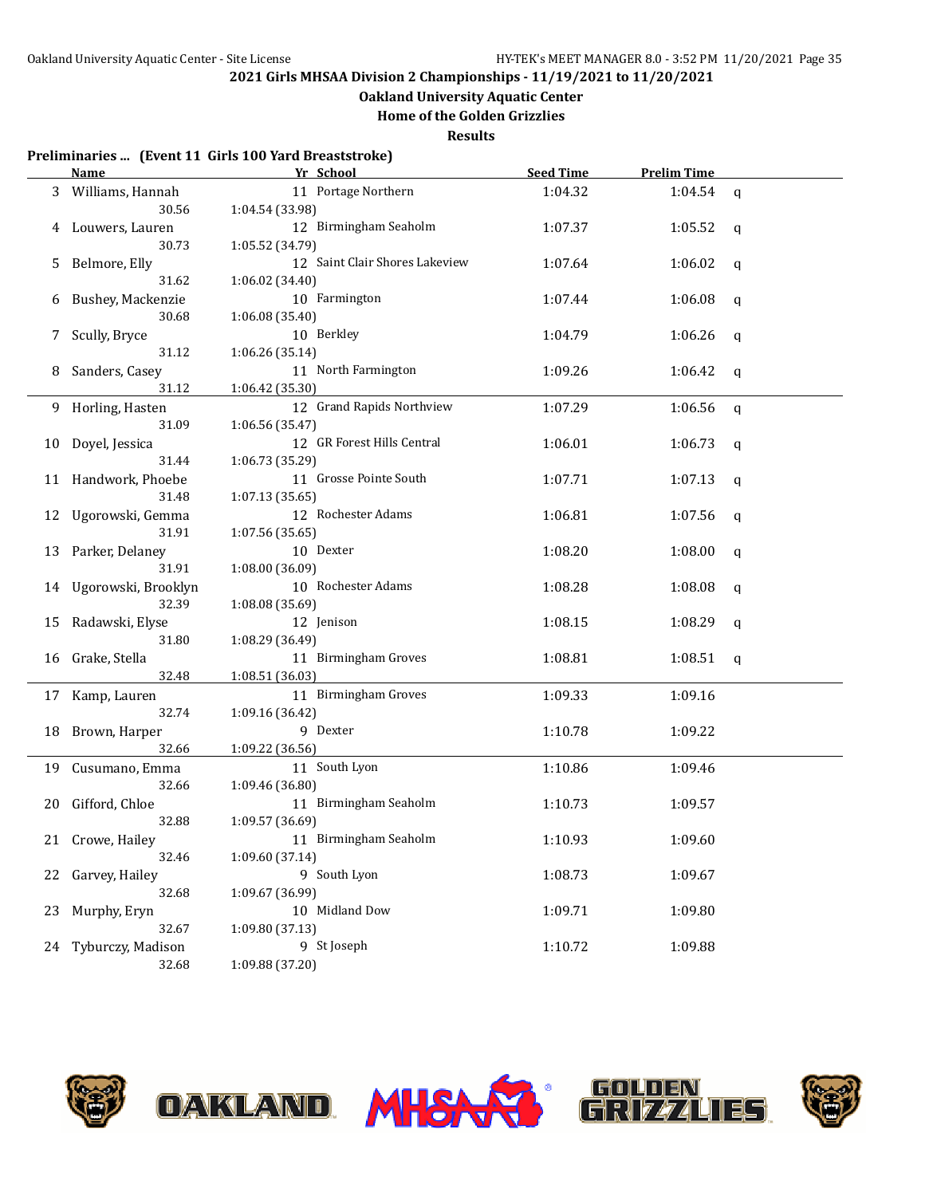**2021 Girls MHSAA Division 2 Championships - 11/19/2021 to 11/20/2021**

**Oakland University Aquatic Center**

**Home of the Golden Grizzlies**

**Results**

**Preliminaries ... (Event 11 Girls 100 Yard Breaststroke)**

| | Name | Yr | School | Seed Time | Prelim Time | |
|---|---|---|---|---|---|---|
| 3 | Williams, Hannah | 11 | Portage Northern | 1:04.32 | 1:04.54 | q |
| | 30.56 | 1:04.54 (33.98) | | | | |
| 4 | Louwers, Lauren | 12 | Birmingham Seaholm | 1:07.37 | 1:05.52 | q |
| | 30.73 | 1:05.52 (34.79) | | | | |
| 5 | Belmore, Elly | 12 | Saint Clair Shores Lakeview | 1:07.64 | 1:06.02 | q |
| | 31.62 | 1:06.02 (34.40) | | | | |
| 6 | Bushey, Mackenzie | 10 | Farmington | 1:07.44 | 1:06.08 | q |
| | 30.68 | 1:06.08 (35.40) | | | | |
| 7 | Scully, Bryce | 10 | Berkley | 1:04.79 | 1:06.26 | q |
| | 31.12 | 1:06.26 (35.14) | | | | |
| 8 | Sanders, Casey | 11 | North Farmington | 1:09.26 | 1:06.42 | q |
| | 31.12 | 1:06.42 (35.30) | | | | |
| 9 | Horling, Hasten | 12 | Grand Rapids Northview | 1:07.29 | 1:06.56 | q |
| | 31.09 | 1:06.56 (35.47) | | | | |
| 10 | Doyel, Jessica | 12 | GR Forest Hills Central | 1:06.01 | 1:06.73 | q |
| | 31.44 | 1:06.73 (35.29) | | | | |
| 11 | Handwork, Phoebe | 11 | Grosse Pointe South | 1:07.71 | 1:07.13 | q |
| | 31.48 | 1:07.13 (35.65) | | | | |
| 12 | Ugorowski, Gemma | 12 | Rochester Adams | 1:06.81 | 1:07.56 | q |
| | 31.91 | 1:07.56 (35.65) | | | | |
| 13 | Parker, Delaney | 10 | Dexter | 1:08.20 | 1:08.00 | q |
| | 31.91 | 1:08.00 (36.09) | | | | |
| 14 | Ugorowski, Brooklyn | 10 | Rochester Adams | 1:08.28 | 1:08.08 | q |
| | 32.39 | 1:08.08 (35.69) | | | | |
| 15 | Radawski, Elyse | 12 | Jenison | 1:08.15 | 1:08.29 | q |
| | 31.80 | 1:08.29 (36.49) | | | | |
| 16 | Grake, Stella | 11 | Birmingham Groves | 1:08.81 | 1:08.51 | q |
| | 32.48 | 1:08.51 (36.03) | | | | |
| 17 | Kamp, Lauren | 11 | Birmingham Groves | 1:09.33 | 1:09.16 | |
| | 32.74 | 1:09.16 (36.42) | | | | |
| 18 | Brown, Harper | 9 | Dexter | 1:10.78 | 1:09.22 | |
| | 32.66 | 1:09.22 (36.56) | | | | |
| 19 | Cusumano, Emma | 11 | South Lyon | 1:10.86 | 1:09.46 | |
| | 32.66 | 1:09.46 (36.80) | | | | |
| 20 | Gifford, Chloe | 11 | Birmingham Seaholm | 1:10.73 | 1:09.57 | |
| | 32.88 | 1:09.57 (36.69) | | | | |
| 21 | Crowe, Hailey | 11 | Birmingham Seaholm | 1:10.93 | 1:09.60 | |
| | 32.46 | 1:09.60 (37.14) | | | | |
| 22 | Garvey, Hailey | 9 | South Lyon | 1:08.73 | 1:09.67 | |
| | 32.68 | 1:09.67 (36.99) | | | | |
| 23 | Murphy, Eryn | 10 | Midland Dow | 1:09.71 | 1:09.80 | |
| | 32.67 | 1:09.80 (37.13) | | | | |
| 24 | Tyburczy, Madison | 9 | St Joseph | 1:10.72 | 1:09.88 | |
| | 32.68 | 1:09.88 (37.20) | | | | |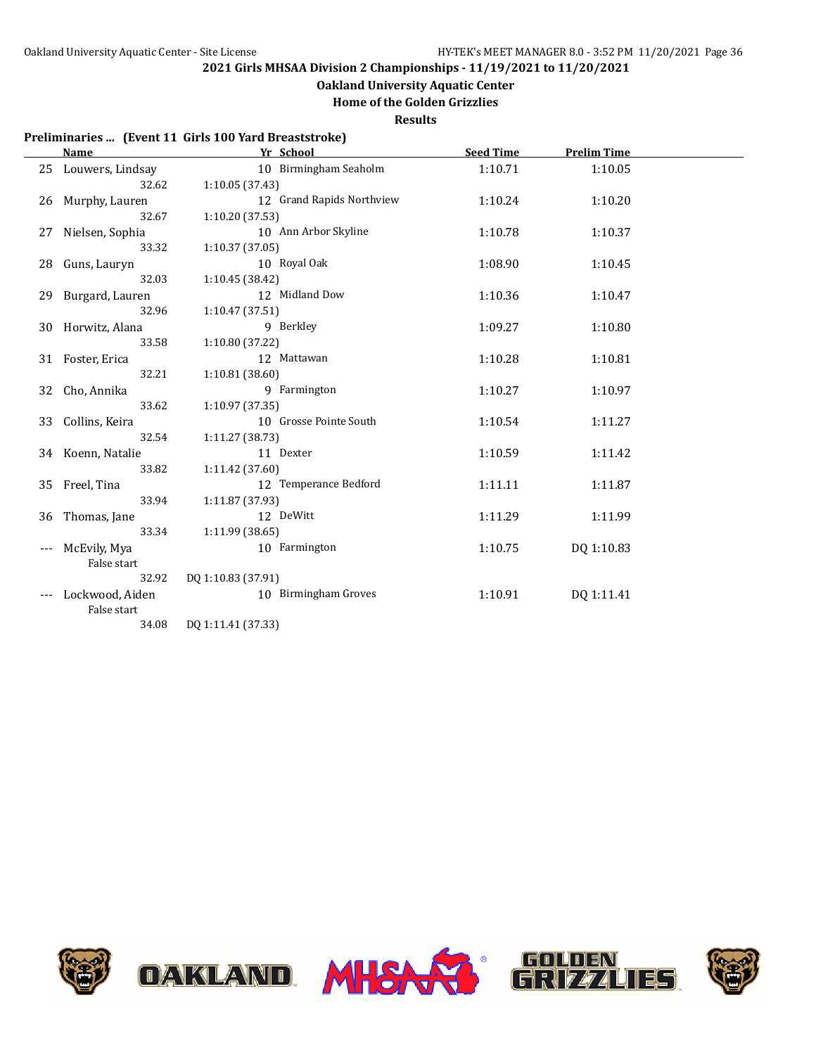## 2021 Girls MHSAA Division 2 Championships - 11/19/2021 to 11/20/2021

### Oakland University Aquatic Center

### Home of the Golden Grizzlies

### Results

**Preliminaries ... (Event 11 Girls 100 Yard Breaststroke)**

| | Name | Yr | School | Seed Time | Prelim Time |
|---|---|---|---|---|---|
| 25 | Louwers, Lindsay | 10 | Birmingham Seaholm | 1:10.71 | 1:10.05 |
| | 32.62 | 1:10.05 (37.43) | | | |
| 26 | Murphy, Lauren | 12 | Grand Rapids Northview | 1:10.24 | 1:10.20 |
| | 32.67 | 1:10.20 (37.53) | | | |
| 27 | Nielsen, Sophia | 10 | Ann Arbor Skyline | 1:10.78 | 1:10.37 |
| | 33.32 | 1:10.37 (37.05) | | | |
| 28 | Guns, Lauryn | 10 | Royal Oak | 1:08.90 | 1:10.45 |
| | 32.03 | 1:10.45 (38.42) | | | |
| 29 | Burgard, Lauren | 12 | Midland Dow | 1:10.36 | 1:10.47 |
| | 32.96 | 1:10.47 (37.51) | | | |
| 30 | Horwitz, Alana | 9 | Berkley | 1:09.27 | 1:10.80 |
| | 33.58 | 1:10.80 (37.22) | | | |
| 31 | Foster, Erica | 12 | Mattawan | 1:10.28 | 1:10.81 |
| | 32.21 | 1:10.81 (38.60) | | | |
| 32 | Cho, Annika | 9 | Farmington | 1:10.27 | 1:10.97 |
| | 33.62 | 1:10.97 (37.35) | | | |
| 33 | Collins, Keira | 10 | Grosse Pointe South | 1:10.54 | 1:11.27 |
| | 32.54 | 1:11.27 (38.73) | | | |
| 34 | Koenn, Natalie | 11 | Dexter | 1:10.59 | 1:11.42 |
| | 33.82 | 1:11.42 (37.60) | | | |
| 35 | Freel, Tina | 12 | Temperance Bedford | 1:11.11 | 1:11.87 |
| | 33.94 | 1:11.87 (37.93) | | | |
| 36 | Thomas, Jane | 12 | DeWitt | 1:11.29 | 1:11.99 |
| | 33.34 | 1:11.99 (38.65) | | | |
| --- | McEvily, Mya | 10 | Farmington | 1:10.75 | DQ 1:10.83 |
| | False start | | | | |
| | 32.92 | DQ 1:10.83 (37.91) | | | |
| --- | Lockwood, Aiden | 10 | Birmingham Groves | 1:10.91 | DQ 1:11.41 |
| | False start | | | | |
| | 34.08 | DQ 1:11.41 (37.33) | | | |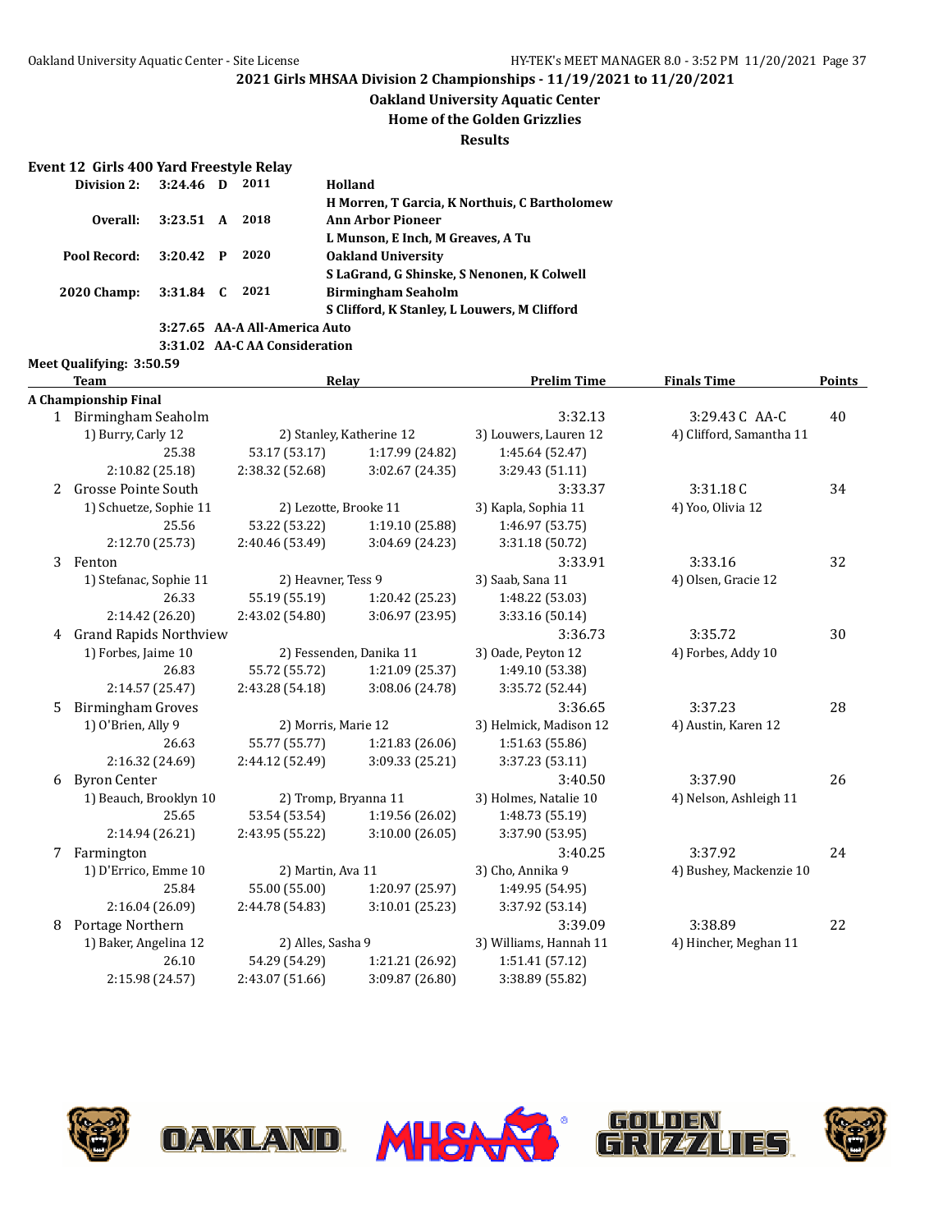**2021 Girls MHSAA Division 2 Championships - 11/19/2021 to 11/20/2021**

**Oakland University Aquatic Center**

**Home of the Golden Grizzlies**

**Results**

### Event 12 Girls 400 Yard Freestyle Relay

| | | | | |
|---|---|---|---|---|
| **Division 2:** | 3:24.46 | D | 2011 | **Holland** |
| | | | | H Morren, T Garcia, K Northuis, C Bartholomew |
| **Overall:** | 3:23.51 | A | 2018 | **Ann Arbor Pioneer** |
| | | | | L Munson, E Inch, M Greaves, A Tu |
| **Pool Record:** | 3:20.42 | P | 2020 | **Oakland University** |
| | | | | S LaGrand, G Shinske, S Nenonen, K Colwell |
| **2020 Champ:** | 3:31.84 | C | 2021 | **Birmingham Seaholm** |
| | | | | S Clifford, K Stanley, L Louwers, M Clifford |

3:27.65 AA-A All-America Auto

3:31.02 AA-C AA Consideration

**Meet Qualifying: 3:50.59**

| | Team | | Relay | Prelim Time | Finals Time | Points |
|---|---|---|---|---|---|---|
| **A Championship Final** | | | | | | |
| 1 | Birmingham Seaholm | | | 3:32.13 | 3:29.43 C AA-C | 40 |
| | 1) Burry, Carly 12 | 2) Stanley, Katherine 12 | | 3) Louwers, Lauren 12 | 4) Clifford, Samantha 11 | |
| | 25.38 | 53.17 (53.17) | 1:17.99 (24.82) | 1:45.64 (52.47) | | |
| | 2:10.82 (25.18) | 2:38.32 (52.68) | 3:02.67 (24.35) | 3:29.43 (51.11) | | |
| 2 | Grosse Pointe South | | | 3:33.37 | 3:31.18 C | 34 |
| | 1) Schuetze, Sophie 11 | 2) Lezotte, Brooke 11 | | 3) Kapla, Sophia 11 | 4) Yoo, Olivia 12 | |
| | 25.56 | 53.22 (53.22) | 1:19.10 (25.88) | 1:46.97 (53.75) | | |
| | 2:12.70 (25.73) | 2:40.46 (53.49) | 3:04.69 (24.23) | 3:31.18 (50.72) | | |
| 3 | Fenton | | | 3:33.91 | 3:33.16 | 32 |
| | 1) Stefanac, Sophie 11 | 2) Heavner, Tess 9 | | 3) Saab, Sana 11 | 4) Olsen, Gracie 12 | |
| | 26.33 | 55.19 (55.19) | 1:20.42 (25.23) | 1:48.22 (53.03) | | |
| | 2:14.42 (26.20) | 2:43.02 (54.80) | 3:06.97 (23.95) | 3:33.16 (50.14) | | |
| 4 | Grand Rapids Northview | | | 3:36.73 | 3:35.72 | 30 |
| | 1) Forbes, Jaime 10 | 2) Fessenden, Danika 11 | | 3) Oade, Peyton 12 | 4) Forbes, Addy 10 | |
| | 26.83 | 55.72 (55.72) | 1:21.09 (25.37) | 1:49.10 (53.38) | | |
| | 2:14.57 (25.47) | 2:43.28 (54.18) | 3:08.06 (24.78) | 3:35.72 (52.44) | | |
| 5 | Birmingham Groves | | | 3:36.65 | 3:37.23 | 28 |
| | 1) O'Brien, Ally 9 | 2) Morris, Marie 12 | | 3) Helmick, Madison 12 | 4) Austin, Karen 12 | |
| | 26.63 | 55.77 (55.77) | 1:21.83 (26.06) | 1:51.63 (55.86) | | |
| | 2:16.32 (24.69) | 2:44.12 (52.49) | 3:09.33 (25.21) | 3:37.23 (53.11) | | |
| 6 | Byron Center | | | 3:40.50 | 3:37.90 | 26 |
| | 1) Beauch, Brooklyn 10 | 2) Tromp, Bryanna 11 | | 3) Holmes, Natalie 10 | 4) Nelson, Ashleigh 11 | |
| | 25.65 | 53.54 (53.54) | 1:19.56 (26.02) | 1:48.73 (55.19) | | |
| | 2:14.94 (26.21) | 2:43.95 (55.22) | 3:10.00 (26.05) | 3:37.90 (53.95) | | |
| 7 | Farmington | | | 3:40.25 | 3:37.92 | 24 |
| | 1) D'Errico, Emme 10 | 2) Martin, Ava 11 | | 3) Cho, Annika 9 | 4) Bushey, Mackenzie 10 | |
| | 25.84 | 55.00 (55.00) | 1:20.97 (25.97) | 1:49.95 (54.95) | | |
| | 2:16.04 (26.09) | 2:44.78 (54.83) | 3:10.01 (25.23) | 3:37.92 (53.14) | | |
| 8 | Portage Northern | | | 3:39.09 | 3:38.89 | 22 |
| | 1) Baker, Angelina 12 | 2) Alles, Sasha 9 | | 3) Williams, Hannah 11 | 4) Hincher, Meghan 11 | |
| | 26.10 | 54.29 (54.29) | 1:21.21 (26.92) | 1:51.41 (57.12) | | |
| | 2:15.98 (24.57) | 2:43.07 (51.66) | 3:09.87 (26.80) | 3:38.89 (55.82) | | |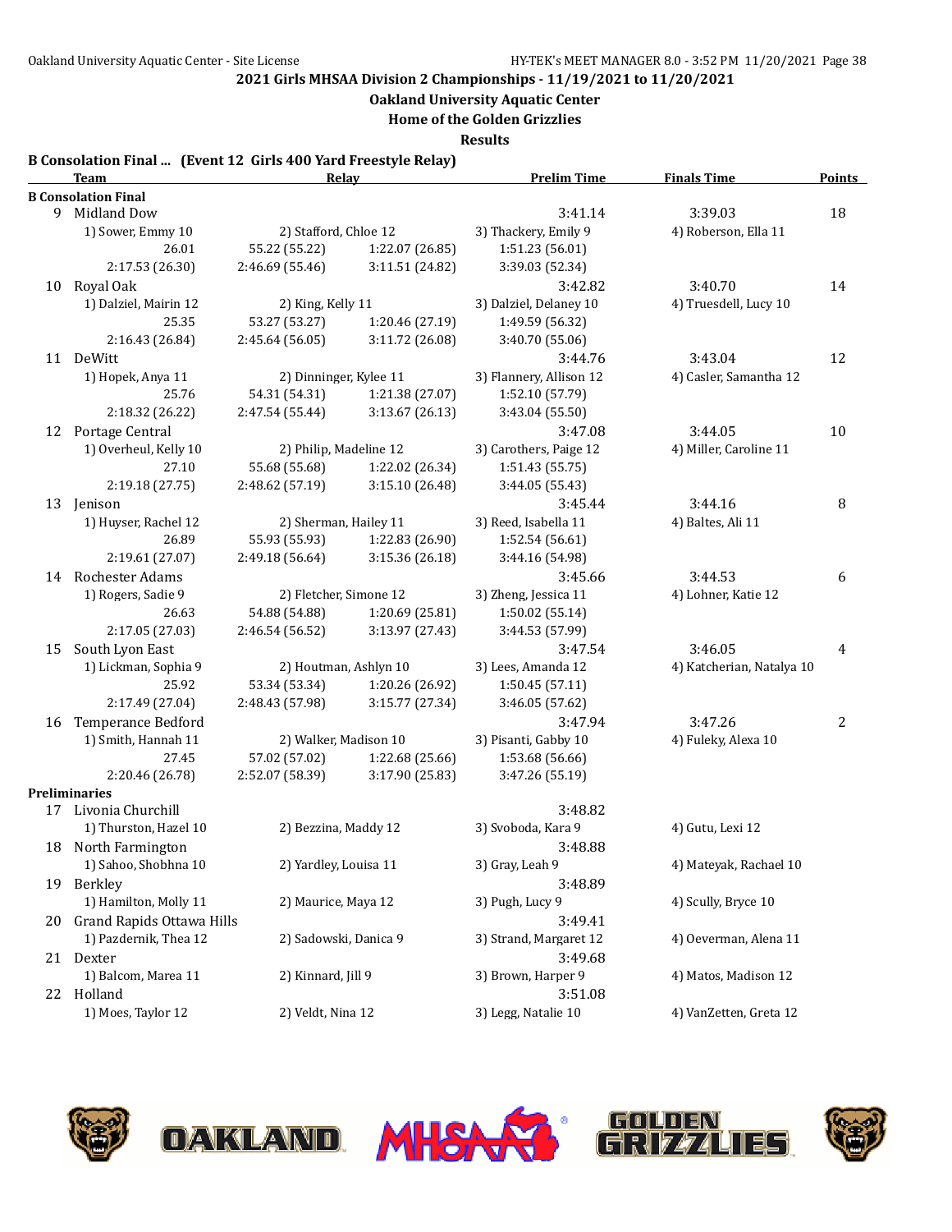**2021 Girls MHSAA Division 2 Championships - 11/19/2021 to 11/20/2021**

**Oakland University Aquatic Center**

**Home of the Golden Grizzlies**

**Results**

### B Consolation Final ... (Event 12 Girls 400 Yard Freestyle Relay)

| | Team | Relay | | Prelim Time | Finals Time | Points |
|---|---|---|---|---|---|---|
| **B Consolation Final** | | | | | | |
| 9 | Midland Dow | | | 3:41.14 | 3:39.03 | 18 |
| | 1) Sower, Emmy 10 | 2) Stafford, Chloe 12 | | 3) Thackery, Emily 9 | 4) Roberson, Ella 11 | |
| | 26.01 | 55.22 (55.22) | 1:22.07 (26.85) | 1:51.23 (56.01) | | |
| | 2:17.53 (26.30) | 2:46.69 (55.46) | 3:11.51 (24.82) | 3:39.03 (52.34) | | |
| 10 | Royal Oak | | | 3:42.82 | 3:40.70 | 14 |
| | 1) Dalziel, Mairin 12 | 2) King, Kelly 11 | | 3) Dalziel, Delaney 10 | 4) Truesdell, Lucy 10 | |
| | 25.35 | 53.27 (53.27) | 1:20.46 (27.19) | 1:49.59 (56.32) | | |
| | 2:16.43 (26.84) | 2:45.64 (56.05) | 3:11.72 (26.08) | 3:40.70 (55.06) | | |
| 11 | DeWitt | | | 3:44.76 | 3:43.04 | 12 |
| | 1) Hopek, Anya 11 | 2) Dinninger, Kylee 11 | | 3) Flannery, Allison 12 | 4) Casler, Samantha 12 | |
| | 25.76 | 54.31 (54.31) | 1:21.38 (27.07) | 1:52.10 (57.79) | | |
| | 2:18.32 (26.22) | 2:47.54 (55.44) | 3:13.67 (26.13) | 3:43.04 (55.50) | | |
| 12 | Portage Central | | | 3:47.08 | 3:44.05 | 10 |
| | 1) Overheul, Kelly 10 | 2) Philip, Madeline 12 | | 3) Carothers, Paige 12 | 4) Miller, Caroline 11 | |
| | 27.10 | 55.68 (55.68) | 1:22.02 (26.34) | 1:51.43 (55.75) | | |
| | 2:19.18 (27.75) | 2:48.62 (57.19) | 3:15.10 (26.48) | 3:44.05 (55.43) | | |
| 13 | Jenison | | | 3:45.44 | 3:44.16 | 8 |
| | 1) Huyser, Rachel 12 | 2) Sherman, Hailey 11 | | 3) Reed, Isabella 11 | 4) Baltes, Ali 11 | |
| | 26.89 | 55.93 (55.93) | 1:22.83 (26.90) | 1:52.54 (56.61) | | |
| | 2:19.61 (27.07) | 2:49.18 (56.64) | 3:15.36 (26.18) | 3:44.16 (54.98) | | |
| 14 | Rochester Adams | | | 3:45.66 | 3:44.53 | 6 |
| | 1) Rogers, Sadie 9 | 2) Fletcher, Simone 12 | | 3) Zheng, Jessica 11 | 4) Lohner, Katie 12 | |
| | 26.63 | 54.88 (54.88) | 1:20.69 (25.81) | 1:50.02 (55.14) | | |
| | 2:17.05 (27.03) | 2:46.54 (56.52) | 3:13.97 (27.43) | 3:44.53 (57.99) | | |
| 15 | South Lyon East | | | 3:47.54 | 3:46.05 | 4 |
| | 1) Lickman, Sophia 9 | 2) Houtman, Ashlyn 10 | | 3) Lees, Amanda 12 | 4) Katcherian, Natalya 10 | |
| | 25.92 | 53.34 (53.34) | 1:20.26 (26.92) | 1:50.45 (57.11) | | |
| | 2:17.49 (27.04) | 2:48.43 (57.98) | 3:15.77 (27.34) | 3:46.05 (57.62) | | |
| 16 | Temperance Bedford | | | 3:47.94 | 3:47.26 | 2 |
| | 1) Smith, Hannah 11 | 2) Walker, Madison 10 | | 3) Pisanti, Gabby 10 | 4) Fuleky, Alexa 10 | |
| | 27.45 | 57.02 (57.02) | 1:22.68 (25.66) | 1:53.68 (56.66) | | |
| | 2:20.46 (26.78) | 2:52.07 (58.39) | 3:17.90 (25.83) | 3:47.26 (55.19) | | |
| **Preliminaries** | | | | | | |
| 17 | Livonia Churchill | | | 3:48.82 | | |
| | 1) Thurston, Hazel 10 | 2) Bezzina, Maddy 12 | | 3) Svoboda, Kara 9 | 4) Gutu, Lexi 12 | |
| 18 | North Farmington | | | 3:48.88 | | |
| | 1) Sahoo, Shobhna 10 | 2) Yardley, Louisa 11 | | 3) Gray, Leah 9 | 4) Mateyak, Rachael 10 | |
| 19 | Berkley | | | 3:48.89 | | |
| | 1) Hamilton, Molly 11 | 2) Maurice, Maya 12 | | 3) Pugh, Lucy 9 | 4) Scully, Bryce 10 | |
| 20 | Grand Rapids Ottawa Hills | | | 3:49.41 | | |
| | 1) Pazdernik, Thea 12 | 2) Sadowski, Danica 9 | | 3) Strand, Margaret 12 | 4) Oeverman, Alena 11 | |
| 21 | Dexter | | | 3:49.68 | | |
| | 1) Balcom, Marea 11 | 2) Kinnard, Jill 9 | | 3) Brown, Harper 9 | 4) Matos, Madison 12 | |
| 22 | Holland | | | 3:51.08 | | |
| | 1) Moes, Taylor 12 | 2) Veldt, Nina 12 | | 3) Legg, Natalie 10 | 4) VanZetten, Greta 12 | |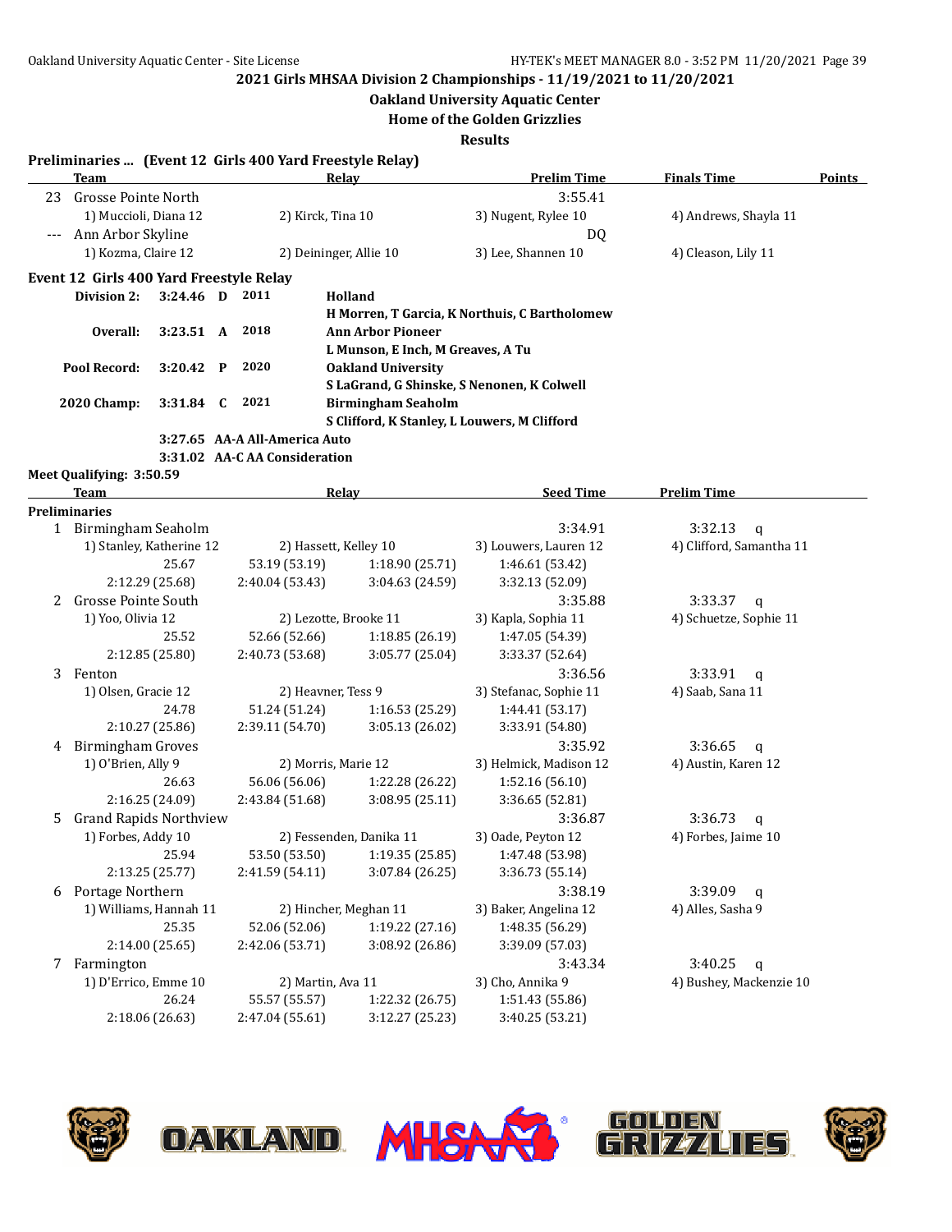2021 Girls MHSAA Division 2 Championships - 11/19/2021 to 11/20/2021

Oakland University Aquatic Center

Home of the Golden Grizzlies

Results

## Preliminaries ... (Event 12 Girls 400 Yard Freestyle Relay)

| | Team | Relay | | Prelim Time | Finals Time | Points |
|---|---|---|---|---|---|---|
| 23 | Grosse Pointe North | | | 3:55.41 | | |
| | 1) Muccioli, Diana 12 | 2) Kirck, Tina 10 | 3) Nugent, Rylee 10 | 4) Andrews, Shayla 11 | | |
| --- | Ann Arbor Skyline | | | DQ | | |
| | 1) Kozma, Claire 12 | 2) Deininger, Allie 10 | 3) Lee, Shannen 10 | 4) Cleason, Lily 11 | | |

## Event 12 Girls 400 Yard Freestyle Relay

| | | | | |
|---|---|---|---|---|
| Division 2: | 3:24.46 | D | 2011 | Holland |
| | | | | H Morren, T Garcia, K Northuis, C Bartholomew |
| Overall: | 3:23.51 | A | 2018 | Ann Arbor Pioneer |
| | | | | L Munson, E Inch, M Greaves, A Tu |
| Pool Record: | 3:20.42 | P | 2020 | Oakland University |
| | | | | S LaGrand, G Shinske, S Nenonen, K Colwell |
| 2020 Champ: | 3:31.84 | C | 2021 | Birmingham Seaholm |
| | | | | S Clifford, K Stanley, L Louwers, M Clifford |
| | 3:27.65 | AA-A | All-America Auto | |
| | 3:31.02 | AA-C | AA Consideration | |

Meet Qualifying: 3:50.59

| | Team | Relay | | Seed Time | Prelim Time |
|---|---|---|---|---|---|
| **Preliminaries** | | | | | |
| 1 | Birmingham Seaholm | | | 3:34.91 | 3:32.13 q |
| | 1) Stanley, Katherine 12 | 2) Hassett, Kelley 10 | 3) Louwers, Lauren 12 | 4) Clifford, Samantha 11 | |
| | 25.67 | 53.19 (53.19) | 1:18.90 (25.71) | 1:46.61 (53.42) | |
| | 2:12.29 (25.68) | 2:40.04 (53.43) | 3:04.63 (24.59) | 3:32.13 (52.09) | |
| 2 | Grosse Pointe South | | | 3:35.88 | 3:33.37 q |
| | 1) Yoo, Olivia 12 | 2) Lezotte, Brooke 11 | 3) Kapla, Sophia 11 | 4) Schuetze, Sophie 11 | |
| | 25.52 | 52.66 (52.66) | 1:18.85 (26.19) | 1:47.05 (54.39) | |
| | 2:12.85 (25.80) | 2:40.73 (53.68) | 3:05.77 (25.04) | 3:33.37 (52.64) | |
| 3 | Fenton | | | 3:36.56 | 3:33.91 q |
| | 1) Olsen, Gracie 12 | 2) Heavner, Tess 9 | 3) Stefanac, Sophie 11 | 4) Saab, Sana 11 | |
| | 24.78 | 51.24 (51.24) | 1:16.53 (25.29) | 1:44.41 (53.17) | |
| | 2:10.27 (25.86) | 2:39.11 (54.70) | 3:05.13 (26.02) | 3:33.91 (54.80) | |
| 4 | Birmingham Groves | | | 3:35.92 | 3:36.65 q |
| | 1) O'Brien, Ally 9 | 2) Morris, Marie 12 | 3) Helmick, Madison 12 | 4) Austin, Karen 12 | |
| | 26.63 | 56.06 (56.06) | 1:22.28 (26.22) | 1:52.16 (56.10) | |
| | 2:16.25 (24.09) | 2:43.84 (51.68) | 3:08.95 (25.11) | 3:36.65 (52.81) | |
| 5 | Grand Rapids Northview | | | 3:36.87 | 3:36.73 q |
| | 1) Forbes, Addy 10 | 2) Fessenden, Danika 11 | 3) Oade, Peyton 12 | 4) Forbes, Jaime 10 | |
| | 25.94 | 53.50 (53.50) | 1:19.35 (25.85) | 1:47.48 (53.98) | |
| | 2:13.25 (25.77) | 2:41.59 (54.11) | 3:07.84 (26.25) | 3:36.73 (55.14) | |
| 6 | Portage Northern | | | 3:38.19 | 3:39.09 q |
| | 1) Williams, Hannah 11 | 2) Hincher, Meghan 11 | 3) Baker, Angelina 12 | 4) Alles, Sasha 9 | |
| | 25.35 | 52.06 (52.06) | 1:19.22 (27.16) | 1:48.35 (56.29) | |
| | 2:14.00 (25.65) | 2:42.06 (53.71) | 3:08.92 (26.86) | 3:39.09 (57.03) | |
| 7 | Farmington | | | 3:43.34 | 3:40.25 q |
| | 1) D'Errico, Emme 10 | 2) Martin, Ava 11 | 3) Cho, Annika 9 | 4) Bushey, Mackenzie 10 | |
| | 26.24 | 55.57 (55.57) | 1:22.32 (26.75) | 1:51.43 (55.86) | |
| | 2:18.06 (26.63) | 2:47.04 (55.61) | 3:12.27 (25.23) | 3:40.25 (53.21) | |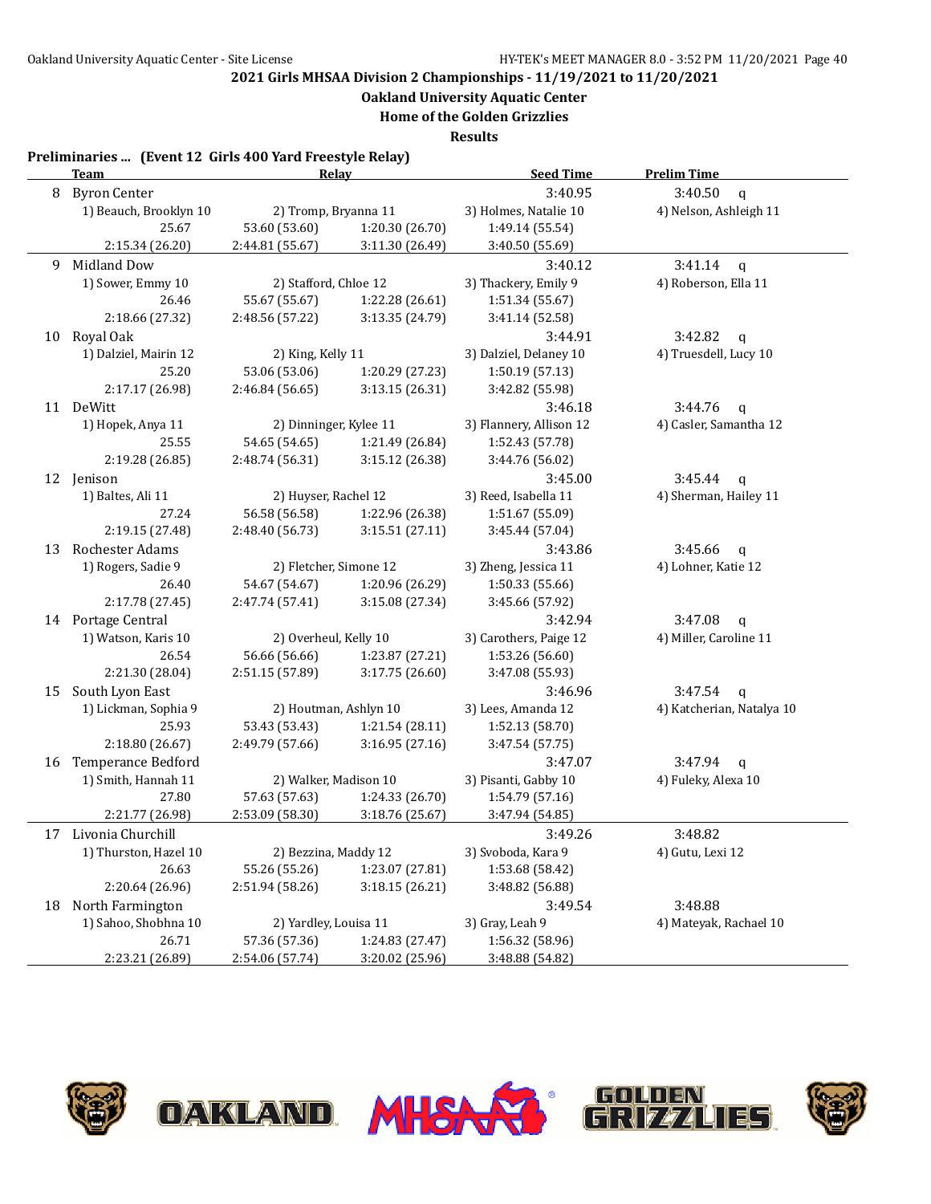## 2021 Girls MHSAA Division 2 Championships - 11/19/2021 to 11/20/2021

### Oakland University Aquatic Center
### Home of the Golden Grizzlies
### Results

**Preliminaries ... (Event 12 Girls 400 Yard Freestyle Relay)**

| | Team | Relay | | Seed Time | Prelim Time |
|---|---|---|---|---|---|
| 8 | Byron Center | | | 3:40.95 | 3:40.50 q |
| | 1) Beauch, Brooklyn 10 | 2) Tromp, Bryanna 11 | 3) Holmes, Natalie 10 | 4) Nelson, Ashleigh 11 | |
| | 25.67 | 53.60 (53.60) | 1:20.30 (26.70) | 1:49.14 (55.54) | |
| | 2:15.34 (26.20) | 2:44.81 (55.67) | 3:11.30 (26.49) | 3:40.50 (55.69) | |
| 9 | Midland Dow | | | 3:40.12 | 3:41.14 q |
| | 1) Sower, Emmy 10 | 2) Stafford, Chloe 12 | 3) Thackery, Emily 9 | 4) Roberson, Ella 11 | |
| | 26.46 | 55.67 (55.67) | 1:22.28 (26.61) | 1:51.34 (55.67) | |
| | 2:18.66 (27.32) | 2:48.56 (57.22) | 3:13.35 (24.79) | 3:41.14 (52.58) | |
| 10 | Royal Oak | | | 3:44.91 | 3:42.82 q |
| | 1) Dalziel, Mairin 12 | 2) King, Kelly 11 | 3) Dalziel, Delaney 10 | 4) Truesdell, Lucy 10 | |
| | 25.20 | 53.06 (53.06) | 1:20.29 (27.23) | 1:50.19 (57.13) | |
| | 2:17.17 (26.98) | 2:46.84 (56.65) | 3:13.15 (26.31) | 3:42.82 (55.98) | |
| 11 | DeWitt | | | 3:46.18 | 3:44.76 q |
| | 1) Hopek, Anya 11 | 2) Dinninger, Kylee 11 | 3) Flannery, Allison 12 | 4) Casler, Samantha 12 | |
| | 25.55 | 54.65 (54.65) | 1:21.49 (26.84) | 1:52.43 (57.78) | |
| | 2:19.28 (26.85) | 2:48.74 (56.31) | 3:15.12 (26.38) | 3:44.76 (56.02) | |
| 12 | Jenison | | | 3:45.00 | 3:45.44 q |
| | 1) Baltes, Ali 11 | 2) Huyser, Rachel 12 | 3) Reed, Isabella 11 | 4) Sherman, Hailey 11 | |
| | 27.24 | 56.58 (56.58) | 1:22.96 (26.38) | 1:51.67 (55.09) | |
| | 2:19.15 (27.48) | 2:48.40 (56.73) | 3:15.51 (27.11) | 3:45.44 (57.04) | |
| 13 | Rochester Adams | | | 3:43.86 | 3:45.66 q |
| | 1) Rogers, Sadie 9 | 2) Fletcher, Simone 12 | 3) Zheng, Jessica 11 | 4) Lohner, Katie 12 | |
| | 26.40 | 54.67 (54.67) | 1:20.96 (26.29) | 1:50.33 (55.66) | |
| | 2:17.78 (27.45) | 2:47.74 (57.41) | 3:15.08 (27.34) | 3:45.66 (57.92) | |
| 14 | Portage Central | | | 3:42.94 | 3:47.08 q |
| | 1) Watson, Karis 10 | 2) Overheul, Kelly 10 | 3) Carothers, Paige 12 | 4) Miller, Caroline 11 | |
| | 26.54 | 56.66 (56.66) | 1:23.87 (27.21) | 1:53.26 (56.60) | |
| | 2:21.30 (28.04) | 2:51.15 (57.89) | 3:17.75 (26.60) | 3:47.08 (55.93) | |
| 15 | South Lyon East | | | 3:46.96 | 3:47.54 q |
| | 1) Lickman, Sophia 9 | 2) Houtman, Ashlyn 10 | 3) Lees, Amanda 12 | 4) Katcherian, Natalya 10 | |
| | 25.93 | 53.43 (53.43) | 1:21.54 (28.11) | 1:52.13 (58.70) | |
| | 2:18.80 (26.67) | 2:49.79 (57.66) | 3:16.95 (27.16) | 3:47.54 (57.75) | |
| 16 | Temperance Bedford | | | 3:47.07 | 3:47.94 q |
| | 1) Smith, Hannah 11 | 2) Walker, Madison 10 | 3) Pisanti, Gabby 10 | 4) Fuleky, Alexa 10 | |
| | 27.80 | 57.63 (57.63) | 1:24.33 (26.70) | 1:54.79 (57.16) | |
| | 2:21.77 (26.98) | 2:53.09 (58.30) | 3:18.76 (25.67) | 3:47.94 (54.85) | |
| 17 | Livonia Churchill | | | 3:49.26 | 3:48.82 |
| | 1) Thurston, Hazel 10 | 2) Bezzina, Maddy 12 | 3) Svoboda, Kara 9 | 4) Gutu, Lexi 12 | |
| | 26.63 | 55.26 (55.26) | 1:23.07 (27.81) | 1:53.68 (58.42) | |
| | 2:20.64 (26.96) | 2:51.94 (58.26) | 3:18.15 (26.21) | 3:48.82 (56.88) | |
| 18 | North Farmington | | | 3:49.54 | 3:48.88 |
| | 1) Sahoo, Shobhna 10 | 2) Yardley, Louisa 11 | 3) Gray, Leah 9 | 4) Mateyak, Rachael 10 | |
| | 26.71 | 57.36 (57.36) | 1:24.83 (27.47) | 1:56.32 (58.96) | |
| | 2:23.21 (26.89) | 2:54.06 (57.74) | 3:20.02 (25.96) | 3:48.88 (54.82) | |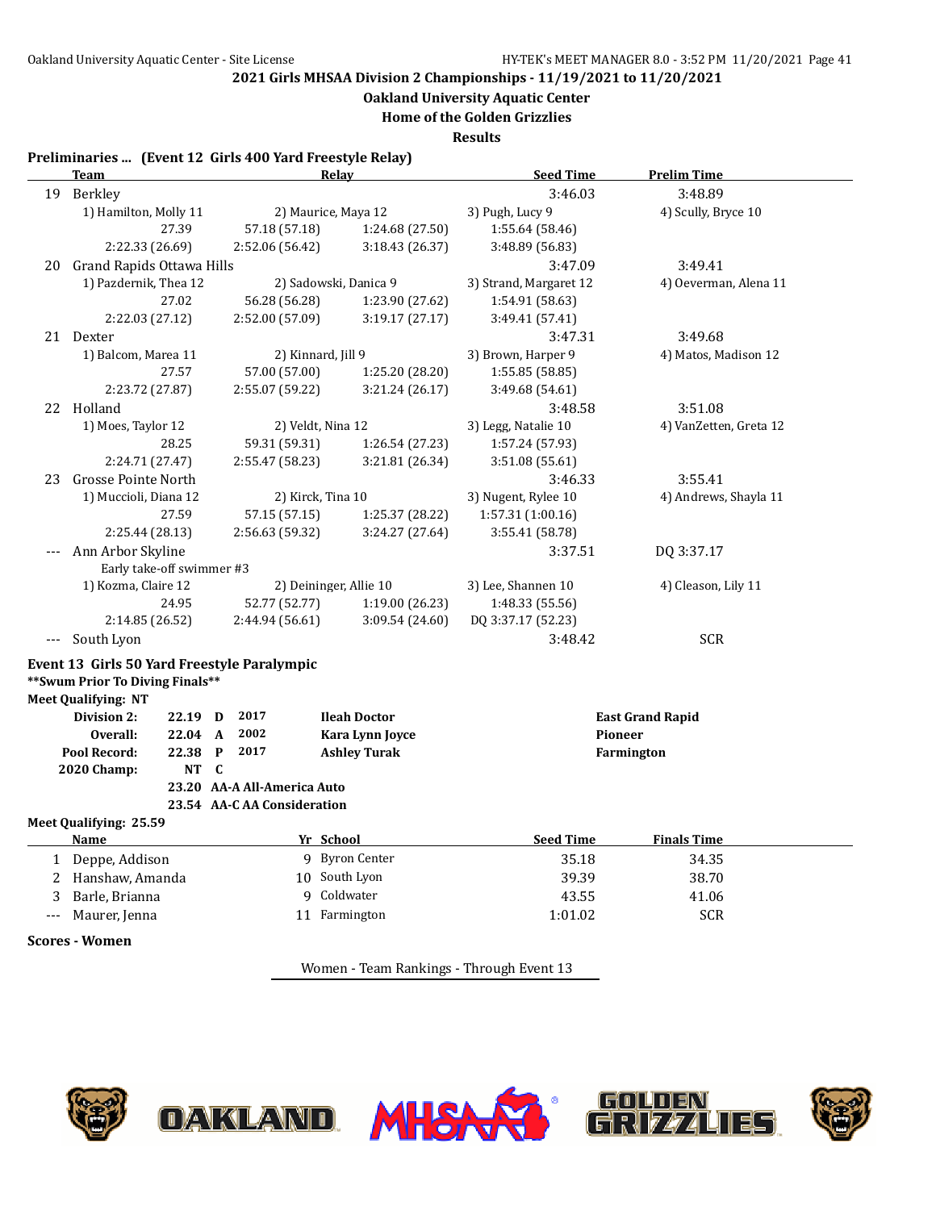# 2021 Girls MHSAA Division 2 Championships - 11/19/2021 to 11/20/2021

## Oakland University Aquatic Center

### Home of the Golden Grizzlies

### Results

**Preliminaries ... (Event 12 Girls 400 Yard Freestyle Relay)**

| | Team | Relay | | Seed Time | Prelim Time |
|---|---|---|---|---|---|
| 19 | Berkley | | | 3:46.03 | 3:48.89 |
| | 1) Hamilton, Molly 11 | 2) Maurice, Maya 12 | | 3) Pugh, Lucy 9 | 4) Scully, Bryce 10 |
| | 27.39 | 57.18 (57.18) | 1:24.68 (27.50) | 1:55.64 (58.46) | |
| | 2:22.33 (26.69) | 2:52.06 (56.42) | 3:18.43 (26.37) | 3:48.89 (56.83) | |
| 20 | Grand Rapids Ottawa Hills | | | 3:47.09 | 3:49.41 |
| | 1) Pazdernik, Thea 12 | 2) Sadowski, Danica 9 | | 3) Strand, Margaret 12 | 4) Oeverman, Alena 11 |
| | 27.02 | 56.28 (56.28) | 1:23.90 (27.62) | 1:54.91 (58.63) | |
| | 2:22.03 (27.12) | 2:52.00 (57.09) | 3:19.17 (27.17) | 3:49.41 (57.41) | |
| 21 | Dexter | | | 3:47.31 | 3:49.68 |
| | 1) Balcom, Marea 11 | 2) Kinnard, Jill 9 | | 3) Brown, Harper 9 | 4) Matos, Madison 12 |
| | 27.57 | 57.00 (57.00) | 1:25.20 (28.20) | 1:55.85 (58.85) | |
| | 2:23.72 (27.87) | 2:55.07 (59.22) | 3:21.24 (26.17) | 3:49.68 (54.61) | |
| 22 | Holland | | | 3:48.58 | 3:51.08 |
| | 1) Moes, Taylor 12 | 2) Veldt, Nina 12 | | 3) Legg, Natalie 10 | 4) VanZetten, Greta 12 |
| | 28.25 | 59.31 (59.31) | 1:26.54 (27.23) | 1:57.24 (57.93) | |
| | 2:24.71 (27.47) | 2:55.47 (58.23) | 3:21.81 (26.34) | 3:51.08 (55.61) | |
| 23 | Grosse Pointe North | | | 3:46.33 | 3:55.41 |
| | 1) Muccioli, Diana 12 | 2) Kirck, Tina 10 | | 3) Nugent, Rylee 10 | 4) Andrews, Shayla 11 |
| | 27.59 | 57.15 (57.15) | 1:25.37 (28.22) | 1:57.31 (1:00.16) | |
| | 2:25.44 (28.13) | 2:56.63 (59.32) | 3:24.27 (27.64) | 3:55.41 (58.78) | |
| --- | Ann Arbor Skyline | | | 3:37.51 | DQ 3:37.17 |
| | Early take-off swimmer #3 | | | | |
| | 1) Kozma, Claire 12 | 2) Deininger, Allie 10 | | 3) Lee, Shannen 10 | 4) Cleason, Lily 11 |
| | 24.95 | 52.77 (52.77) | 1:19.00 (26.23) | 1:48.33 (55.56) | |
| | 2:14.85 (26.52) | 2:44.94 (56.61) | 3:09.54 (24.60) | DQ 3:37.17 (52.23) | |
| --- | South Lyon | | | 3:48.42 | SCR |

**Event 13 Girls 50 Yard Freestyle Paralympic**

**\*\*Swum Prior To Diving Finals\*\***

**Meet Qualifying: NT**

| | | | | | |
|---|---|---|---|---|---|
| **Division 2:** | 22.19 | D | 2017 | **Ileah Doctor** | **East Grand Rapid** |
| **Overall:** | 22.04 | A | 2002 | **Kara Lynn Joyce** | **Pioneer** |
| **Pool Record:** | 22.38 | P | 2017 | **Ashley Turak** | **Farmington** |
| **2020 Champ:** | NT | C | | | |
| | 23.20 | AA-A All-America Auto | | | |
| | 23.54 | AA-C AA Consideration | | | |

**Meet Qualifying: 25.59**

| | Name | Yr | School | Seed Time | Finals Time |
|---|---|---|---|---|---|
| 1 | Deppe, Addison | 9 | Byron Center | 35.18 | 34.35 |
| 2 | Hanshaw, Amanda | 10 | South Lyon | 39.39 | 38.70 |
| 3 | Barle, Brianna | 9 | Coldwater | 43.55 | 41.06 |
| --- | Maurer, Jenna | 11 | Farmington | 1:01.02 | SCR |

**Scores - Women**

Women - Team Rankings - Through Event 13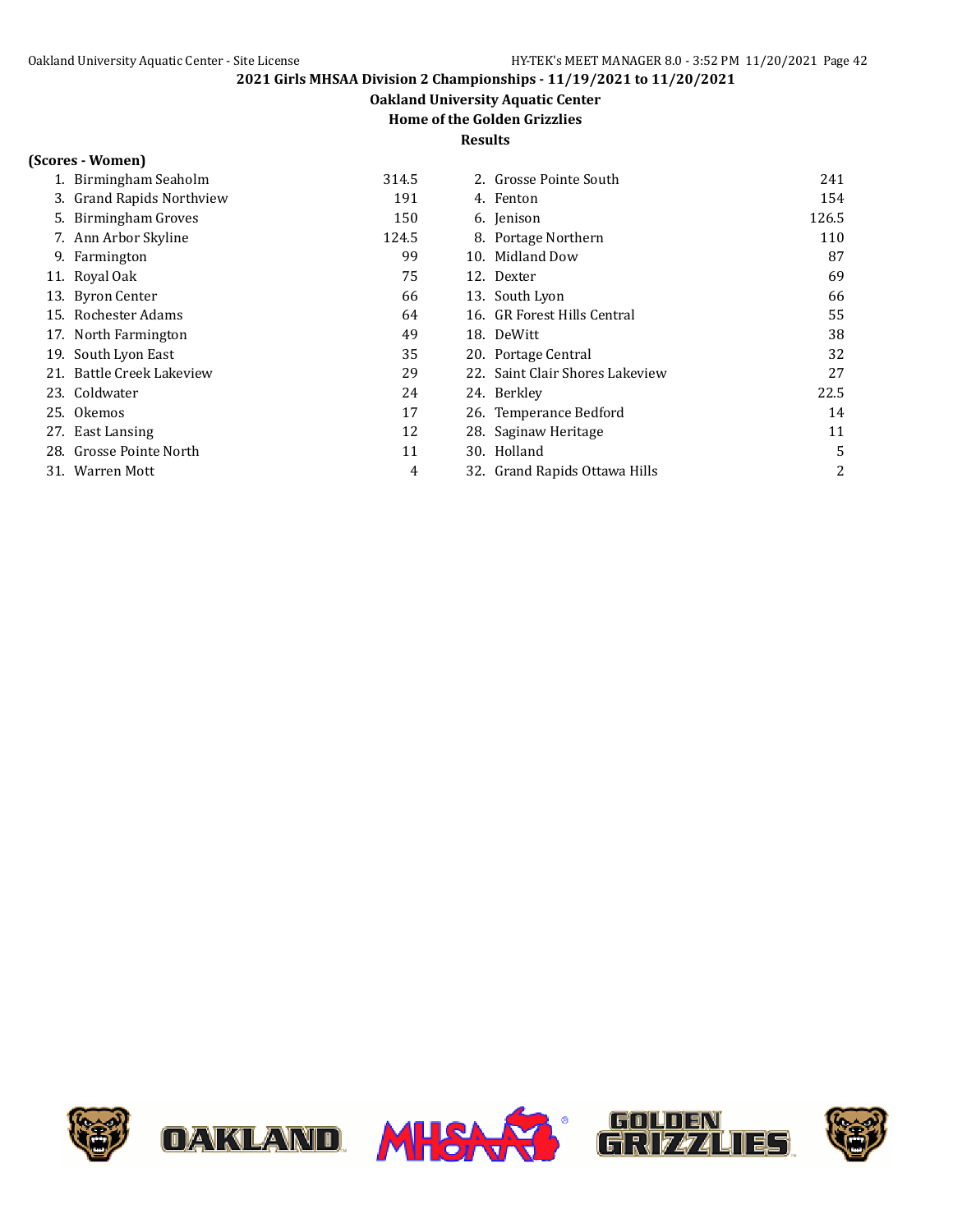# 2021 Girls MHSAA Division 2 Championships - 11/19/2021 to 11/20/2021

## Oakland University Aquatic Center

### Home of the Golden Grizzlies

### Results

**(Scores - Women)**

| | | | | | |
|---|---|---|---|---|---|
| 1. | Birmingham Seaholm | 314.5 | 2. | Grosse Pointe South | 241 |
| 3. | Grand Rapids Northview | 191 | 4. | Fenton | 154 |
| 5. | Birmingham Groves | 150 | 6. | Jenison | 126.5 |
| 7. | Ann Arbor Skyline | 124.5 | 8. | Portage Northern | 110 |
| 9. | Farmington | 99 | 10. | Midland Dow | 87 |
| 11. | Royal Oak | 75 | 12. | Dexter | 69 |
| 13. | Byron Center | 66 | 13. | South Lyon | 66 |
| 15. | Rochester Adams | 64 | 16. | GR Forest Hills Central | 55 |
| 17. | North Farmington | 49 | 18. | DeWitt | 38 |
| 19. | South Lyon East | 35 | 20. | Portage Central | 32 |
| 21. | Battle Creek Lakeview | 29 | 22. | Saint Clair Shores Lakeview | 27 |
| 23. | Coldwater | 24 | 24. | Berkley | 22.5 |
| 25. | Okemos | 17 | 26. | Temperance Bedford | 14 |
| 27. | East Lansing | 12 | 28. | Saginaw Heritage | 11 |
| 28. | Grosse Pointe North | 11 | 30. | Holland | 5 |
| 31. | Warren Mott | 4 | 32. | Grand Rapids Ottawa Hills | 2 |